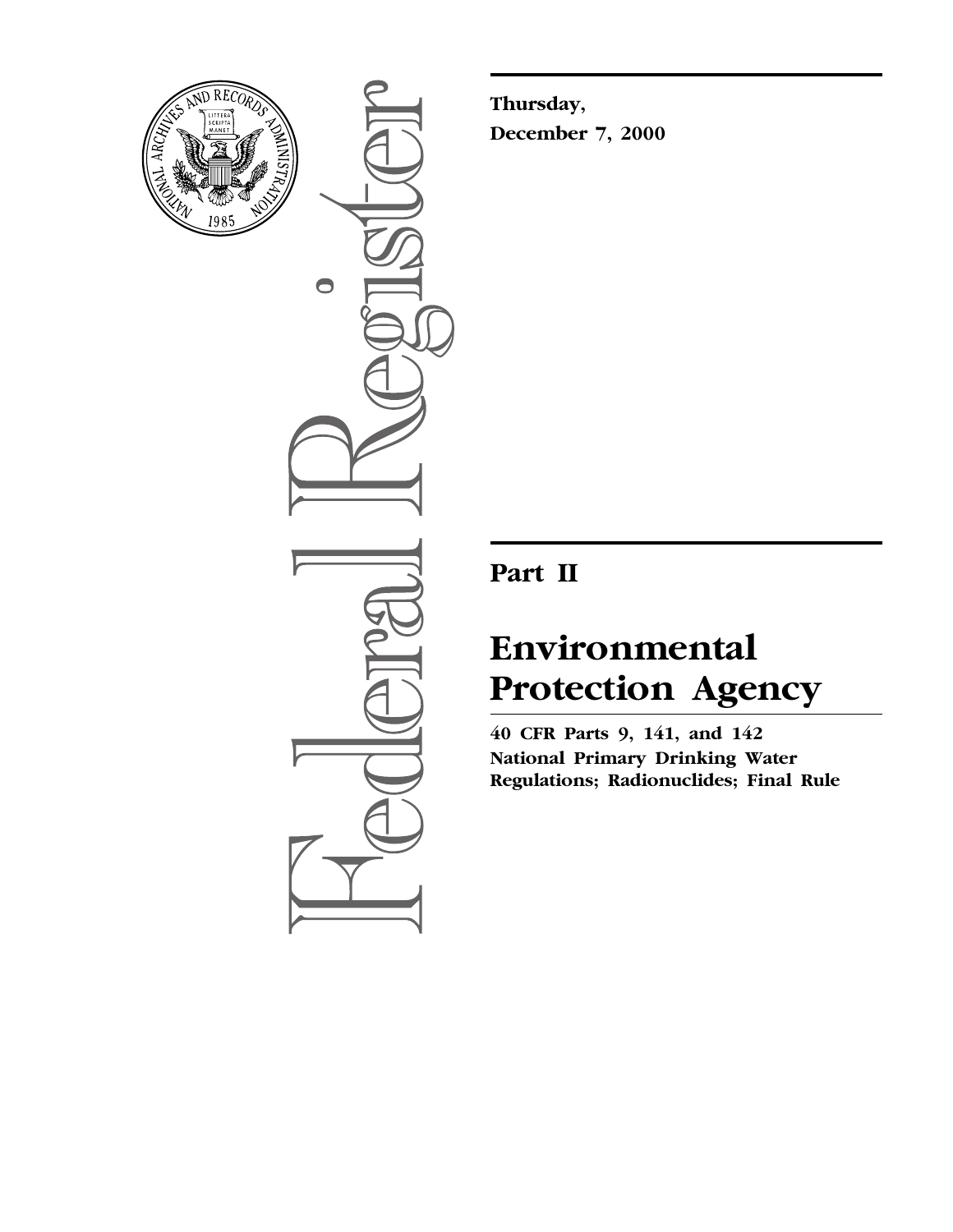**Thursday,**
**December 7, 2000**

# Part II

# Environmental Protection Agency

**40 CFR Parts 9, 141, and 142**
**National Primary Drinking Water Regulations; Radionuclides; Final Rule**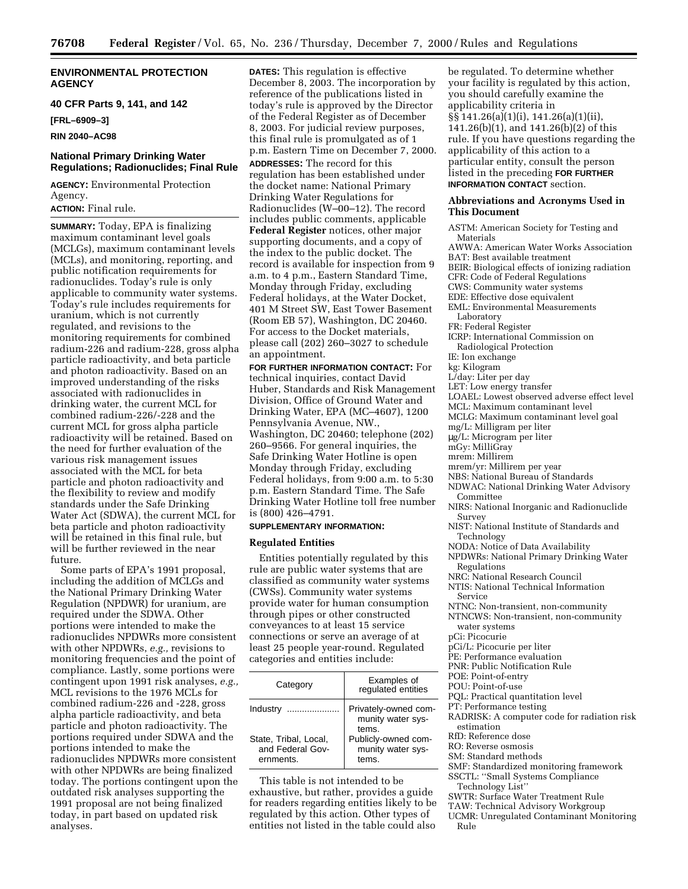## ENVIRONMENTAL PROTECTION AGENCY

**40 CFR Parts 9, 141, and 142**

**[FRL–6909–3]**

**RIN 2040–AC98**

## National Primary Drinking Water Regulations; Radionuclides; Final Rule

**AGENCY:** Environmental Protection Agency.

**ACTION:** Final rule.

**SUMMARY:** Today, EPA is finalizing maximum contaminant level goals (MCLGs), maximum contaminant levels (MCLs), and monitoring, reporting, and public notification requirements for radionuclides. Today's rule is only applicable to community water systems. Today's rule includes requirements for uranium, which is not currently regulated, and revisions to the monitoring requirements for combined radium-226 and radium-228, gross alpha particle radioactivity, and beta particle and photon radioactivity. Based on an improved understanding of the risks associated with radionuclides in drinking water, the current MCL for combined radium-226/-228 and the current MCL for gross alpha particle radioactivity will be retained. Based on the need for further evaluation of the various risk management issues associated with the MCL for beta particle and photon radioactivity and the flexibility to review and modify standards under the Safe Drinking Water Act (SDWA), the current MCL for beta particle and photon radioactivity will be retained in this final rule, but will be further reviewed in the near future.

Some parts of EPA's 1991 proposal, including the addition of MCLGs and the National Primary Drinking Water Regulation (NPDWR) for uranium, are required under the SDWA. Other portions were intended to make the radionuclides NPDWRs more consistent with other NPDWRs, *e.g.,* revisions to monitoring frequencies and the point of compliance. Lastly, some portions were contingent upon 1991 risk analyses, *e.g.,* MCL revisions to the 1976 MCLs for combined radium-226 and -228, gross alpha particle radioactivity, and beta particle and photon radioactivity. The portions required under SDWA and the portions intended to make the radionuclides NPDWRs more consistent with other NPDWRs are being finalized today. The portions contingent upon the outdated risk analyses supporting the 1991 proposal are not being finalized today, in part based on updated risk analyses.

**DATES:** This regulation is effective December 8, 2003. The incorporation by reference of the publications listed in today's rule is approved by the Director of the Federal Register as of December 8, 2003. For judicial review purposes, this final rule is promulgated as of 1 p.m. Eastern Time on December 7, 2000.

**ADDRESSES:** The record for this regulation has been established under the docket name: National Primary Drinking Water Regulations for Radionuclides (W–00–12). The record includes public comments, applicable **Federal Register** notices, other major supporting documents, and a copy of the index to the public docket. The record is available for inspection from 9 a.m. to 4 p.m., Eastern Standard Time, Monday through Friday, excluding Federal holidays, at the Water Docket, 401 M Street SW, East Tower Basement (Room EB 57), Washington, DC 20460. For access to the Docket materials, please call (202) 260–3027 to schedule an appointment.

**FOR FURTHER INFORMATION CONTACT:** For technical inquiries, contact David Huber, Standards and Risk Management Division, Office of Ground Water and Drinking Water, EPA (MC–4607), 1200 Pennsylvania Avenue, NW., Washington, DC 20460; telephone (202) 260–9566. For general inquiries, the Safe Drinking Water Hotline is open Monday through Friday, excluding Federal holidays, from 9:00 a.m. to 5:30 p.m. Eastern Standard Time. The Safe Drinking Water Hotline toll free number is (800) 426–4791.

**SUPPLEMENTARY INFORMATION:**

### Regulated Entities

Entities potentially regulated by this rule are public water systems that are classified as community water systems (CWSs). Community water systems provide water for human consumption through pipes or other constructed conveyances to at least 15 service connections or serve an average of at least 25 people year-round. Regulated categories and entities include:

| Category | Examples of regulated entities |
|---|---|
| Industry | Privately-owned community water systems. |
| State, Tribal, Local, and Federal Governments. | Publicly-owned community water systems. |

This table is not intended to be exhaustive, but rather, provides a guide for readers regarding entities likely to be regulated by this action. Other types of entities not listed in the table could also be regulated. To determine whether your facility is regulated by this action, you should carefully examine the applicability criteria in §§ 141.26(a)(1)(i), 141.26(a)(1)(ii), 141.26(b)(1), and 141.26(b)(2) of this rule. If you have questions regarding the applicability of this action to a particular entity, consult the person listed in the preceding **FOR FURTHER INFORMATION CONTACT** section.

### Abbreviations and Acronyms Used in This Document

- ASTM: American Society for Testing and Materials
- AWWA: American Water Works Association
- BAT: Best available treatment
- BEIR: Biological effects of ionizing radiation
- CFR: Code of Federal Regulations
- CWS: Community water systems
- EDE: Effective dose equivalent
- EML: Environmental Measurements Laboratory
- FR: Federal Register
- ICRP: International Commission on Radiological Protection
- IE: Ion exchange
- kg: Kilogram
- L/day: Liter per day
- LET: Low energy transfer
- LOAEL: Lowest observed adverse effect level
- MCL: Maximum contaminant level
- MCLG: Maximum contaminant level goal
- mg/L: Milligram per liter
- μg/L: Microgram per liter
- mGy: MilliGray
- mrem: Millirem
- mrem/yr: Millirem per year
- NBS: National Bureau of Standards
- NDWAC: National Drinking Water Advisory Committee
- NIRS: National Inorganic and Radionuclide Survey
- NIST: National Institute of Standards and Technology
- NODA: Notice of Data Availability
- NPDWRs: National Primary Drinking Water Regulations
- NRC: National Research Council
- NTIS: National Technical Information Service
- NTNC: Non-transient, non-community
- NTNCWS: Non-transient, non-community water systems
- pCi: Picocurie
- pCi/L: Picocurie per liter
- PE: Performance evaluation
- PNR: Public Notification Rule
- POE: Point-of-entry
- POU: Point-of-use
- PQL: Practical quantitation level
- PT: Performance testing
- RADRISK: A computer code for radiation risk estimation
- RfD: Reference dose
- RO: Reverse osmosis
- SM: Standard methods
- SMF: Standardized monitoring framework
- SSCTL: "Small Systems Compliance Technology List"
- SWTR: Surface Water Treatment Rule
- TAW: Technical Advisory Workgroup
- UCMR: Unregulated Contaminant Monitoring Rule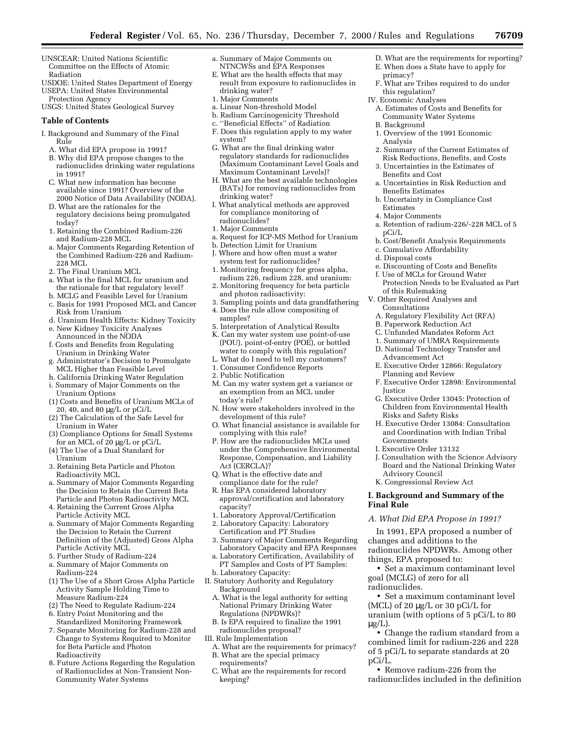UNSCEAR: United Nations Scientific Committee on the Effects of Atomic Radiation
USDOE: United States Department of Energy
USEPA: United States Environmental Protection Agency
USGS: United States Geological Survey

**Table of Contents**

I. Background and Summary of the Final Rule
  A. What did EPA propose in 1991?
  B. Why did EPA propose changes to the radionuclides drinking water regulations in 1991?
  C. What new information has become available since 1991? Overview of the 2000 Notice of Data Availability (NODA).
  D. What are the rationales for the regulatory decisions being promulgated today?
  1. Retaining the Combined Radium-226 and Radium-228 MCL
  a. Major Comments Regarding Retention of the Combined Radium-226 and Radium-228 MCL
  2. The Final Uranium MCL
  a. What is the final MCL for uranium and the rationale for that regulatory level?
  b. MCLG and Feasible Level for Uranium
  c. Basis for 1991 Proposed MCL and Cancer Risk from Uranium
  d. Uranium Health Effects: Kidney Toxicity
  e. New Kidney Toxicity Analyses Announced in the NODA
  f. Costs and Benefits from Regulating Uranium in Drinking Water
  g. Administrator's Decision to Promulgate MCL Higher than Feasible Level
  h. California Drinking Water Regulation
  i. Summary of Major Comments on the Uranium Options
  (1) Costs and Benefits of Uranium MCLs of 20, 40, and 80 μg/L or pCi/L
  (2) The Calculation of the Safe Level for Uranium in Water
  (3) Compliance Options for Small Systems for an MCL of 20 μg/L or pCi/L
  (4) The Use of a Dual Standard for Uranium
  3. Retaining Beta Particle and Photon Radioactivity MCL
  a. Summary of Major Comments Regarding the Decision to Retain the Current Beta Particle and Photon Radioactivity MCL
  4. Retaining the Current Gross Alpha Particle Activity MCL
  a. Summary of Major Comments Regarding the Decision to Retain the Current Definition of the (Adjusted) Gross Alpha Particle Activity MCL
  5. Further Study of Radium-224
  a. Summary of Major Comments on Radium-224
  (1) The Use of a Short Gross Alpha Particle Activity Sample Holding Time to Measure Radium-224
  (2) The Need to Regulate Radium-224
  6. Entry Point Monitoring and the Standardized Monitoring Framework
  7. Separate Monitoring for Radium-228 and Change to Systems Required to Monitor for Beta Particle and Photon Radioactivity
  8. Future Actions Regarding the Regulation of Radionuclides at Non-Transient Non-Community Water Systems
  a. Summary of Major Comments on NTNCWSs and EPA Responses
  E. What are the health effects that may result from exposure to radionuclides in drinking water?
  1. Major Comments
  a. Linear Non-threshold Model
  b. Radium Carcinogenicity Threshold
  c. "Beneficial Effects" of Radiation
  F. Does this regulation apply to my water system?
  G. What are the final drinking water regulatory standards for radionuclides (Maximum Contaminant Level Goals and Maximum Contaminant Levels)?
  H. What are the best available technologies (BATs) for removing radionuclides from drinking water?
  I. What analytical methods are approved for compliance monitoring of radionuclides?
  1. Major Comments
  a. Request for ICP-MS Method for Uranium
  b. Detection Limit for Uranium
  J. Where and how often must a water system test for radionuclides?
  1. Monitoring frequency for gross alpha, radium 226, radium 228, and uranium:
  2. Monitoring frequency for beta particle and photon radioactivity:
  3. Sampling points and data grandfathering
  4. Does the rule allow compositing of samples?
  5. Interpretation of Analytical Results
  K. Can my water system use point-of-use (POU), point-of-entry (POE), or bottled water to comply with this regulation?
  L. What do I need to tell my customers?
  1. Consumer Confidence Reports
  2. Public Notification
  M. Can my water system get a variance or an exemption from an MCL under today's rule?
  N. How were stakeholders involved in the development of this rule?
  O. What financial assistance is available for complying with this rule?
  P. How are the radionuclides MCLs used under the Comprehensive Environmental Response, Compensation, and Liability Act (CERCLA)?
  Q. What is the effective date and compliance date for the rule?
  R. Has EPA considered laboratory approval/certification and laboratory capacity?
  1. Laboratory Approval/Certification
  2. Laboratory Capacity: Laboratory Certification and PT Studies
  3. Summary of Major Comments Regarding Laboratory Capacity and EPA Responses
  a. Laboratory Certification, Availability of PT Samples and Costs of PT Samples:
  b. Laboratory Capacity:
II. Statutory Authority and Regulatory Background
  A. What is the legal authority for setting National Primary Drinking Water Regulations (NPDWRs)?
  B. Is EPA required to finalize the 1991 radionuclides proposal?
III. Rule Implementation
  A. What are the requirements for primacy?
  B. What are the special primacy requirements?
  C. What are the requirements for record keeping?
  D. What are the requirements for reporting?
  E. When does a State have to apply for primacy?
  F. What are Tribes required to do under this regulation?
IV. Economic Analyses
  A. Estimates of Costs and Benefits for Community Water Systems
  B. Background
  1. Overview of the 1991 Economic Analysis
  2. Summary of the Current Estimates of Risk Reductions, Benefits, and Costs
  3. Uncertainties in the Estimates of Benefits and Cost
  a. Uncertainties in Risk Reduction and Benefits Estimates
  b. Uncertainty in Compliance Cost Estimates
  4. Major Comments
  a. Retention of radium-226/-228 MCL of 5 pCi/L
  b. Cost/Benefit Analysis Requirements
  c. Cumulative Affordability
  d. Disposal costs
  e. Discounting of Costs and Benefits
  f. Use of MCLs for Ground Water Protection Needs to be Evaluated as Part of this Rulemaking
V. Other Required Analyses and Consultations
  A. Regulatory Flexibility Act (RFA)
  B. Paperwork Reduction Act
  C. Unfunded Mandates Reform Act
  1. Summary of UMRA Requirements
  D. National Technology Transfer and Advancement Act
  E. Executive Order 12866: Regulatory Planning and Review
  F. Executive Order 12898: Environmental Justice
  G. Executive Order 13045: Protection of Children from Environmental Health Risks and Safety Risks
  H. Executive Order 13084: Consultation and Coordination with Indian Tribal Governments
  I. Executive Order 13132
  J. Consultation with the Science Advisory Board and the National Drinking Water Advisory Council
  K. Congressional Review Act

## I. Background and Summary of the Final Rule

### *A. What Did EPA Propose in 1991?*

In 1991, EPA proposed a number of changes and additions to the radionuclides NPDWRs. Among other things, EPA proposed to:

- Set a maximum contaminant level goal (MCLG) of zero for all radionuclides.
- Set a maximum contaminant level (MCL) of 20 μg/L or 30 pCi/L for uranium (with options of 5 pCi/L to 80 μg/L).
- Change the radium standard from a combined limit for radium-226 and 228 of 5 pCi/L to separate standards at 20 pCi/L.
- Remove radium-226 from the radionuclides included in the definition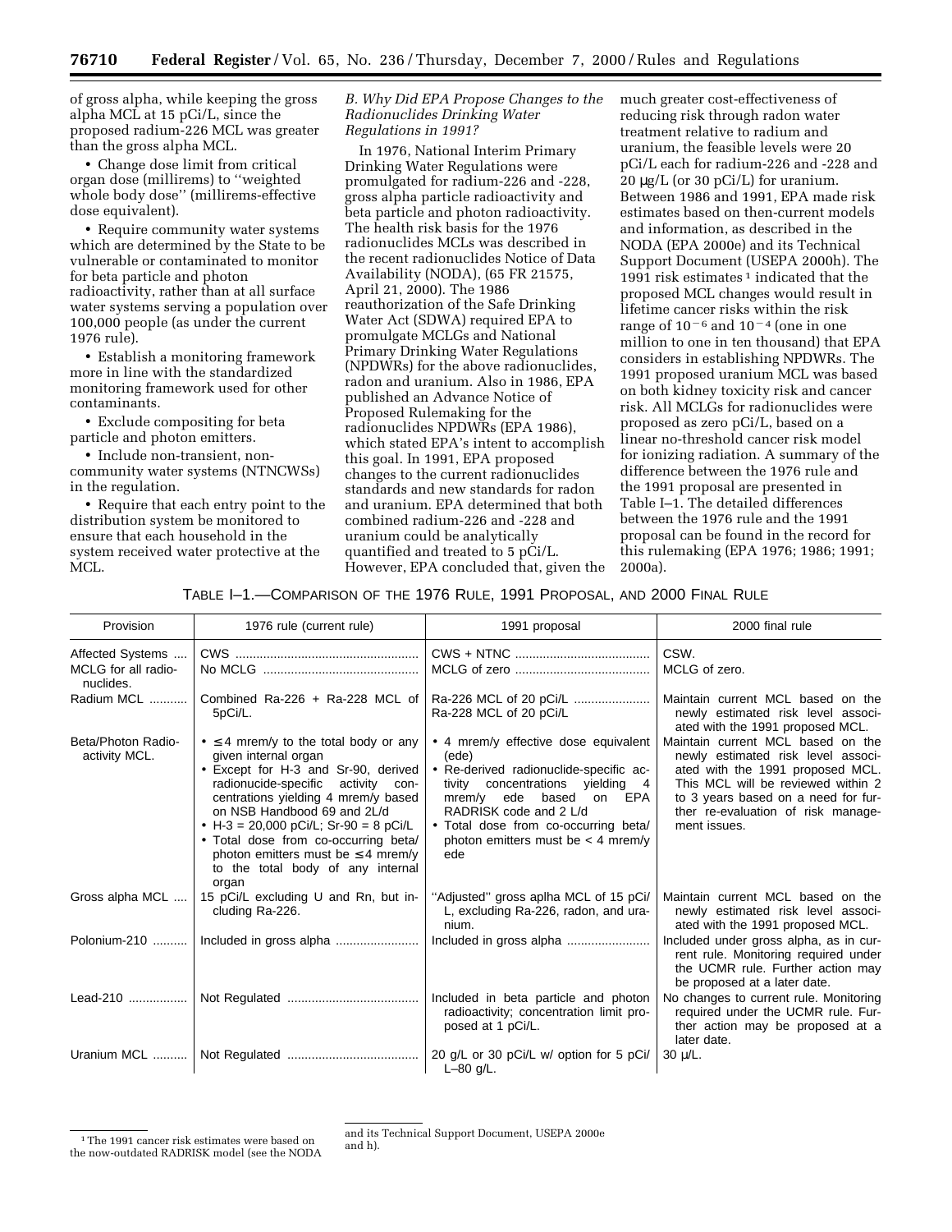of gross alpha, while keeping the gross alpha MCL at 15 pCi/L, since the proposed radium-226 MCL was greater than the gross alpha MCL.

- Change dose limit from critical organ dose (millirems) to ''weighted whole body dose'' (millirems-effective dose equivalent).
- Require community water systems which are determined by the State to be vulnerable or contaminated to monitor for beta particle and photon radioactivity, rather than at all surface water systems serving a population over 100,000 people (as under the current 1976 rule).
- Establish a monitoring framework more in line with the standardized monitoring framework used for other contaminants.
- Exclude compositing for beta particle and photon emitters.
- Include non-transient, non-community water systems (NTNCWSs) in the regulation.
- Require that each entry point to the distribution system be monitored to ensure that each household in the system received water protective at the MCL.

### *B. Why Did EPA Propose Changes to the Radionuclides Drinking Water Regulations in 1991?*

In 1976, National Interim Primary Drinking Water Regulations were promulgated for radium-226 and -228, gross alpha particle radioactivity and beta particle and photon radioactivity. The health risk basis for the 1976 radionuclides MCLs was described in the recent radionuclides Notice of Data Availability (NODA), (65 FR 21575, April 21, 2000). The 1986 reauthorization of the Safe Drinking Water Act (SDWA) required EPA to promulgate MCLGs and National Primary Drinking Water Regulations (NPDWRs) for the above radionuclides, radon and uranium. Also in 1986, EPA published an Advance Notice of Proposed Rulemaking for the radionuclides NPDWRs (EPA 1986), which stated EPA's intent to accomplish this goal. In 1991, EPA proposed changes to the current radionuclides standards and new standards for radon and uranium. EPA determined that both combined radium-226 and -228 and uranium could be analytically quantified and treated to 5 pCi/L. However, EPA concluded that, given the much greater cost-effectiveness of reducing risk through radon water treatment relative to radium and uranium, the feasible levels were 20 pCi/L each for radium-226 and -228 and 20 μg/L (or 30 pCi/L) for uranium. Between 1986 and 1991, EPA made risk estimates based on then-current models and information, as described in the NODA (EPA 2000e) and its Technical Support Document (USEPA 2000h). The 1991 risk estimates[1] indicated that the proposed MCL changes would result in lifetime cancer risks within the risk range of $10^{-6}$ and $10^{-4}$ (one in one million to one in ten thousand) that EPA considers in establishing NPDWRs. The 1991 proposed uranium MCL was based on both kidney toxicity risk and cancer risk. All MCLGs for radionuclides were proposed as zero pCi/L, based on a linear no-threshold cancer risk model for ionizing radiation. A summary of the difference between the 1976 rule and the 1991 proposal are presented in Table I–1. The detailed differences between the 1976 rule and the 1991 proposal can be found in the record for this rulemaking (EPA 1976; 1986; 1991; 2000a).

TABLE I–1.—COMPARISON OF THE 1976 RULE, 1991 PROPOSAL, AND 2000 FINAL RULE

| Provision | 1976 rule (current rule) | 1991 proposal | 2000 final rule |
|---|---|---|---|
| Affected Systems | CWS | CWS + NTNC | CSW. |
| MCLG for all radionuclides. | No MCLG | MCLG of zero | MCLG of zero. |
| Radium MCL | Combined Ra-226 + Ra-228 MCL of 5pCi/L. | Ra-226 MCL of 20 pCi/L<br>Ra-228 MCL of 20 pCi/L | Maintain current MCL based on the newly estimated risk level associated with the 1991 proposed MCL. |
| Beta/Photon Radioactivity MCL. | • ≤ 4 mrem/y to the total body or any given internal organ<br>• Except for H-3 and Sr-90, derived radionucide-specific activity concentrations yielding 4 mrem/y based on NSB Handbood 69 and 2L/d<br>• H-3 = 20,000 pCi/L; Sr-90 = 8 pCi/L<br>• Total dose from co-occurring beta/photon emitters must be ≤ 4 mrem/y to the total body of any internal organ | • 4 mrem/y effective dose equivalent (ede)<br>• Re-derived radionuclide-specific activity concentrations yielding 4 mrem/y ede based on EPA RADRISK code and 2 L/d<br>• Total dose from co-occurring beta/photon emitters must be < 4 mrem/y ede | Maintain current MCL based on the newly estimated risk level associated with the 1991 proposed MCL. This MCL will be reviewed within 2 to 3 years based on a need for further re-evaluation of risk management issues. |
| Gross alpha MCL | 15 pCi/L excluding U and Rn, but including Ra-226. | "Adjusted" gross aplha MCL of 15 pCi/L, excluding Ra-226, radon, and uranium. | Maintain current MCL based on the newly estimated risk level associated with the 1991 proposed MCL. |
| Polonium-210 | Included in gross alpha | Included in gross alpha | Included under gross alpha, as in current rule. Monitoring required under the UCMR rule. Further action may be proposed at a later date. |
| Lead-210 | Not Regulated | Included in beta particle and photon radioactivity; concentration limit proposed at 1 pCi/L. | No changes to current rule. Monitoring required under the UCMR rule. Further action may be proposed at a later date. |
| Uranium MCL | Not Regulated | 20 g/L or 30 pCi/L w/ option for 5 pCi/L–80 g/L. | 30 μ/L. |

[1] The 1991 cancer risk estimates were based on the now-outdated RADRISK model (see the NODA and its Technical Support Document, USEPA 2000e and h).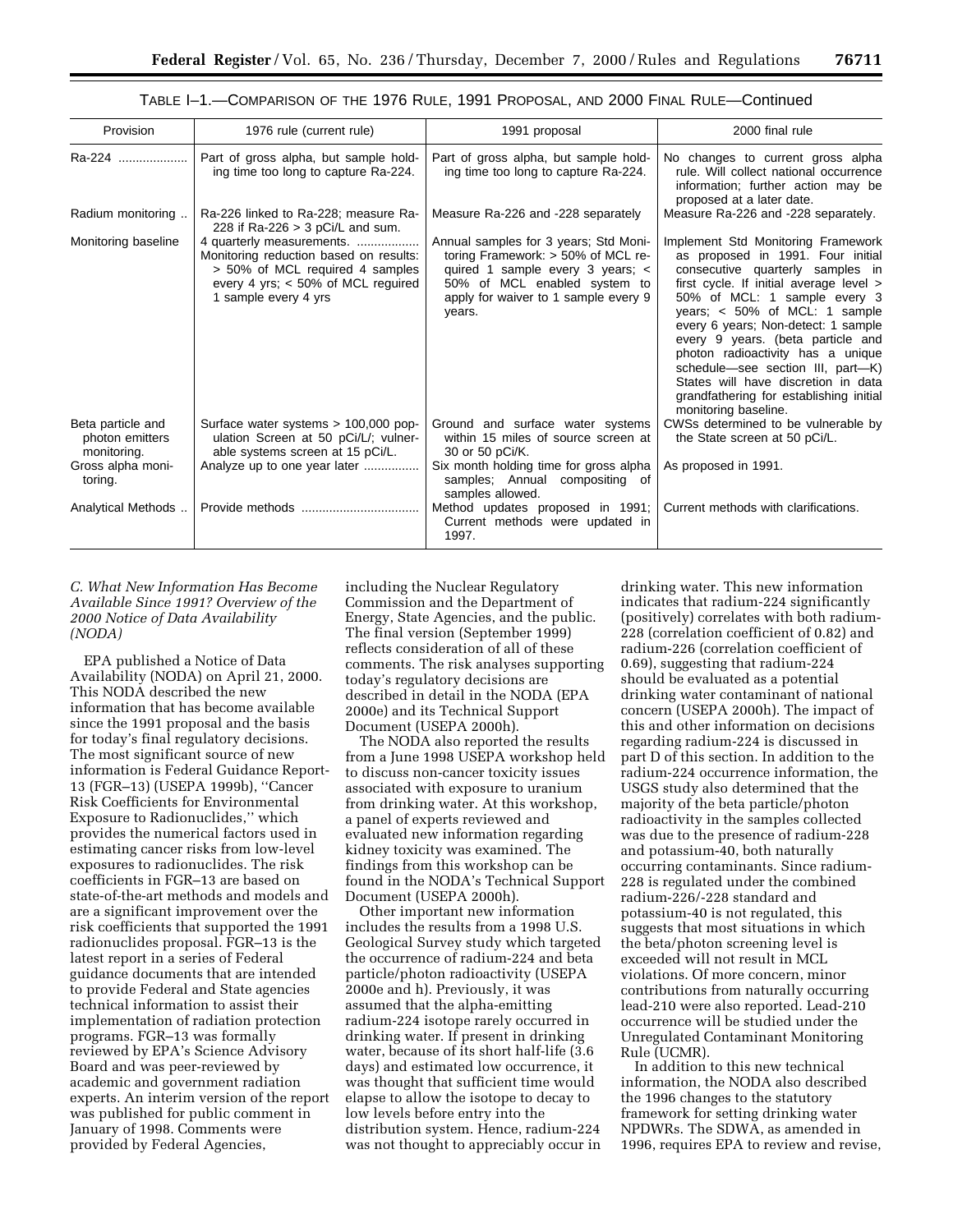TABLE I–1.—COMPARISON OF THE 1976 RULE, 1991 PROPOSAL, AND 2000 FINAL RULE—Continued

| Provision | 1976 rule (current rule) | 1991 proposal | 2000 final rule |
|---|---|---|---|
| Ra-224 .................... | Part of gross alpha, but sample holding time too long to capture Ra-224. | Part of gross alpha, but sample holding time too long to capture Ra-224. | No changes to current gross alpha rule. Will collect national occurrence information; further action may be proposed at a later date. |
| Radium monitoring .. | Ra-226 linked to Ra-228; measure Ra-228 if Ra-226 > 3 pCi/L and sum. | Measure Ra-226 and -228 separately | Measure Ra-226 and -228 separately. |
| Monitoring baseline | 4 quarterly measurements. .................. Monitoring reduction based on results: > 50% of MCL required 4 samples every 4 yrs; < 50% of MCL required 1 sample every 4 yrs | Annual samples for 3 years; Std Monitoring Framework: > 50% of MCL required 1 sample every 3 years; < 50% of MCL enabled system to apply for waiver to 1 sample every 9 years. | Implement Std Monitoring Framework as proposed in 1991. Four initial consecutive quarterly samples in first cycle. If initial average level > 50% of MCL: 1 sample every 3 years; < 50% of MCL: 1 sample every 6 years; Non-detect: 1 sample every 9 years. (beta particle and photon radioactivity has a unique schedule—see section III, part—K) States will have discretion in data grandfathering for establishing initial monitoring baseline. |
| Beta particle and photon emitters monitoring. | Surface water systems > 100,000 population Screen at 50 pCi/L/; vulnerable systems screen at 15 pCi/L. | Ground and surface water systems within 15 miles of source screen at 30 or 50 pCi/K. | CWSs determined to be vulnerable by the State screen at 50 pCi/L. |
| Gross alpha monitoring. | Analyze up to one year later ................ | Six month holding time for gross alpha samples; Annual compositing of samples allowed. | As proposed in 1991. |
| Analytical Methods .. | Provide methods ................................ | Method updates proposed in 1991; Current methods were updated in 1997. | Current methods with clarifications. |

*C. What New Information Has Become Available Since 1991? Overview of the 2000 Notice of Data Availability (NODA)*

EPA published a Notice of Data Availability (NODA) on April 21, 2000. This NODA described the new information that has become available since the 1991 proposal and the basis for today's final regulatory decisions. The most significant source of new information is Federal Guidance Report-13 (FGR–13) (USEPA 1999b), ''Cancer Risk Coefficients for Environmental Exposure to Radionuclides,'' which provides the numerical factors used in estimating cancer risks from low-level exposures to radionuclides. The risk coefficients in FGR–13 are based on state-of-the-art methods and models and are a significant improvement over the risk coefficients that supported the 1991 radionuclides proposal. FGR–13 is the latest report in a series of Federal guidance documents that are intended to provide Federal and State agencies technical information to assist their implementation of radiation protection programs. FGR–13 was formally reviewed by EPA's Science Advisory Board and was peer-reviewed by academic and government radiation experts. An interim version of the report was published for public comment in January of 1998. Comments were provided by Federal Agencies, including the Nuclear Regulatory Commission and the Department of Energy, State Agencies, and the public. The final version (September 1999) reflects consideration of all of these comments. The risk analyses supporting today's regulatory decisions are described in detail in the NODA (EPA 2000e) and its Technical Support Document (USEPA 2000h).

The NODA also reported the results from a June 1998 USEPA workshop held to discuss non-cancer toxicity issues associated with exposure to uranium from drinking water. At this workshop, a panel of experts reviewed and evaluated new information regarding kidney toxicity was examined. The findings from this workshop can be found in the NODA's Technical Support Document (USEPA 2000h).

Other important new information includes the results from a 1998 U.S. Geological Survey study which targeted the occurrence of radium-224 and beta particle/photon radioactivity (USEPA 2000e and h). Previously, it was assumed that the alpha-emitting radium-224 isotope rarely occurred in drinking water. If present in drinking water, because of its short half-life (3.6 days) and estimated low occurrence, it was thought that sufficient time would elapse to allow the isotope to decay to low levels before entry into the distribution system. Hence, radium-224 was not thought to appreciably occur in drinking water. This new information indicates that radium-224 significantly (positively) correlates with both radium-228 (correlation coefficient of 0.82) and radium-226 (correlation coefficient of 0.69), suggesting that radium-224 should be evaluated as a potential drinking water contaminant of national concern (USEPA 2000h). The impact of this and other information on decisions regarding radium-224 is discussed in part D of this section. In addition to the radium-224 occurrence information, the USGS study also determined that the majority of the beta particle/photon radioactivity in the samples collected was due to the presence of radium-228 and potassium-40, both naturally occurring contaminants. Since radium-228 is regulated under the combined radium-226/-228 standard and potassium-40 is not regulated, this suggests that most situations in which the beta/photon screening level is exceeded will not result in MCL violations. Of more concern, minor contributions from naturally occurring lead-210 were also reported. Lead-210 occurrence will be studied under the Unregulated Contaminant Monitoring Rule (UCMR).

In addition to this new technical information, the NODA also described the 1996 changes to the statutory framework for setting drinking water NPDWRs. The SDWA, as amended in 1996, requires EPA to review and revise,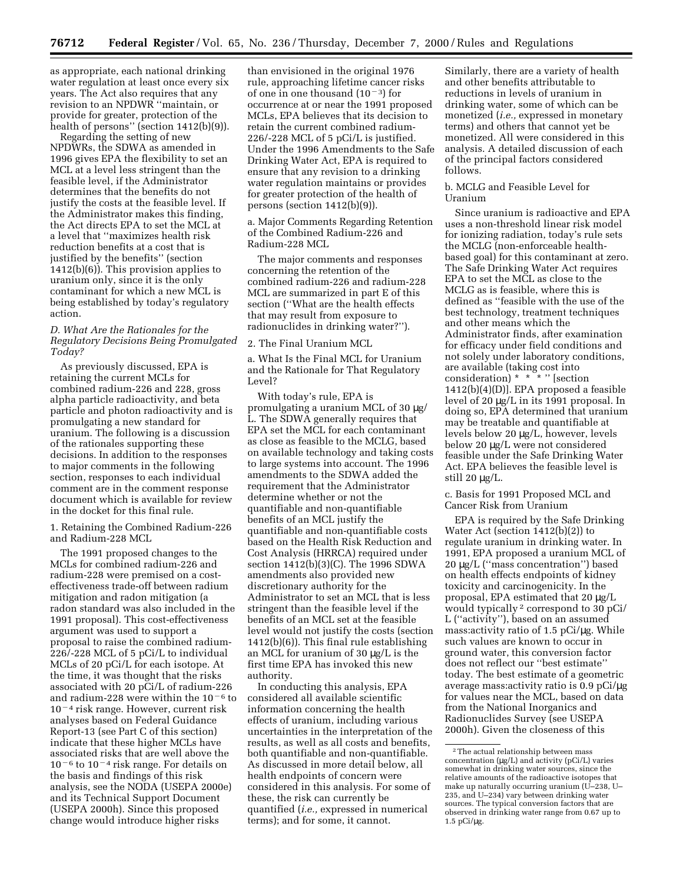as appropriate, each national drinking water regulation at least once every six years. The Act also requires that any revision to an NPDWR ''maintain, or provide for greater, protection of the health of persons'' (section 1412(b)(9)).

Regarding the setting of new NPDWRs, the SDWA as amended in 1996 gives EPA the flexibility to set an MCL at a level less stringent than the feasible level, if the Administrator determines that the benefits do not justify the costs at the feasible level. If the Administrator makes this finding, the Act directs EPA to set the MCL at a level that ''maximizes health risk reduction benefits at a cost that is justified by the benefits'' (section 1412(b)(6)). This provision applies to uranium only, since it is the only contaminant for which a new MCL is being established by today's regulatory action.

### D. What Are the Rationales for the Regulatory Decisions Being Promulgated Today?

As previously discussed, EPA is retaining the current MCLs for combined radium-226 and 228, gross alpha particle radioactivity, and beta particle and photon radioactivity and is promulgating a new standard for uranium. The following is a discussion of the rationales supporting these decisions. In addition to the responses to major comments in the following section, responses to each individual comment are in the comment response document which is available for review in the docket for this final rule.

1. Retaining the Combined Radium-226 and Radium-228 MCL

The 1991 proposed changes to the MCLs for combined radium-226 and radium-228 were premised on a cost-effectiveness trade-off between radium mitigation and radon mitigation (a radon standard was also included in the 1991 proposal). This cost-effectiveness argument was used to support a proposal to raise the combined radium-226/-228 MCL of 5 pCi/L to individual MCLs of 20 pCi/L for each isotope. At the time, it was thought that the risks associated with 20 pCi/L of radium-226 and radium-228 were within the $10^{-6}$ to $10^{-4}$ risk range. However, current risk analyses based on Federal Guidance Report-13 (see Part C of this section) indicate that these higher MCLs have associated risks that are well above the $10^{-6}$ to $10^{-4}$ risk range. For details on the basis and findings of this risk analysis, see the NODA (USEPA 2000e) and its Technical Support Document (USEPA 2000h). Since this proposed change would introduce higher risks than envisioned in the original 1976 rule, approaching lifetime cancer risks of one in one thousand ($10^{-3}$) for occurrence at or near the 1991 proposed MCLs, EPA believes that its decision to retain the current combined radium-226/-228 MCL of 5 pCi/L is justified. Under the 1996 Amendments to the Safe Drinking Water Act, EPA is required to ensure that any revision to a drinking water regulation maintains or provides for greater protection of the health of persons (section 1412(b)(9)).

a. Major Comments Regarding Retention of the Combined Radium-226 and Radium-228 MCL

The major comments and responses concerning the retention of the combined radium-226 and radium-228 MCL are summarized in part E of this section (''What are the health effects that may result from exposure to radionuclides in drinking water?'').

2. The Final Uranium MCL

a. What Is the Final MCL for Uranium and the Rationale for That Regulatory Level?

With today's rule, EPA is promulgating a uranium MCL of 30 μg/L. The SDWA generally requires that EPA set the MCL for each contaminant as close as feasible to the MCLG, based on available technology and taking costs to large systems into account. The 1996 amendments to the SDWA added the requirement that the Administrator determine whether or not the quantifiable and non-quantifiable benefits of an MCL justify the quantifiable and non-quantifiable costs based on the Health Risk Reduction and Cost Analysis (HRRCA) required under section 1412(b)(3)(C). The 1996 SDWA amendments also provided new discretionary authority for the Administrator to set an MCL that is less stringent than the feasible level if the benefits of an MCL set at the feasible level would not justify the costs (section 1412(b)(6)). This final rule establishing an MCL for uranium of 30 μg/L is the first time EPA has invoked this new authority.

In conducting this analysis, EPA considered all available scientific information concerning the health effects of uranium, including various uncertainties in the interpretation of the results, as well as all costs and benefits, both quantifiable and non-quantifiable. As discussed in more detail below, all health endpoints of concern were considered in this analysis. For some of these, the risk can currently be quantified (*i.e.,* expressed in numerical terms); and for some, it cannot. Similarly, there are a variety of health and other benefits attributable to reductions in levels of uranium in drinking water, some of which can be monetized (*i.e.,* expressed in monetary terms) and others that cannot yet be monetized. All were considered in this analysis. A detailed discussion of each of the principal factors considered follows.

b. MCLG and Feasible Level for Uranium

Since uranium is radioactive and EPA uses a non-threshold linear risk model for ionizing radiation, today's rule sets the MCLG (non-enforceable health-based goal) for this contaminant at zero. The Safe Drinking Water Act requires EPA to set the MCL as close to the MCLG as is feasible, where this is defined as ''feasible with the use of the best technology, treatment techniques and other means which the Administrator finds, after examination for efficacy under field conditions and not solely under laboratory conditions, are available (taking cost into consideration) * * * '' [section 1412(b)(4)(D)]. EPA proposed a feasible level of 20 μg/L in its 1991 proposal. In doing so, EPA determined that uranium may be treatable and quantifiable at levels below 20 μg/L, however, levels below 20 μg/L were not considered feasible under the Safe Drinking Water Act. EPA believes the feasible level is still 20 μg/L.

c. Basis for 1991 Proposed MCL and Cancer Risk from Uranium

EPA is required by the Safe Drinking Water Act (section 1412(b)(2)) to regulate uranium in drinking water. In 1991, EPA proposed a uranium MCL of 20 μg/L (''mass concentration'') based on health effects endpoints of kidney toxicity and carcinogenicity. In the proposal, EPA estimated that 20 μg/L would typically [2] correspond to 30 pCi/L (''activity''), based on an assumed mass:activity ratio of 1.5 pCi/μg. While such values are known to occur in ground water, this conversion factor does not reflect our ''best estimate'' today. The best estimate of a geometric average mass:activity ratio is 0.9 pCi/μg for values near the MCL, based on data from the National Inorganics and Radionuclides Survey (see USEPA 2000h). Given the closeness of this

[2] The actual relationship between mass concentration (μg/L) and activity (pCi/L) varies somewhat in drinking water sources, since the relative amounts of the radioactive isotopes that make up naturally occurring uranium (U–238, U–235, and U–234) vary between drinking water sources. The typical conversion factors that are observed in drinking water range from 0.67 up to 1.5 pCi/μg.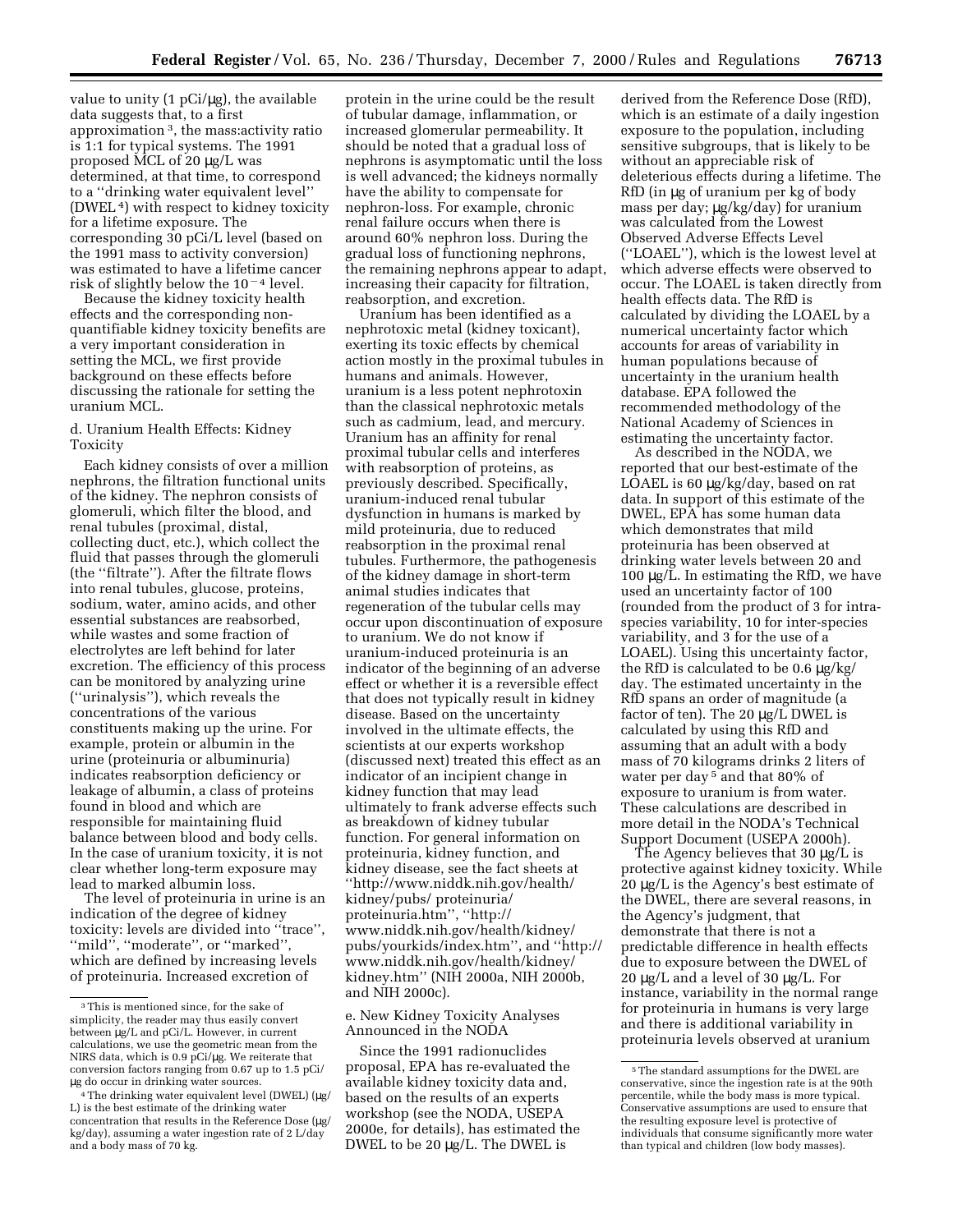value to unity (1 pCi/μg), the available data suggests that, to a first approximation [3], the mass:activity ratio is 1:1 for typical systems. The 1991 proposed MCL of 20 μg/L was determined, at that time, to correspond to a ''drinking water equivalent level'' (DWEL [4]) with respect to kidney toxicity for a lifetime exposure. The corresponding 30 pCi/L level (based on the 1991 mass to activity conversion) was estimated to have a lifetime cancer risk of slightly below the $10^{-4}$ level.

Because the kidney toxicity health effects and the corresponding non-quantifiable kidney toxicity benefits are a very important consideration in setting the MCL, we first provide background on these effects before discussing the rationale for setting the uranium MCL.

### d. Uranium Health Effects: Kidney Toxicity

Each kidney consists of over a million nephrons, the filtration functional units of the kidney. The nephron consists of glomeruli, which filter the blood, and renal tubules (proximal, distal, collecting duct, etc.), which collect the fluid that passes through the glomeruli (the ''filtrate''). After the filtrate flows into renal tubules, glucose, proteins, sodium, water, amino acids, and other essential substances are reabsorbed, while wastes and some fraction of electrolytes are left behind for later excretion. The efficiency of this process can be monitored by analyzing urine (''urinalysis''), which reveals the concentrations of the various constituents making up the urine. For example, protein or albumin in the urine (proteinuria or albuminuria) indicates reabsorption deficiency or leakage of albumin, a class of proteins found in blood and which are responsible for maintaining fluid balance between blood and body cells. In the case of uranium toxicity, it is not clear whether long-term exposure may lead to marked albumin loss.

The level of proteinuria in urine is an indication of the degree of kidney toxicity: levels are divided into ''trace'', ''mild'', ''moderate'', or ''marked'', which are defined by increasing levels of proteinuria. Increased excretion of protein in the urine could be the result of tubular damage, inflammation, or increased glomerular permeability. It should be noted that a gradual loss of nephrons is asymptomatic until the loss is well advanced; the kidneys normally have the ability to compensate for nephron-loss. For example, chronic renal failure occurs when there is around 60% nephron loss. During the gradual loss of functioning nephrons, the remaining nephrons appear to adapt, increasing their capacity for filtration, reabsorption, and excretion.

Uranium has been identified as a nephrotoxic metal (kidney toxicant), exerting its toxic effects by chemical action mostly in the proximal tubules in humans and animals. However, uranium is a less potent nephrotoxin than the classical nephrotoxic metals such as cadmium, lead, and mercury. Uranium has an affinity for renal proximal tubular cells and interferes with reabsorption of proteins, as previously described. Specifically, uranium-induced renal tubular dysfunction in humans is marked by mild proteinuria, due to reduced reabsorption in the proximal renal tubules. Furthermore, the pathogenesis of the kidney damage in short-term animal studies indicates that regeneration of the tubular cells may occur upon discontinuation of exposure to uranium. We do not know if uranium-induced proteinuria is an indicator of the beginning of an adverse effect or whether it is a reversible effect that does not typically result in kidney disease. Based on the uncertainty involved in the ultimate effects, the scientists at our experts workshop (discussed next) treated this effect as an indicator of an incipient change in kidney function that may lead ultimately to frank adverse effects such as breakdown of kidney tubular function. For general information on proteinuria, kidney function, and kidney disease, see the fact sheets at ''http://www.niddk.nih.gov/health/kidney/pubs/proteinuria/proteinuria.htm'', ''http://www.niddk.nih.gov/health/kidney/pubs/yourkids/index.htm'', and ''http://www.niddk.nih.gov/health/kidney/kidney.htm'' (NIH 2000a, NIH 2000b, and NIH 2000c).

### e. New Kidney Toxicity Analyses Announced in the NODA

Since the 1991 radionuclides proposal, EPA has re-evaluated the available kidney toxicity data and, based on the results of an experts workshop (see the NODA, USEPA 2000e, for details), has estimated the DWEL to be 20 μg/L. The DWEL is derived from the Reference Dose (RfD), which is an estimate of a daily ingestion exposure to the population, including sensitive subgroups, that is likely to be without an appreciable risk of deleterious effects during a lifetime. The RfD (in μg of uranium per kg of body mass per day; μg/kg/day) for uranium was calculated from the Lowest Observed Adverse Effects Level (''LOAEL''), which is the lowest level at which adverse effects were observed to occur. The LOAEL is taken directly from health effects data. The RfD is calculated by dividing the LOAEL by a numerical uncertainty factor which accounts for areas of variability in human populations because of uncertainty in the uranium health database. EPA followed the recommended methodology of the National Academy of Sciences in estimating the uncertainty factor.

As described in the NODA, we reported that our best-estimate of the LOAEL is 60 μg/kg/day, based on rat data. In support of this estimate of the DWEL, EPA has some human data which demonstrates that mild proteinuria has been observed at drinking water levels between 20 and 100 μg/L. In estimating the RfD, we have used an uncertainty factor of 100 (rounded from the product of 3 for intra-species variability, 10 for inter-species variability, and 3 for the use of a LOAEL). Using this uncertainty factor, the RfD is calculated to be 0.6 μg/kg/day. The estimated uncertainty in the RfD spans an order of magnitude (a factor of ten). The 20 μg/L DWEL is calculated by using this RfD and assuming that an adult with a body mass of 70 kilograms drinks 2 liters of water per day [5] and that 80% of exposure to uranium is from water. These calculations are described in more detail in the NODA's Technical Support Document (USEPA 2000h).

The Agency believes that 30 μg/L is protective against kidney toxicity. While 20 μg/L is the Agency's best estimate of the DWEL, there are several reasons, in the Agency's judgment, that demonstrate that there is not a predictable difference in health effects due to exposure between the DWEL of 20 μg/L and a level of 30 μg/L. For instance, variability in the normal range for proteinuria in humans is very large and there is additional variability in proteinuria levels observed at uranium

---

[3] This is mentioned since, for the sake of simplicity, the reader may thus easily convert between μg/L and pCi/L. However, in current calculations, we use the geometric mean from the NIRS data, which is 0.9 pCi/μg. We reiterate that conversion factors ranging from 0.67 up to 1.5 pCi/μg do occur in drinking water sources.

[4] The drinking water equivalent level (DWEL) (μg/L) is the best estimate of the drinking water concentration that results in the Reference Dose (μg/kg/day), assuming a water ingestion rate of 2 L/day and a body mass of 70 kg.

[5] The standard assumptions for the DWEL are conservative, since the ingestion rate is at the 90th percentile, while the body mass is more typical. Conservative assumptions are used to ensure that the resulting exposure level is protective of individuals that consume significantly more water than typical and children (low body masses).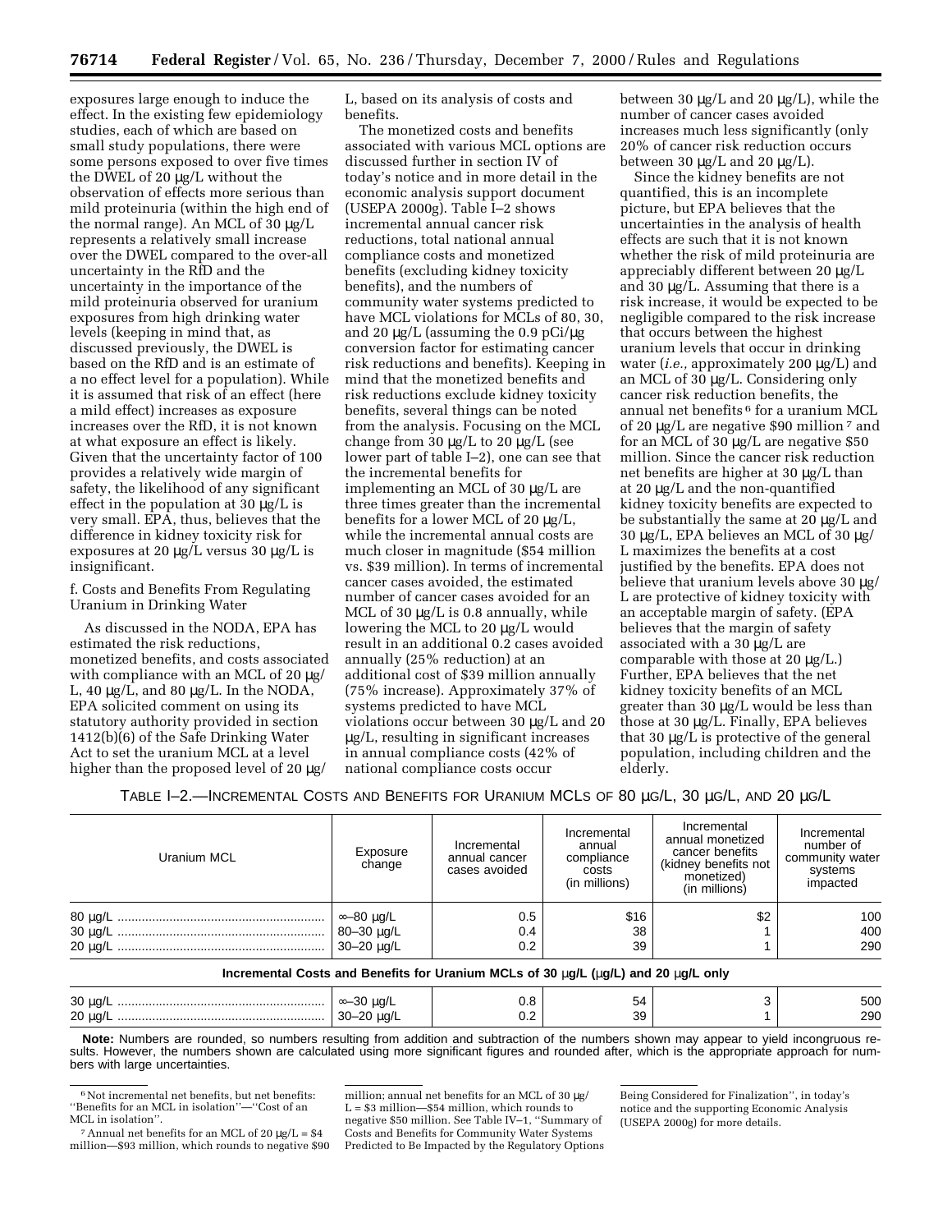exposures large enough to induce the effect. In the existing few epidemiology studies, each of which are based on small study populations, there were some persons exposed to over five times the DWEL of 20 μg/L without the observation of effects more serious than mild proteinuria (within the high end of the normal range). An MCL of 30 μg/L represents a relatively small increase over the DWEL compared to the over-all uncertainty in the RfD and the uncertainty in the importance of the mild proteinuria observed for uranium exposures from high drinking water levels (keeping in mind that, as discussed previously, the DWEL is based on the RfD and is an estimate of a no effect level for a population). While it is assumed that risk of an effect (here a mild effect) increases as exposure increases over the RfD, it is not known at what exposure an effect is likely. Given that the uncertainty factor of 100 provides a relatively wide margin of safety, the likelihood of any significant effect in the population at 30 μg/L is very small. EPA, thus, believes that the difference in kidney toxicity risk for exposures at 20 μg/L versus 30 μg/L is insignificant.

f. Costs and Benefits From Regulating Uranium in Drinking Water

As discussed in the NODA, EPA has estimated the risk reductions, monetized benefits, and costs associated with compliance with an MCL of 20 μg/L, 40 μg/L, and 80 μg/L. In the NODA, EPA solicited comment on using its statutory authority provided in section 1412(b)(6) of the Safe Drinking Water Act to set the uranium MCL at a level higher than the proposed level of 20 μg/L, based on its analysis of costs and benefits.

The monetized costs and benefits associated with various MCL options are discussed further in section IV of today's notice and in more detail in the economic analysis support document (USEPA 2000g). Table I–2 shows incremental annual cancer risk reductions, total national annual compliance costs and monetized benefits (excluding kidney toxicity benefits), and the numbers of community water systems predicted to have MCL violations for MCLs of 80, 30, and 20 μg/L (assuming the 0.9 pCi/μg conversion factor for estimating cancer risk reductions and benefits). Keeping in mind that the monetized benefits and risk reductions exclude kidney toxicity benefits, several things can be noted from the analysis. Focusing on the MCL change from 30 μg/L to 20 μg/L (see lower part of table I–2), one can see that the incremental benefits for implementing an MCL of 30 μg/L are three times greater than the incremental benefits for a lower MCL of 20 μg/L, while the incremental annual costs are much closer in magnitude ($54 million vs. $39 million). In terms of incremental cancer cases avoided, the estimated number of cancer cases avoided for an MCL of 30 μg/L is 0.8 annually, while lowering the MCL to 20 μg/L would result in an additional 0.2 cases avoided annually (25% reduction) at an additional cost of $39 million annually (75% increase). Approximately 37% of systems predicted to have MCL violations occur between 30 μg/L and 20 μg/L, resulting in significant increases in annual compliance costs (42% of national compliance costs occur between 30 μg/L and 20 μg/L), while the number of cancer cases avoided increases much less significantly (only 20% of cancer risk reduction occurs between 30 μg/L and 20 μg/L).

Since the kidney benefits are not quantified, this is an incomplete picture, but EPA believes that the uncertainties in the analysis of health effects are such that it is not known whether the risk of mild proteinuria are appreciably different between 20 μg/L and 30 μg/L. Assuming that there is a risk increase, it would be expected to be negligible compared to the risk increase that occurs between the highest uranium levels that occur in drinking water (*i.e.,* approximately 200 μg/L) and an MCL of 30 μg/L. Considering only cancer risk reduction benefits, the annual net benefits [6] for a uranium MCL of 20 μg/L are negative $90 million [7] and for an MCL of 30 μg/L are negative $50 million. Since the cancer risk reduction net benefits are higher at 30 μg/L than at 20 μg/L and the non-quantified kidney toxicity benefits are expected to be substantially the same at 20 μg/L and 30 μg/L, EPA believes an MCL of 30 μg/L maximizes the benefits at a cost justified by the benefits. EPA does not believe that uranium levels above 30 μg/L are protective of kidney toxicity with an acceptable margin of safety. (EPA believes that the margin of safety associated with a 30 μg/L are comparable with those at 20 μg/L.) Further, EPA believes that the net kidney toxicity benefits of an MCL greater than 30 μg/L would be less than those at 30 μg/L. Finally, EPA believes that 30 μg/L is protective of the general population, including children and the elderly.

TABLE I–2.—INCREMENTAL COSTS AND BENEFITS FOR URANIUM MCLS OF 80 μG/L, 30 μG/L, AND 20 μG/L

| Uranium MCL | Exposure change | Incremental annual cancer cases avoided | Incremental annual compliance costs (in millions) | Incremental annual monetized cancer benefits (kidney benefits not monetized) (in millions) | Incremental number of community water systems impacted |
|---|---|---|---|---|---|
| 80 μg/L | ∞–80 μg/L | 0.5 | $16 | $2 | 100 |
| 30 μg/L | 80–30 μg/L | 0.4 | 38 | 1 | 400 |
| 20 μg/L | 30–20 μg/L | 0.2 | 39 | 1 | 290 |
| **Incremental Costs and Benefits for Uranium MCLs of 30 μg/L (μg/L) and 20 μg/L only** | | | | | |
| 30 μg/L | ∞–30 μg/L | 0.8 | 54 | 3 | 500 |
| 20 μg/L | 30–20 μg/L | 0.2 | 39 | 1 | 290 |

**Note:** Numbers are rounded, so numbers resulting from addition and subtraction of the numbers shown may appear to yield incongruous results. However, the numbers shown are calculated using more significant figures and rounded after, which is the appropriate approach for numbers with large uncertainties.

[6] Not incremental net benefits, but net benefits: "Benefits for an MCL in isolation"—"Cost of an MCL in isolation".

[7] Annual net benefits for an MCL of 20 μg/L = $4 million—$93 million, which rounds to negative $90 million; annual net benefits for an MCL of 30 μg/L = $3 million—$54 million, which rounds to negative $50 million. See Table IV–1, "Summary of Costs and Benefits for Community Water Systems Predicted to Be Impacted by the Regulatory Options Being Considered for Finalization", in today's notice and the supporting Economic Analysis (USEPA 2000g) for more details.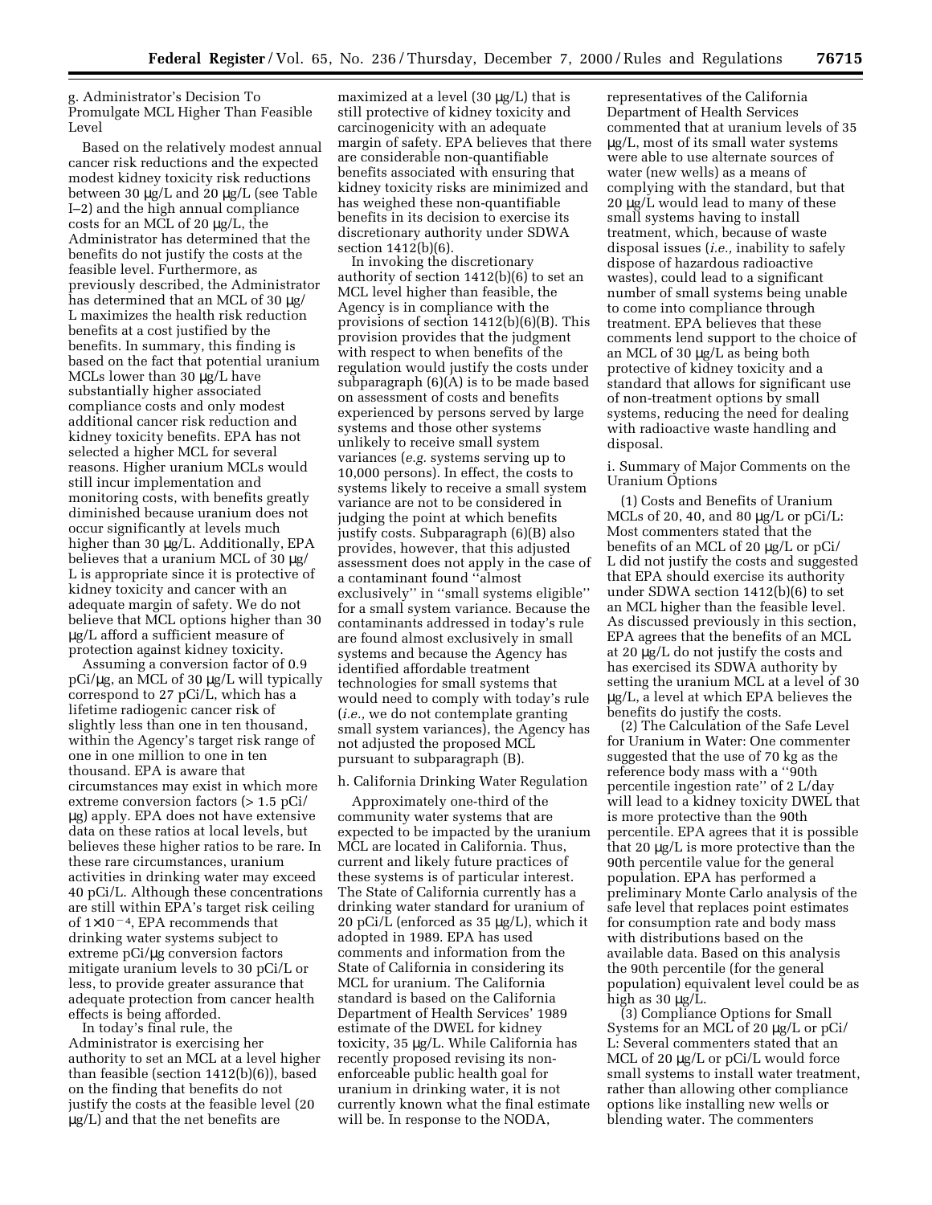g. Administrator's Decision To Promulgate MCL Higher Than Feasible Level

Based on the relatively modest annual cancer risk reductions and the expected modest kidney toxicity risk reductions between 30 μg/L and 20 μg/L (see Table I–2) and the high annual compliance costs for an MCL of 20 μg/L, the Administrator has determined that the benefits do not justify the costs at the feasible level. Furthermore, as previously described, the Administrator has determined that an MCL of 30 μg/L maximizes the health risk reduction benefits at a cost justified by the benefits. In summary, this finding is based on the fact that potential uranium MCLs lower than 30 μg/L have substantially higher associated compliance costs and only modest additional cancer risk reduction and kidney toxicity benefits. EPA has not selected a higher MCL for several reasons. Higher uranium MCLs would still incur implementation and monitoring costs, with benefits greatly diminished because uranium does not occur significantly at levels much higher than 30 μg/L. Additionally, EPA believes that a uranium MCL of 30 μg/L is appropriate since it is protective of kidney toxicity and cancer with an adequate margin of safety. We do not believe that MCL options higher than 30 μg/L afford a sufficient measure of protection against kidney toxicity.

Assuming a conversion factor of 0.9 pCi/μg, an MCL of 30 μg/L will typically correspond to 27 pCi/L, which has a lifetime radiogenic cancer risk of slightly less than one in ten thousand, within the Agency's target risk range of one in one million to one in ten thousand. EPA is aware that circumstances may exist in which more extreme conversion factors (> 1.5 pCi/μg) apply. EPA does not have extensive data on these ratios at local levels, but believes these higher ratios to be rare. In these rare circumstances, uranium activities in drinking water may exceed 40 pCi/L. Although these concentrations are still within EPA's target risk ceiling of $1 \times 10^{-4}$, EPA recommends that drinking water systems subject to extreme pCi/μg conversion factors mitigate uranium levels to 30 pCi/L or less, to provide greater assurance that adequate protection from cancer health effects is being afforded.

In today's final rule, the Administrator is exercising her authority to set an MCL at a level higher than feasible (section 1412(b)(6)), based on the finding that benefits do not justify the costs at the feasible level (20 μg/L) and that the net benefits are maximized at a level (30 μg/L) that is still protective of kidney toxicity and carcinogenicity with an adequate margin of safety. EPA believes that there are considerable non-quantifiable benefits associated with ensuring that kidney toxicity risks are minimized and has weighed these non-quantifiable benefits in its decision to exercise its discretionary authority under SDWA section 1412(b)(6).

In invoking the discretionary authority of section 1412(b)(6) to set an MCL level higher than feasible, the Agency is in compliance with the provisions of section 1412(b)(6)(B). This provision provides that the judgment with respect to when benefits of the regulation would justify the costs under subparagraph (6)(A) is to be made based on assessment of costs and benefits experienced by persons served by large systems and those other systems unlikely to receive small system variances (*e.g.* systems serving up to 10,000 persons). In effect, the costs to systems likely to receive a small system variance are not to be considered in judging the point at which benefits justify costs. Subparagraph (6)(B) also provides, however, that this adjusted assessment does not apply in the case of a contaminant found "almost exclusively" in "small systems eligible" for a small system variance. Because the contaminants addressed in today's rule are found almost exclusively in small systems and because the Agency has identified affordable treatment technologies for small systems that would need to comply with today's rule (*i.e.,* we do not contemplate granting small system variances), the Agency has not adjusted the proposed MCL pursuant to subparagraph (B).

h. California Drinking Water Regulation

Approximately one-third of the community water systems that are expected to be impacted by the uranium MCL are located in California. Thus, current and likely future practices of these systems is of particular interest. The State of California currently has a drinking water standard for uranium of 20 pCi/L (enforced as 35 μg/L), which it adopted in 1989. EPA has used comments and information from the State of California in considering its MCL for uranium. The California standard is based on the California Department of Health Services' 1989 estimate of the DWEL for kidney toxicity, 35 μg/L. While California has recently proposed revising its non-enforceable public health goal for uranium in drinking water, it is not currently known what the final estimate will be. In response to the NODA, representatives of the California Department of Health Services commented that at uranium levels of 35 μg/L, most of its small water systems were able to use alternate sources of water (new wells) as a means of complying with the standard, but that 20 μg/L would lead to many of these small systems having to install treatment, which, because of waste disposal issues (*i.e.,* inability to safely dispose of hazardous radioactive wastes), could lead to a significant number of small systems being unable to come into compliance through treatment. EPA believes that these comments lend support to the choice of an MCL of 30 μg/L as being both protective of kidney toxicity and a standard that allows for significant use of non-treatment options by small systems, reducing the need for dealing with radioactive waste handling and disposal.

i. Summary of Major Comments on the Uranium Options

(1) Costs and Benefits of Uranium MCLs of 20, 40, and 80 μg/L or pCi/L: Most commenters stated that the benefits of an MCL of 20 μg/L or pCi/L did not justify the costs and suggested that EPA should exercise its authority under SDWA section 1412(b)(6) to set an MCL higher than the feasible level. As discussed previously in this section, EPA agrees that the benefits of an MCL at 20 μg/L do not justify the costs and has exercised its SDWA authority by setting the uranium MCL at a level of 30 μg/L, a level at which EPA believes the benefits do justify the costs.

(2) The Calculation of the Safe Level for Uranium in Water: One commenter suggested that the use of 70 kg as the reference body mass with a "90th percentile ingestion rate" of 2 L/day will lead to a kidney toxicity DWEL that is more protective than the 90th percentile. EPA agrees that it is possible that 20 μg/L is more protective than the 90th percentile value for the general population. EPA has performed a preliminary Monte Carlo analysis of the safe level that replaces point estimates for consumption rate and body mass with distributions based on the available data. Based on this analysis the 90th percentile (for the general population) equivalent level could be as high as 30 μg/L.

(3) Compliance Options for Small Systems for an MCL of 20 μg/L or pCi/L: Several commenters stated that an MCL of 20 μg/L or pCi/L would force small systems to install water treatment, rather than allowing other compliance options like installing new wells or blending water. The commenters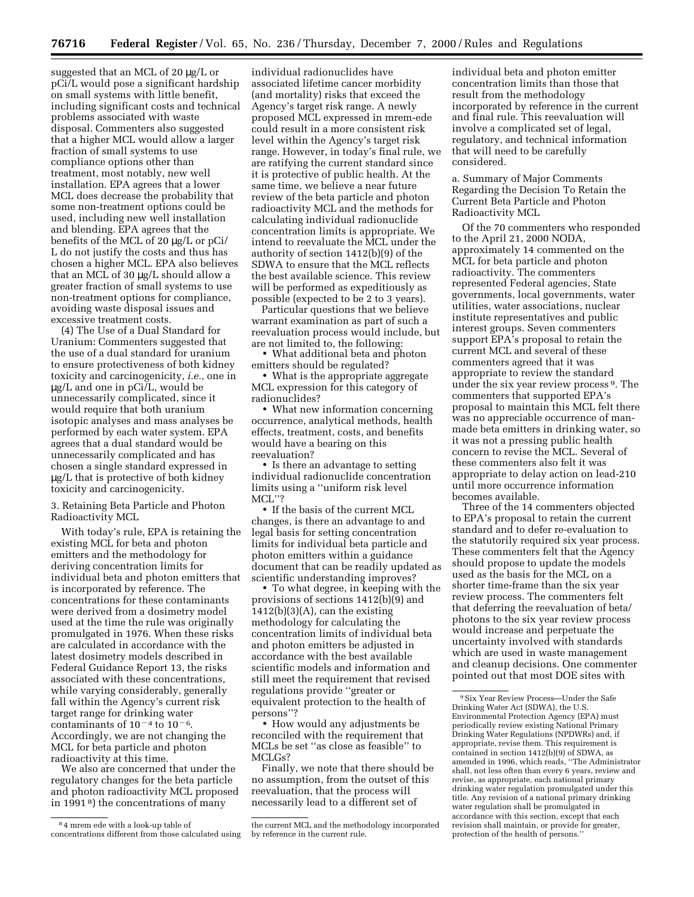suggested that an MCL of 20 μg/L or pCi/L would pose a significant hardship on small systems with little benefit, including significant costs and technical problems associated with waste disposal. Commenters also suggested that a higher MCL would allow a larger fraction of small systems to use compliance options other than treatment, most notably, new well installation. EPA agrees that a lower MCL does decrease the probability that some non-treatment options could be used, including new well installation and blending. EPA agrees that the benefits of the MCL of 20 μg/L or pCi/L do not justify the costs and thus has chosen a higher MCL. EPA also believes that an MCL of 30 μg/L should allow a greater fraction of small systems to use non-treatment options for compliance, avoiding waste disposal issues and excessive treatment costs.

(4) The Use of a Dual Standard for Uranium: Commenters suggested that the use of a dual standard for uranium to ensure protectiveness of both kidney toxicity and carcinogenicity, *i.e.,* one in μg/L and one in pCi/L, would be unnecessarily complicated, since it would require that both uranium isotopic analyses and mass analyses be performed by each water system. EPA agrees that a dual standard would be unnecessarily complicated and has chosen a single standard expressed in μg/L that is protective of both kidney toxicity and carcinogenicity.

3. Retaining Beta Particle and Photon Radioactivity MCL

With today's rule, EPA is retaining the existing MCL for beta and photon emitters and the methodology for deriving concentration limits for individual beta and photon emitters that is incorporated by reference. The concentrations for these contaminants were derived from a dosimetry model used at the time the rule was originally promulgated in 1976. When these risks are calculated in accordance with the latest dosimetry models described in Federal Guidance Report 13, the risks associated with these concentrations, while varying considerably, generally fall within the Agency's current risk target range for drinking water contaminants of $10^{-4}$ to $10^{-6}$. Accordingly, we are not changing the MCL for beta particle and photon radioactivity at this time.

We also are concerned that under the regulatory changes for the beta particle and photon radioactivity MCL proposed in 1991[8]) the concentrations of many individual radionuclides have associated lifetime cancer morbidity (and mortality) risks that exceed the Agency's target risk range. A newly proposed MCL expressed in mrem-ede could result in a more consistent risk level within the Agency's target risk range. However, in today's final rule, we are ratifying the current standard since it is protective of public health. At the same time, we believe a near future review of the beta particle and photon radioactivity MCL and the methods for calculating individual radionuclide concentration limits is appropriate. We intend to reevaluate the MCL under the authority of section 1412(b)(9) of the SDWA to ensure that the MCL reflects the best available science. This review will be performed as expeditiously as possible (expected to be 2 to 3 years).

Particular questions that we believe warrant examination as part of such a reevaluation process would include, but are not limited to, the following:

- What additional beta and photon emitters should be regulated?
- What is the appropriate aggregate MCL expression for this category of radionuclides?
- What new information concerning occurrence, analytical methods, health effects, treatment, costs, and benefits would have a bearing on this reevaluation?
- Is there an advantage to setting individual radionuclide concentration limits using a ''uniform risk level MCL''?
- If the basis of the current MCL changes, is there an advantage to and legal basis for setting concentration limits for individual beta particle and photon emitters within a guidance document that can be readily updated as scientific understanding improves?
- To what degree, in keeping with the provisions of sections 1412(b)(9) and 1412(b)(3)(A), can the existing methodology for calculating the concentration limits of individual beta and photon emitters be adjusted in accordance with the best available scientific models and information and still meet the requirement that revised regulations provide ''greater or equivalent protection to the health of persons''?
- How would any adjustments be reconciled with the requirement that MCLs be set ''as close as feasible'' to MCLGs?

Finally, we note that there should be no assumption, from the outset of this reevaluation, that the process will necessarily lead to a different set of individual beta and photon emitter concentration limits than those that result from the methodology incorporated by reference in the current and final rule. This reevaluation will involve a complicated set of legal, regulatory, and technical information that will need to be carefully considered.

a. Summary of Major Comments Regarding the Decision To Retain the Current Beta Particle and Photon Radioactivity MCL

Of the 70 commenters who responded to the April 21, 2000 NODA, approximately 14 commented on the MCL for beta particle and photon radioactivity. The commenters represented Federal agencies, State governments, local governments, water utilities, water associations, nuclear institute representatives and public interest groups. Seven commenters support EPA's proposal to retain the current MCL and several of these commenters agreed that it was appropriate to review the standard under the six year review process[9]. The commenters that supported EPA's proposal to maintain this MCL felt there was no appreciable occurrence of man-made beta emitters in drinking water, so it was not a pressing public health concern to revise the MCL. Several of these commenters also felt it was appropriate to delay action on lead-210 until more occurrence information becomes available.

Three of the 14 commenters objected to EPA's proposal to retain the current standard and to defer re-evaluation to the statutorily required six year process. These commenters felt that the Agency should propose to update the models used as the basis for the MCL on a shorter time-frame than the six year review process. The commenters felt that deferring the reevaluation of beta/photons to the six year review process would increase and perpetuate the uncertainty involved with standards which are used in waste management and cleanup decisions. One commenter pointed out that most DOE sites with

---

[8] 4 mrem ede with a look-up table of concentrations different from those calculated using the current MCL and the methodology incorporated by reference in the current rule.

[9] Six Year Review Process—Under the Safe Drinking Water Act (SDWA), the U.S. Environmental Protection Agency (EPA) must periodically review existing National Primary Drinking Water Regulations (NPDWRs) and, if appropriate, revise them. This requirement is contained in section 1412(b)(9) of SDWA, as amended in 1996, which reads, ''The Administrator shall, not less often than every 6 years, review and revise, as appropriate, each national primary drinking water regulation promulgated under this title. Any revision of a national primary drinking water regulation shall be promulgated in accordance with this section, except that each revision shall maintain, or provide for greater, protection of the health of persons.''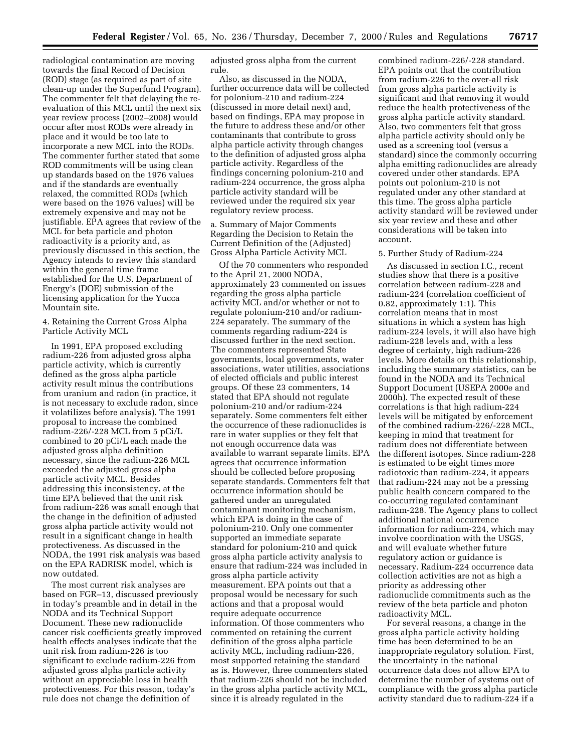radiological contamination are moving towards the final Record of Decision (ROD) stage (as required as part of site clean-up under the Superfund Program). The commenter felt that delaying the re-evaluation of this MCL until the next six year review process (2002–2008) would occur after most RODs were already in place and it would be too late to incorporate a new MCL into the RODs. The commenter further stated that some ROD commitments will be using clean up standards based on the 1976 values and if the standards are eventually relaxed, the committed RODs (which were based on the 1976 values) will be extremely expensive and may not be justifiable. EPA agrees that review of the MCL for beta particle and photon radioactivity is a priority and, as previously discussed in this section, the Agency intends to review this standard within the general time frame established for the U.S. Department of Energy's (DOE) submission of the licensing application for the Yucca Mountain site.

4. Retaining the Current Gross Alpha Particle Activity MCL

In 1991, EPA proposed excluding radium-226 from adjusted gross alpha particle activity, which is currently defined as the gross alpha particle activity result minus the contributions from uranium and radon (in practice, it is not necessary to exclude radon, since it volatilizes before analysis). The 1991 proposal to increase the combined radium-226/-228 MCL from 5 pCi/L combined to 20 pCi/L each made the adjusted gross alpha definition necessary, since the radium-226 MCL exceeded the adjusted gross alpha particle activity MCL. Besides addressing this inconsistency, at the time EPA believed that the unit risk from radium-226 was small enough that the change in the definition of adjusted gross alpha particle activity would not result in a significant change in health protectiveness. As discussed in the NODA, the 1991 risk analysis was based on the EPA RADRISK model, which is now outdated.

The most current risk analyses are based on FGR–13, discussed previously in today's preamble and in detail in the NODA and its Technical Support Document. These new radionuclide cancer risk coefficients greatly improved health effects analyses indicate that the unit risk from radium-226 is too significant to exclude radium-226 from adjusted gross alpha particle activity without an appreciable loss in health protectiveness. For this reason, today's rule does not change the definition of adjusted gross alpha from the current rule.

Also, as discussed in the NODA, further occurrence data will be collected for polonium-210 and radium-224 (discussed in more detail next) and, based on findings, EPA may propose in the future to address these and/or other contaminants that contribute to gross alpha particle activity through changes to the definition of adjusted gross alpha particle activity. Regardless of the findings concerning polonium-210 and radium-224 occurrence, the gross alpha particle activity standard will be reviewed under the required six year regulatory review process.

a. Summary of Major Comments Regarding the Decision to Retain the Current Definition of the (Adjusted) Gross Alpha Particle Activity MCL

Of the 70 commenters who responded to the April 21, 2000 NODA, approximately 23 commented on issues regarding the gross alpha particle activity MCL and/or whether or not to regulate polonium-210 and/or radium-224 separately. The summary of the comments regarding radium-224 is discussed further in the next section. The commenters represented State governments, local governments, water associations, water utilities, associations of elected officials and public interest groups. Of these 23 commenters, 14 stated that EPA should not regulate polonium-210 and/or radium-224 separately. Some commenters felt either the occurrence of these radionuclides is rare in water supplies or they felt that not enough occurrence data was available to warrant separate limits. EPA agrees that occurrence information should be collected before proposing separate standards. Commenters felt that occurrence information should be gathered under an unregulated contaminant monitoring mechanism, which EPA is doing in the case of polonium-210. Only one commenter supported an immediate separate standard for polonium-210 and quick gross alpha particle activity analysis to ensure that radium-224 was included in gross alpha particle activity measurement. EPA points out that a proposal would be necessary for such actions and that a proposal would require adequate occurrence information. Of those commenters who commented on retaining the current definition of the gross alpha particle activity MCL, including radium-226, most supported retaining the standard as is. However, three commenters stated that radium-226 should not be included in the gross alpha particle activity MCL, since it is already regulated in the combined radium-226/-228 standard. EPA points out that the contribution from radium-226 to the over-all risk from gross alpha particle activity is significant and that removing it would reduce the health protectiveness of the gross alpha particle activity standard. Also, two commenters felt that gross alpha particle activity should only be used as a screening tool (versus a standard) since the commonly occurring alpha emitting radionuclides are already covered under other standards. EPA points out polonium-210 is not regulated under any other standard at this time. The gross alpha particle activity standard will be reviewed under six year review and these and other considerations will be taken into account.

5. Further Study of Radium-224

As discussed in section I.C., recent studies show that there is a positive correlation between radium-228 and radium-224 (correlation coefficient of 0.82, approximately 1:1). This correlation means that in most situations in which a system has high radium-224 levels, it will also have high radium-228 levels and, with a less degree of certainty, high radium-226 levels. More details on this relationship, including the summary statistics, can be found in the NODA and its Technical Support Document (USEPA 2000e and 2000h). The expected result of these correlations is that high radium-224 levels will be mitigated by enforcement of the combined radium-226/-228 MCL, keeping in mind that treatment for radium does not differentiate between the different isotopes. Since radium-228 is estimated to be eight times more radiotoxic than radium-224, it appears that radium-224 may not be a pressing public health concern compared to the co-occurring regulated contaminant radium-228. The Agency plans to collect additional national occurrence information for radium-224, which may involve coordination with the USGS, and will evaluate whether future regulatory action or guidance is necessary. Radium-224 occurrence data collection activities are not as high a priority as addressing other radionuclide commitments such as the review of the beta particle and photon radioactivity MCL.

For several reasons, a change in the gross alpha particle activity holding time has been determined to be an inappropriate regulatory solution. First, the uncertainty in the national occurrence data does not allow EPA to determine the number of systems out of compliance with the gross alpha particle activity standard due to radium-224 if a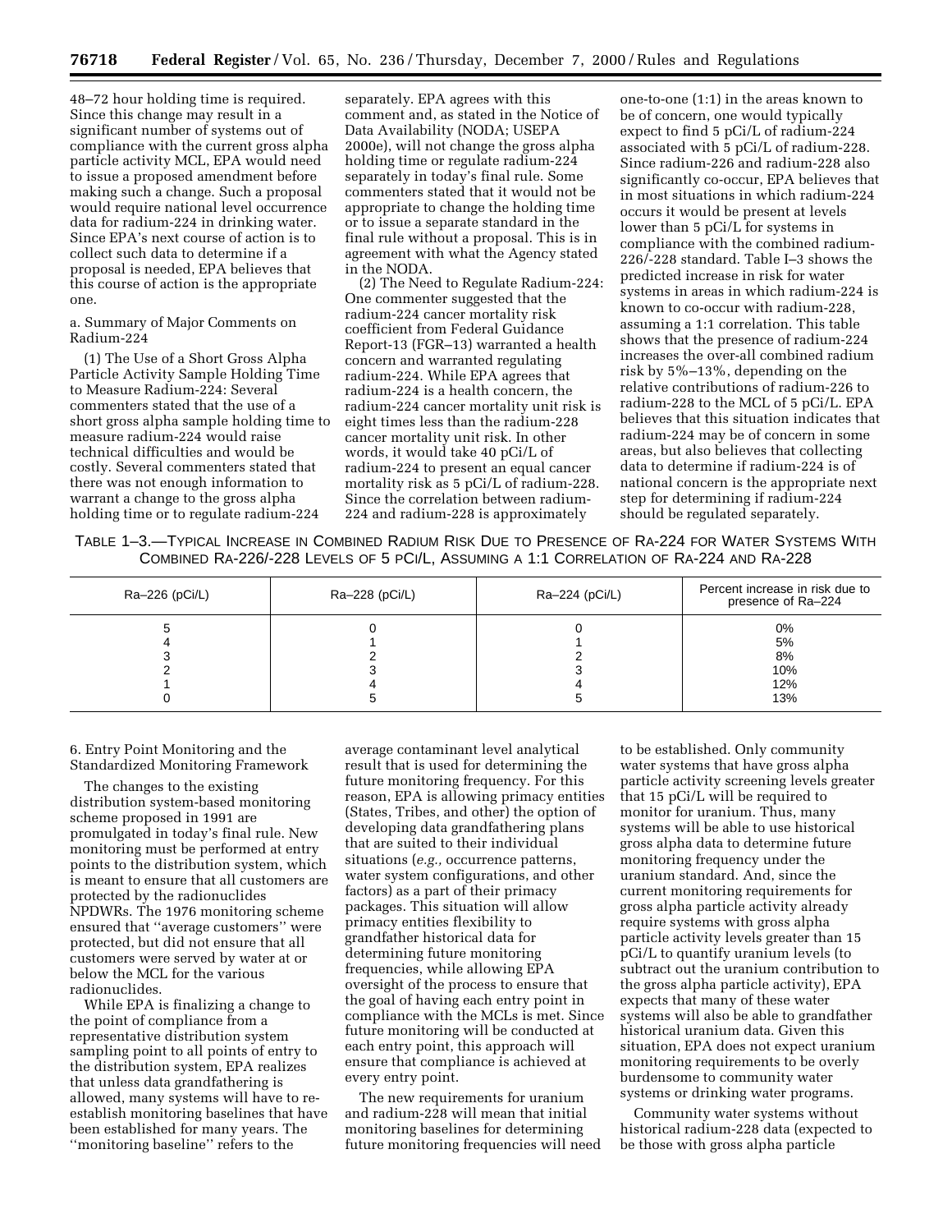48–72 hour holding time is required. Since this change may result in a significant number of systems out of compliance with the current gross alpha particle activity MCL, EPA would need to issue a proposed amendment before making such a change. Such a proposal would require national level occurrence data for radium-224 in drinking water. Since EPA's next course of action is to collect such data to determine if a proposal is needed, EPA believes that this course of action is the appropriate one.

a. Summary of Major Comments on Radium-224

(1) The Use of a Short Gross Alpha Particle Activity Sample Holding Time to Measure Radium-224: Several commenters stated that the use of a short gross alpha sample holding time to measure radium-224 would raise technical difficulties and would be costly. Several commenters stated that there was not enough information to warrant a change to the gross alpha holding time or to regulate radium-224 separately. EPA agrees with this comment and, as stated in the Notice of Data Availability (NODA; USEPA 2000e), will not change the gross alpha holding time or regulate radium-224 separately in today's final rule. Some commenters stated that it would not be appropriate to change the holding time or to issue a separate standard in the final rule without a proposal. This is in agreement with what the Agency stated in the NODA.

(2) The Need to Regulate Radium-224: One commenter suggested that the radium-224 cancer mortality risk coefficient from Federal Guidance Report-13 (FGR–13) warranted a health concern and warranted regulating radium-224. While EPA agrees that radium-224 is a health concern, the radium-224 cancer mortality unit risk is eight times less than the radium-228 cancer mortality unit risk. In other words, it would take 40 pCi/L of radium-224 to present an equal cancer mortality risk as 5 pCi/L of radium-228. Since the correlation between radium-224 and radium-228 is approximately one-to-one (1:1) in the areas known to be of concern, one would typically expect to find 5 pCi/L of radium-224 associated with 5 pCi/L of radium-228. Since radium-226 and radium-228 also significantly co-occur, EPA believes that in most situations in which radium-224 occurs it would be present at levels lower than 5 pCi/L for systems in compliance with the combined radium-226/-228 standard. Table I–3 shows the predicted increase in risk for water systems in areas in which radium-224 is known to co-occur with radium-228, assuming a 1:1 correlation. This table shows that the presence of radium-224 increases the over-all combined radium risk by 5%–13%, depending on the relative contributions of radium-226 to radium-228 to the MCL of 5 pCi/L. EPA believes that this situation indicates that radium-224 may be of concern in some areas, but also believes that collecting data to determine if radium-224 is of national concern is the appropriate next step for determining if radium-224 should be regulated separately.

TABLE I–3.—TYPICAL INCREASE IN COMBINED RADIUM RISK DUE TO PRESENCE OF RA-224 FOR WATER SYSTEMS WITH COMBINED RA-226/-228 LEVELS OF 5 PCI/L, ASSUMING A 1:1 CORRELATION OF RA-224 AND RA-228

| Ra–226 (pCi/L) | Ra–228 (pCi/L) | Ra–224 (pCi/L) | Percent increase in risk due to presence of Ra–224 |
|---|---|---|---|
| 5 | 0 | 0 | 0% |
| 4 | 1 | 1 | 5% |
| 3 | 2 | 2 | 8% |
| 2 | 3 | 3 | 10% |
| 1 | 4 | 4 | 12% |
| 0 | 5 | 5 | 13% |

6. Entry Point Monitoring and the Standardized Monitoring Framework

The changes to the existing distribution system-based monitoring scheme proposed in 1991 are promulgated in today's final rule. New monitoring must be performed at entry points to the distribution system, which is meant to ensure that all customers are protected by the radionuclides NPDWRs. The 1976 monitoring scheme ensured that "average customers" were protected, but did not ensure that all customers were served by water at or below the MCL for the various radionuclides.

While EPA is finalizing a change to the point of compliance from a representative distribution system sampling point to all points of entry to the distribution system, EPA realizes that unless data grandfathering is allowed, many systems will have to re-establish monitoring baselines that have been established for many years. The "monitoring baseline" refers to the average contaminant level analytical result that is used for determining the future monitoring frequency. For this reason, EPA is allowing primacy entities (States, Tribes, and other) the option of developing data grandfathering plans that are suited to their individual situations (*e.g.,* occurrence patterns, water system configurations, and other factors) as a part of their primacy packages. This situation will allow primacy entities flexibility to grandfather historical data for determining future monitoring frequencies, while allowing EPA oversight of the process to ensure that the goal of having each entry point in compliance with the MCLs is met. Since future monitoring will be conducted at each entry point, this approach will ensure that compliance is achieved at every entry point.

The new requirements for uranium and radium-228 will mean that initial monitoring baselines for determining future monitoring frequencies will need to be established. Only community water systems that have gross alpha particle activity screening levels greater that 15 pCi/L will be required to monitor for uranium. Thus, many systems will be able to use historical gross alpha data to determine future monitoring frequency under the uranium standard. And, since the current monitoring requirements for gross alpha particle activity already require systems with gross alpha particle activity levels greater than 15 pCi/L to quantify uranium levels (to subtract out the uranium contribution to the gross alpha particle activity), EPA expects that many of these water systems will also be able to grandfather historical uranium data. Given this situation, EPA does not expect uranium monitoring requirements to be overly burdensome to community water systems or drinking water programs.

Community water systems without historical radium-228 data (expected to be those with gross alpha particle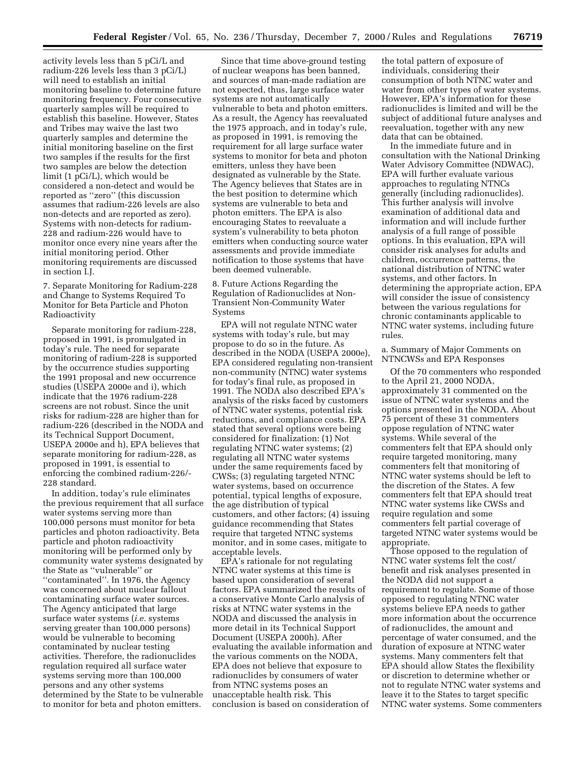activity levels less than 5 pCi/L and radium-226 levels less than 3 pCi/L) will need to establish an initial monitoring baseline to determine future monitoring frequency. Four consecutive quarterly samples will be required to establish this baseline. However, States and Tribes may waive the last two quarterly samples and determine the initial monitoring baseline on the first two samples if the results for the first two samples are below the detection limit (1 pCi/L), which would be considered a non-detect and would be reported as ''zero'' (this discussion assumes that radium-226 levels are also non-detects and are reported as zero). Systems with non-detects for radium-228 and radium-226 would have to monitor once every nine years after the initial monitoring period. Other monitoring requirements are discussed in section I.J.

7. Separate Monitoring for Radium-228 and Change to Systems Required To Monitor for Beta Particle and Photon Radioactivity

Separate monitoring for radium-228, proposed in 1991, is promulgated in today's rule. The need for separate monitoring of radium-228 is supported by the occurrence studies supporting the 1991 proposal and new occurrence studies (USEPA 2000e and i), which indicate that the 1976 radium-228 screens are not robust. Since the unit risks for radium-228 are higher than for radium-226 (described in the NODA and its Technical Support Document, USEPA 2000e and h), EPA believes that separate monitoring for radium-228, as proposed in 1991, is essential to enforcing the combined radium-226/-228 standard.

In addition, today's rule eliminates the previous requirement that all surface water systems serving more than 100,000 persons must monitor for beta particles and photon radioactivity. Beta particle and photon radioactivity monitoring will be performed only by community water systems designated by the State as ''vulnerable'' or ''contaminated''. In 1976, the Agency was concerned about nuclear fallout contaminating surface water sources. The Agency anticipated that large surface water systems (*i.e.* systems serving greater than 100,000 persons) would be vulnerable to becoming contaminated by nuclear testing activities. Therefore, the radionuclides regulation required all surface water systems serving more than 100,000 persons and any other systems determined by the State to be vulnerable to monitor for beta and photon emitters.

Since that time above-ground testing of nuclear weapons has been banned, and sources of man-made radiation are not expected, thus, large surface water systems are not automatically vulnerable to beta and photon emitters. As a result, the Agency has reevaluated the 1975 approach, and in today's rule, as proposed in 1991, is removing the requirement for all large surface water systems to monitor for beta and photon emitters, unless they have been designated as vulnerable by the State. The Agency believes that States are in the best position to determine which systems are vulnerable to beta and photon emitters. The EPA is also encouraging States to reevaluate a system's vulnerability to beta photon emitters when conducting source water assessments and provide immediate notification to those systems that have been deemed vulnerable.

8. Future Actions Regarding the Regulation of Radionuclides at Non-Transient Non-Community Water Systems

EPA will not regulate NTNC water systems with today's rule, but may propose to do so in the future. As described in the NODA (USEPA 2000e), EPA considered regulating non-transient non-community (NTNC) water systems for today's final rule, as proposed in 1991. The NODA also described EPA's analysis of the risks faced by customers of NTNC water systems, potential risk reductions, and compliance costs. EPA stated that several options were being considered for finalization: (1) Not regulating NTNC water systems; (2) regulating all NTNC water systems under the same requirements faced by CWSs; (3) regulating targeted NTNC water systems, based on occurrence potential, typical lengths of exposure, the age distribution of typical customers, and other factors; (4) issuing guidance recommending that States require that targeted NTNC systems monitor, and in some cases, mitigate to acceptable levels.

EPA's rationale for not regulating NTNC water systems at this time is based upon consideration of several factors. EPA summarized the results of a conservative Monte Carlo analysis of risks at NTNC water systems in the NODA and discussed the analysis in more detail in its Technical Support Document (USEPA 2000h). After evaluating the available information and the various comments on the NODA, EPA does not believe that exposure to radionuclides by consumers of water from NTNC systems poses an unacceptable health risk. This conclusion is based on consideration of the total pattern of exposure of individuals, considering their consumption of both NTNC water and water from other types of water systems. However, EPA's information for these radionuclides is limited and will be the subject of additional future analyses and reevaluation, together with any new data that can be obtained.

In the immediate future and in consultation with the National Drinking Water Advisory Committee (NDWAC), EPA will further evaluate various approaches to regulating NTNCs generally (including radionuclides). This further analysis will involve examination of additional data and information and will include further analysis of a full range of possible options. In this evaluation, EPA will consider risk analyses for adults and children, occurrence patterns, the national distribution of NTNC water systems, and other factors. In determining the appropriate action, EPA will consider the issue of consistency between the various regulations for chronic contaminants applicable to NTNC water systems, including future rules.

a. Summary of Major Comments on NTNCWSs and EPA Responses

Of the 70 commenters who responded to the April 21, 2000 NODA, approximately 31 commented on the issue of NTNC water systems and the options presented in the NODA. About 75 percent of these 31 commenters oppose regulation of NTNC water systems. While several of the commenters felt that EPA should only require targeted monitoring, many commenters felt that monitoring of NTNC water systems should be left to the discretion of the States. A few commenters felt that EPA should treat NTNC water systems like CWSs and require regulation and some commenters felt partial coverage of targeted NTNC water systems would be appropriate.

Those opposed to the regulation of NTNC water systems felt the cost/benefit and risk analyses presented in the NODA did not support a requirement to regulate. Some of those opposed to regulating NTNC water systems believe EPA needs to gather more information about the occurrence of radionuclides, the amount and percentage of water consumed, and the duration of exposure at NTNC water systems. Many commenters felt that EPA should allow States the flexibility or discretion to determine whether or not to regulate NTNC water systems and leave it to the States to target specific NTNC water systems. Some commenters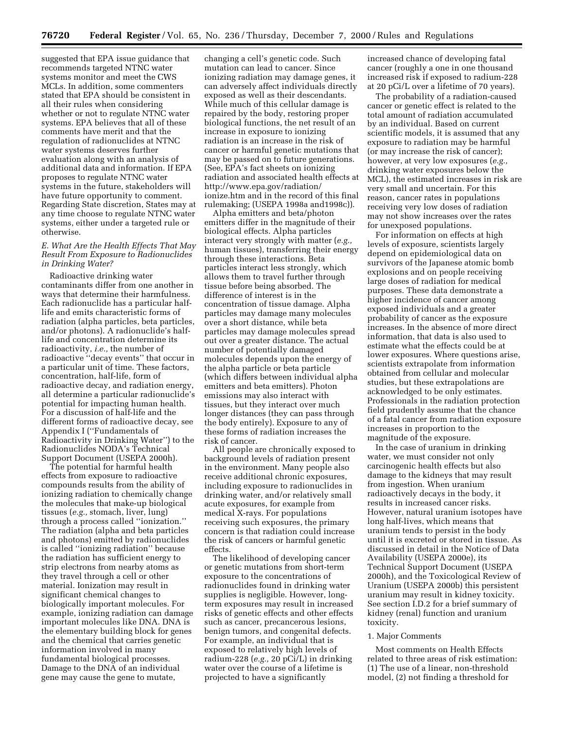suggested that EPA issue guidance that recommends targeted NTNC water systems monitor and meet the CWS MCLs. In addition, some commenters stated that EPA should be consistent in all their rules when considering whether or not to regulate NTNC water systems. EPA believes that all of these comments have merit and that the regulation of radionuclides at NTNC water systems deserves further evaluation along with an analysis of additional data and information. If EPA proposes to regulate NTNC water systems in the future, stakeholders will have future opportunity to comment. Regarding State discretion, States may at any time choose to regulate NTNC water systems, either under a targeted rule or otherwise.

### *E. What Are the Health Effects That May Result From Exposure to Radionuclides in Drinking Water?*

Radioactive drinking water contaminants differ from one another in ways that determine their harmfulness. Each radionuclide has a particular half-life and emits characteristic forms of radiation (alpha particles, beta particles, and/or photons). A radionuclide's half-life and concentration determine its radioactivity, *i.e.,* the number of radioactive ''decay events'' that occur in a particular unit of time. These factors, concentration, half-life, form of radioactive decay, and radiation energy, all determine a particular radionuclide's potential for impacting human health. For a discussion of half-life and the different forms of radioactive decay, see Appendix I (''Fundamentals of Radioactivity in Drinking Water'') to the Radionuclides NODA's Technical Support Document (USEPA 2000h).

The potential for harmful health effects from exposure to radioactive compounds results from the ability of ionizing radiation to chemically change the molecules that make-up biological tissues (*e.g.,* stomach, liver, lung) through a process called ''ionization.'' The radiation (alpha and beta particles and photons) emitted by radionuclides is called ''ionizing radiation'' because the radiation has sufficient energy to strip electrons from nearby atoms as they travel through a cell or other material. Ionization may result in significant chemical changes to biologically important molecules. For example, ionizing radiation can damage important molecules like DNA. DNA is the elementary building block for genes and the chemical that carries genetic information involved in many fundamental biological processes. Damage to the DNA of an individual gene may cause the gene to mutate, changing a cell's genetic code. Such mutation can lead to cancer. Since ionizing radiation may damage genes, it can adversely affect individuals directly exposed as well as their descendants. While much of this cellular damage is repaired by the body, restoring proper biological functions, the net result of an increase in exposure to ionizing radiation is an increase in the risk of cancer or harmful genetic mutations that may be passed on to future generations. (See, EPA's fact sheets on ionizing radiation and associated health effects at http://www.epa.gov/radiation/ionize.htm and in the record of this final rulemaking; (USEPA 1998a and1998c)).

Alpha emitters and beta/photon emitters differ in the magnitude of their biological effects. Alpha particles interact very strongly with matter (*e.g.,* human tissues), transferring their energy through these interactions. Beta particles interact less strongly, which allows them to travel further through tissue before being absorbed. The difference of interest is in the concentration of tissue damage. Alpha particles may damage many molecules over a short distance, while beta particles may damage molecules spread out over a greater distance. The actual number of potentially damaged molecules depends upon the energy of the alpha particle or beta particle (which differs between individual alpha emitters and beta emitters). Photon emissions may also interact with tissues, but they interact over much longer distances (they can pass through the body entirely). Exposure to any of these forms of radiation increases the risk of cancer.

All people are chronically exposed to background levels of radiation present in the environment. Many people also receive additional chronic exposures, including exposure to radionuclides in drinking water, and/or relatively small acute exposures, for example from medical X-rays. For populations receiving such exposures, the primary concern is that radiation could increase the risk of cancers or harmful genetic effects.

The likelihood of developing cancer or genetic mutations from short-term exposure to the concentrations of radionuclides found in drinking water supplies is negligible. However, long-term exposures may result in increased risks of genetic effects and other effects such as cancer, precancerous lesions, benign tumors, and congenital defects. For example, an individual that is exposed to relatively high levels of radium-228 (*e.g.,* 20 pCi/L) in drinking water over the course of a lifetime is projected to have a significantly increased chance of developing fatal cancer (roughly a one in one thousand increased risk if exposed to radium-228 at 20 pCi/L over a lifetime of 70 years).

The probability of a radiation-caused cancer or genetic effect is related to the total amount of radiation accumulated by an individual. Based on current scientific models, it is assumed that any exposure to radiation may be harmful (or may increase the risk of cancer); however, at very low exposures (*e.g.,* drinking water exposures below the MCL), the estimated increases in risk are very small and uncertain. For this reason, cancer rates in populations receiving very low doses of radiation may not show increases over the rates for unexposed populations.

For information on effects at high levels of exposure, scientists largely depend on epidemiological data on survivors of the Japanese atomic bomb explosions and on people receiving large doses of radiation for medical purposes. These data demonstrate a higher incidence of cancer among exposed individuals and a greater probability of cancer as the exposure increases. In the absence of more direct information, that data is also used to estimate what the effects could be at lower exposures. Where questions arise, scientists extrapolate from information obtained from cellular and molecular studies, but these extrapolations are acknowledged to be only estimates. Professionals in the radiation protection field prudently assume that the chance of a fatal cancer from radiation exposure increases in proportion to the magnitude of the exposure.

In the case of uranium in drinking water, we must consider not only carcinogenic health effects but also damage to the kidneys that may result from ingestion. When uranium radioactively decays in the body, it results in increased cancer risks. However, natural uranium isotopes have long half-lives, which means that uranium tends to persist in the body until it is excreted or stored in tissue. As discussed in detail in the Notice of Data Availability (USEPA 2000e), its Technical Support Document (USEPA 2000h), and the Toxicological Review of Uranium (USEPA 2000b) this persistent uranium may result in kidney toxicity. See section I.D.2 for a brief summary of kidney (renal) function and uranium toxicity.

#### 1. Major Comments

Most comments on Health Effects related to three areas of risk estimation: (1) The use of a linear, non-threshold model, (2) not finding a threshold for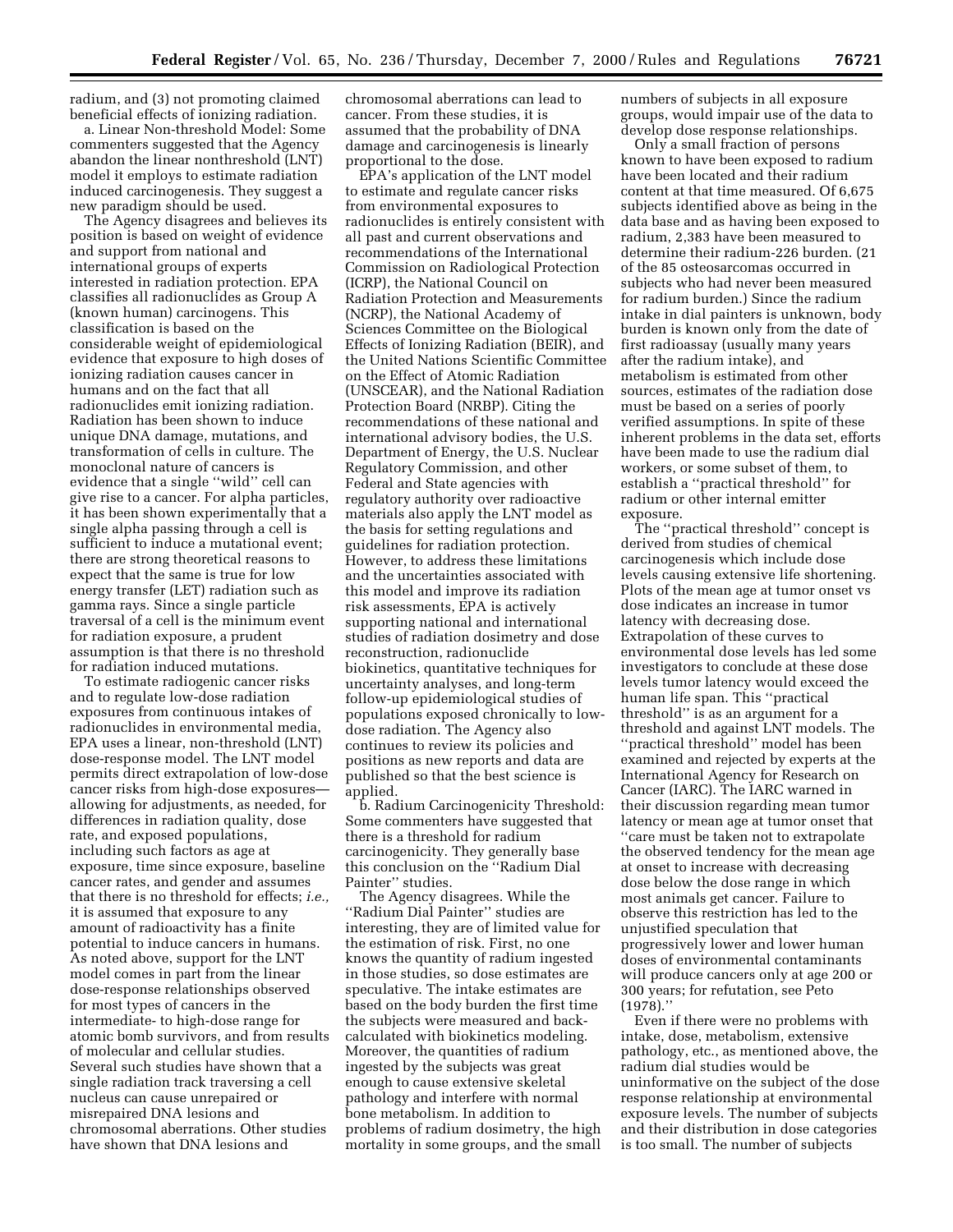radium, and (3) not promoting claimed beneficial effects of ionizing radiation.

a. Linear Non-threshold Model: Some commenters suggested that the Agency abandon the linear nonthreshold (LNT) model it employs to estimate radiation induced carcinogenesis. They suggest a new paradigm should be used.

The Agency disagrees and believes its position is based on weight of evidence and support from national and international groups of experts interested in radiation protection. EPA classifies all radionuclides as Group A (known human) carcinogens. This classification is based on the considerable weight of epidemiological evidence that exposure to high doses of ionizing radiation causes cancer in humans and on the fact that all radionuclides emit ionizing radiation. Radiation has been shown to induce unique DNA damage, mutations, and transformation of cells in culture. The monoclonal nature of cancers is evidence that a single ''wild'' cell can give rise to a cancer. For alpha particles, it has been shown experimentally that a single alpha passing through a cell is sufficient to induce a mutational event; there are strong theoretical reasons to expect that the same is true for low energy transfer (LET) radiation such as gamma rays. Since a single particle traversal of a cell is the minimum event for radiation exposure, a prudent assumption is that there is no threshold for radiation induced mutations.

To estimate radiogenic cancer risks and to regulate low-dose radiation exposures from continuous intakes of radionuclides in environmental media, EPA uses a linear, non-threshold (LNT) dose-response model. The LNT model permits direct extrapolation of low-dose cancer risks from high-dose exposures—allowing for adjustments, as needed, for differences in radiation quality, dose rate, and exposed populations, including such factors as age at exposure, time since exposure, baseline cancer rates, and gender and assumes that there is no threshold for effects; *i.e.,* it is assumed that exposure to any amount of radioactivity has a finite potential to induce cancers in humans. As noted above, support for the LNT model comes in part from the linear dose-response relationships observed for most types of cancers in the intermediate- to high-dose range for atomic bomb survivors, and from results of molecular and cellular studies. Several such studies have shown that a single radiation track traversing a cell nucleus can cause unrepaired or misrepaired DNA lesions and chromosomal aberrations. Other studies have shown that DNA lesions and chromosomal aberrations can lead to cancer. From these studies, it is assumed that the probability of DNA damage and carcinogenesis is linearly proportional to the dose.

EPA's application of the LNT model to estimate and regulate cancer risks from environmental exposures to radionuclides is entirely consistent with all past and current observations and recommendations of the International Commission on Radiological Protection (ICRP), the National Council on Radiation Protection and Measurements (NCRP), the National Academy of Sciences Committee on the Biological Effects of Ionizing Radiation (BEIR), and the United Nations Scientific Committee on the Effect of Atomic Radiation (UNSCEAR), and the National Radiation Protection Board (NRBP). Citing the recommendations of these national and international advisory bodies, the U.S. Department of Energy, the U.S. Nuclear Regulatory Commission, and other Federal and State agencies with regulatory authority over radioactive materials also apply the LNT model as the basis for setting regulations and guidelines for radiation protection. However, to address these limitations and the uncertainties associated with this model and improve its radiation risk assessments, EPA is actively supporting national and international studies of radiation dosimetry and dose reconstruction, radionuclide biokinetics, quantitative techniques for uncertainty analyses, and long-term follow-up epidemiological studies of populations exposed chronically to low-dose radiation. The Agency also continues to review its policies and positions as new reports and data are published so that the best science is applied.

b. Radium Carcinogenicity Threshold: Some commenters have suggested that there is a threshold for radium carcinogenicity. They generally base this conclusion on the ''Radium Dial Painter'' studies.

The Agency disagrees. While the ''Radium Dial Painter'' studies are interesting, they are of limited value for the estimation of risk. First, no one knows the quantity of radium ingested in those studies, so dose estimates are speculative. The intake estimates are based on the body burden the first time the subjects were measured and back-calculated with biokinetics modeling. Moreover, the quantities of radium ingested by the subjects was great enough to cause extensive skeletal pathology and interfere with normal bone metabolism. In addition to problems of radium dosimetry, the high mortality in some groups, and the small numbers of subjects in all exposure groups, would impair use of the data to develop dose response relationships.

Only a small fraction of persons known to have been exposed to radium have been located and their radium content at that time measured. Of 6,675 subjects identified above as being in the data base and as having been exposed to radium, 2,383 have been measured to determine their radium-226 burden. (21 of the 85 osteosarcomas occurred in subjects who had never been measured for radium burden.) Since the radium intake in dial painters is unknown, body burden is known only from the date of first radioassay (usually many years after the radium intake), and metabolism is estimated from other sources, estimates of the radiation dose must be based on a series of poorly verified assumptions. In spite of these inherent problems in the data set, efforts have been made to use the radium dial workers, or some subset of them, to establish a ''practical threshold'' for radium or other internal emitter exposure.

The ''practical threshold'' concept is derived from studies of chemical carcinogenesis which include dose levels causing extensive life shortening. Plots of the mean age at tumor onset vs dose indicates an increase in tumor latency with decreasing dose. Extrapolation of these curves to environmental dose levels has led some investigators to conclude at these dose levels tumor latency would exceed the human life span. This ''practical threshold'' is as an argument for a threshold and against LNT models. The ''practical threshold'' model has been examined and rejected by experts at the International Agency for Research on Cancer (IARC). The IARC warned in their discussion regarding mean tumor latency or mean age at tumor onset that ''care must be taken not to extrapolate the observed tendency for the mean age at onset to increase with decreasing dose below the dose range in which most animals get cancer. Failure to observe this restriction has led to the unjustified speculation that progressively lower and lower human doses of environmental contaminants will produce cancers only at age 200 or 300 years; for refutation, see Peto (1978).''

Even if there were no problems with intake, dose, metabolism, extensive pathology, etc., as mentioned above, the radium dial studies would be uninformative on the subject of the dose response relationship at environmental exposure levels. The number of subjects and their distribution in dose categories is too small. The number of subjects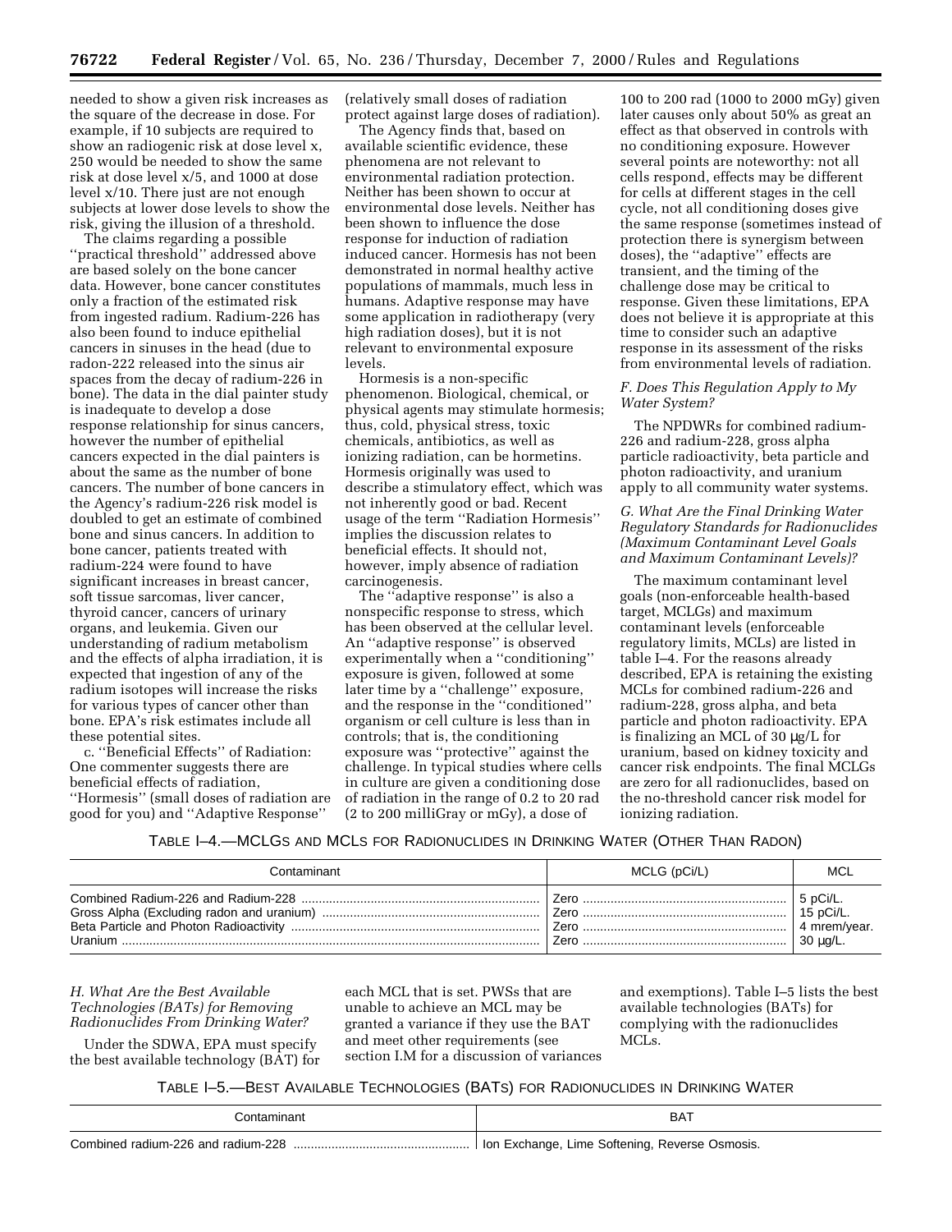needed to show a given risk increases as the square of the decrease in dose. For example, if 10 subjects are required to show an radiogenic risk at dose level x, 250 would be needed to show the same risk at dose level x/5, and 1000 at dose level x/10. There just are not enough subjects at lower dose levels to show the risk, giving the illusion of a threshold.

The claims regarding a possible ''practical threshold'' addressed above are based solely on the bone cancer data. However, bone cancer constitutes only a fraction of the estimated risk from ingested radium. Radium-226 has also been found to induce epithelial cancers in sinuses in the head (due to radon-222 released into the sinus air spaces from the decay of radium-226 in bone). The data in the dial painter study is inadequate to develop a dose response relationship for sinus cancers, however the number of epithelial cancers expected in the dial painters is about the same as the number of bone cancers. The number of bone cancers in the Agency's radium-226 risk model is doubled to get an estimate of combined bone and sinus cancers. In addition to bone cancer, patients treated with radium-224 were found to have significant increases in breast cancer, soft tissue sarcomas, liver cancer, thyroid cancer, cancers of urinary organs, and leukemia. Given our understanding of radium metabolism and the effects of alpha irradiation, it is expected that ingestion of any of the radium isotopes will increase the risks for various types of cancer other than bone. EPA's risk estimates include all these potential sites.

c. ''Beneficial Effects'' of Radiation: One commenter suggests there are beneficial effects of radiation, ''Hormesis'' (small doses of radiation are good for you) and ''Adaptive Response'' (relatively small doses of radiation protect against large doses of radiation).

The Agency finds that, based on available scientific evidence, these phenomena are not relevant to environmental radiation protection. Neither has been shown to occur at environmental dose levels. Neither has been shown to influence the dose response for induction of radiation induced cancer. Hormesis has not been demonstrated in normal healthy active populations of mammals, much less in humans. Adaptive response may have some application in radiotherapy (very high radiation doses), but it is not relevant to environmental exposure levels.

Hormesis is a non-specific phenomenon. Biological, chemical, or physical agents may stimulate hormesis; thus, cold, physical stress, toxic chemicals, antibiotics, as well as ionizing radiation, can be hormetins. Hormesis originally was used to describe a stimulatory effect, which was not inherently good or bad. Recent usage of the term ''Radiation Hormesis'' implies the discussion relates to beneficial effects. It should not, however, imply absence of radiation carcinogenesis.

The ''adaptive response'' is also a nonspecific response to stress, which has been observed at the cellular level. An ''adaptive response'' is observed experimentally when a ''conditioning'' exposure is given, followed at some later time by a ''challenge'' exposure, and the response in the ''conditioned'' organism or cell culture is less than in controls; that is, the conditioning exposure was ''protective'' against the challenge. In typical studies where cells in culture are given a conditioning dose of radiation in the range of 0.2 to 20 rad (2 to 200 milliGray or mGy), a dose of 100 to 200 rad (1000 to 2000 mGy) given later causes only about 50% as great an effect as that observed in controls with no conditioning exposure. However several points are noteworthy: not all cells respond, effects may be different for cells at different stages in the cell cycle, not all conditioning doses give the same response (sometimes instead of protection there is synergism between doses), the ''adaptive'' effects are transient, and the timing of the challenge dose may be critical to response. Given these limitations, EPA does not believe it is appropriate at this time to consider such an adaptive response in its assessment of the risks from environmental levels of radiation.

### *F. Does This Regulation Apply to My Water System?*

The NPDWRs for combined radium-226 and radium-228, gross alpha particle radioactivity, beta particle and photon radioactivity, and uranium apply to all community water systems.

### *G. What Are the Final Drinking Water Regulatory Standards for Radionuclides (Maximum Contaminant Level Goals and Maximum Contaminant Levels)?*

The maximum contaminant level goals (non-enforceable health-based target, MCLGs) and maximum contaminant levels (enforceable regulatory limits, MCLs) are listed in table I–4. For the reasons already described, EPA is retaining the existing MCLs for combined radium-226 and radium-228, gross alpha, and beta particle and photon radioactivity. EPA is finalizing an MCL of 30 μg/L for uranium, based on kidney toxicity and cancer risk endpoints. The final MCLGs are zero for all radionuclides, based on the no-threshold cancer risk model for ionizing radiation.

TABLE I–4.—MCLGS AND MCLS FOR RADIONUCLIDES IN DRINKING WATER (OTHER THAN RADON)

| Contaminant | MCLG (pCi/L) | MCL |
|---|---|---|
| Combined Radium-226 and Radium-228 | Zero | 5 pCi/L. |
| Gross Alpha (Excluding radon and uranium) | Zero | 15 pCi/L. |
| Beta Particle and Photon Radioactivity | Zero | 4 mrem/year. |
| Uranium | Zero | 30 μg/L. |

### *H. What Are the Best Available Technologies (BATs) for Removing Radionuclides From Drinking Water?*

Under the SDWA, EPA must specify the best available technology (BAT) for each MCL that is set. PWSs that are unable to achieve an MCL may be granted a variance if they use the BAT and meet other requirements (see section I.M for a discussion of variances and exemptions). Table I–5 lists the best available technologies (BATs) for complying with the radionuclides MCLs.

TABLE I–5.—BEST AVAILABLE TECHNOLOGIES (BATS) FOR RADIONUCLIDES IN DRINKING WATER

| Contaminant | BAT |
|---|---|
| Combined radium-226 and radium-228 | Ion Exchange, Lime Softening, Reverse Osmosis. |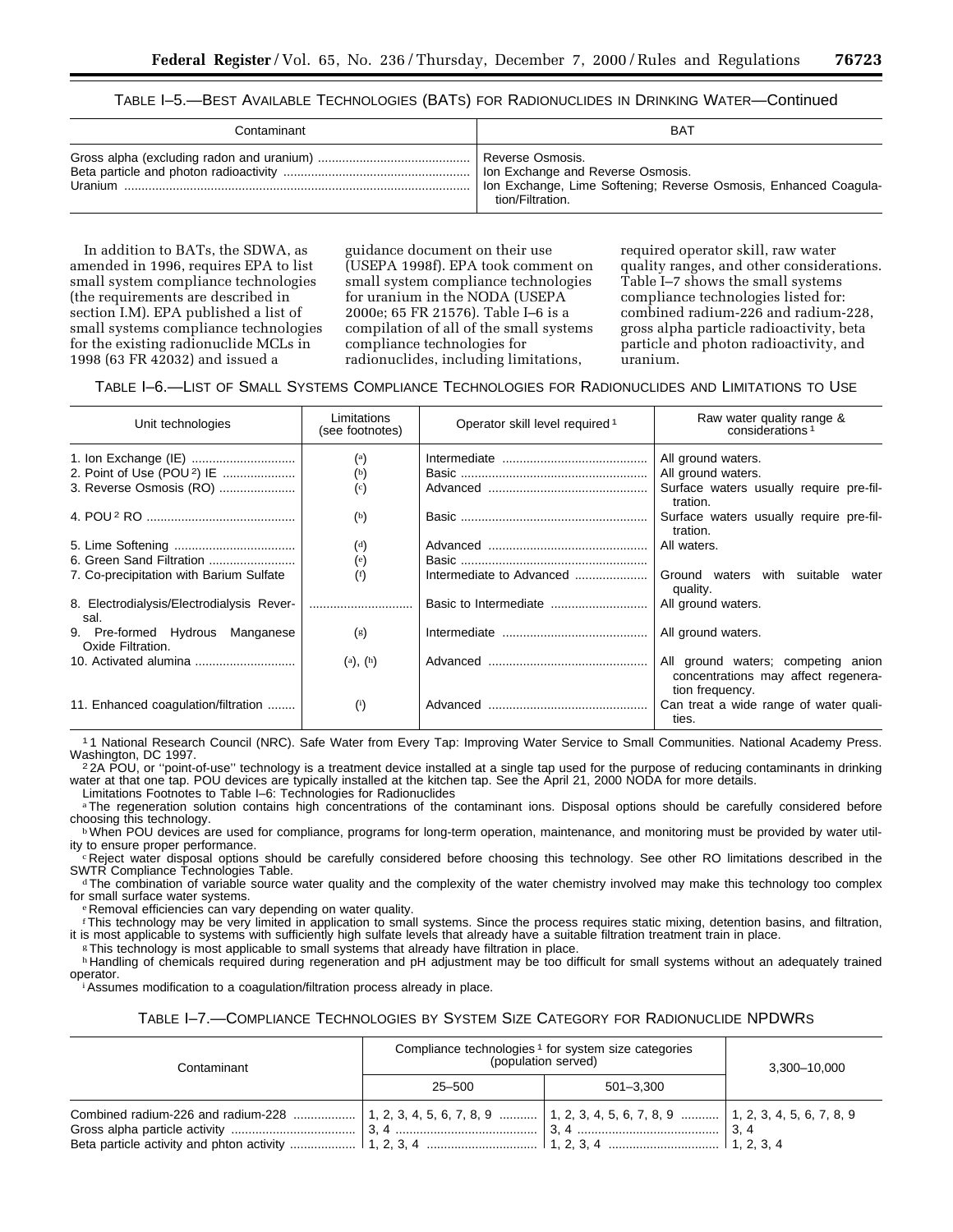TABLE I–5.—BEST AVAILABLE TECHNOLOGIES (BATS) FOR RADIONUCLIDES IN DRINKING WATER—Continued

| Contaminant | BAT |
|---|---|
| Gross alpha (excluding radon and uranium) | Reverse Osmosis. |
| Beta particle and photon radioactivity | Ion Exchange and Reverse Osmosis. |
| Uranium | Ion Exchange, Lime Softening; Reverse Osmosis, Enhanced Coagulation/Filtration. |

In addition to BATs, the SDWA, as amended in 1996, requires EPA to list small system compliance technologies (the requirements are described in section I.M). EPA published a list of small systems compliance technologies for the existing radionuclide MCLs in 1998 (63 FR 42032) and issued a guidance document on their use (USEPA 1998f). EPA took comment on small system compliance technologies for uranium in the NODA (USEPA 2000e; 65 FR 21576). Table I–6 is a compilation of all of the small systems compliance technologies for radionuclides, including limitations, required operator skill, raw water quality ranges, and other considerations. Table I–7 shows the small systems compliance technologies listed for: combined radium-226 and radium-228, gross alpha particle radioactivity, beta particle and photon radioactivity, and uranium.

TABLE I–6.—LIST OF SMALL SYSTEMS COMPLIANCE TECHNOLOGIES FOR RADIONUCLIDES AND LIMITATIONS TO USE

| Unit technologies | Limitations (see footnotes) | Operator skill level required[1] | Raw water quality range & considerations[1] |
|---|---|---|---|
| 1. Ion Exchange (IE) | (a) | Intermediate | All ground waters. |
| 2. Point of Use (POU[2]) IE | (b) | Basic | All ground waters. |
| 3. Reverse Osmosis (RO) | (c) | Advanced | Surface waters usually require pre-filtration. |
| 4. POU[2] RO | (b) | Basic | Surface waters usually require pre-filtration. |
| 5. Lime Softening | (d) | Advanced | All waters. |
| 6. Green Sand Filtration | (e) | Basic | |
| 7. Co-precipitation with Barium Sulfate | (f) | Intermediate to Advanced | Ground waters with suitable water quality. |
| 8. Electrodialysis/Electrodialysis Reversal. | | Basic to Intermediate | All ground waters. |
| 9. Pre-formed Hydrous Manganese Oxide Filtration. | (g) | Intermediate | All ground waters. |
| 10. Activated alumina | (a), (h) | Advanced | All ground waters; competing anion concentrations may affect regeneration frequency. |
| 11. Enhanced coagulation/filtration | (i) | Advanced | Can treat a wide range of water qualities. |

[1] 1 National Research Council (NRC). Safe Water from Every Tap: Improving Water Service to Small Communities. National Academy Press. Washington, DC 1997.

[2] 2A POU, or ''point-of-use'' technology is a treatment device installed at a single tap used for the purpose of reducing contaminants in drinking water at that one tap. POU devices are typically installed at the kitchen tap. See the April 21, 2000 NODA for more details.

Limitations Footnotes to Table I–6: Technologies for Radionuclides

[a] The regeneration solution contains high concentrations of the contaminant ions. Disposal options should be carefully considered before choosing this technology.

[b] When POU devices are used for compliance, programs for long-term operation, maintenance, and monitoring must be provided by water utility to ensure proper performance.

[c] Reject water disposal options should be carefully considered before choosing this technology. See other RO limitations described in the SWTR Compliance Technologies Table.

[d] The combination of variable source water quality and the complexity of the water chemistry involved may make this technology too complex for small surface water systems.

[e] Removal efficiencies can vary depending on water quality.

[f] This technology may be very limited in application to small systems. Since the process requires static mixing, detention basins, and filtration, it is most applicable to systems with sufficiently high sulfate levels that already have a suitable filtration treatment train in place.

[g] This technology is most applicable to small systems that already have filtration in place.

[h] Handling of chemicals required during regeneration and pH adjustment may be too difficult for small systems without an adequately trained operator.

[i] Assumes modification to a coagulation/filtration process already in place.

TABLE I–7.—COMPLIANCE TECHNOLOGIES BY SYSTEM SIZE CATEGORY FOR RADIONUCLIDE NPDWRS

| Contaminant | Compliance technologies[1] for system size categories (population served) | | |
|---|---|---|---|
| | 25–500 | 501–3,300 | 3,300–10,000 |
| Combined radium-226 and radium-228 | 1, 2, 3, 4, 5, 6, 7, 8, 9 | 1, 2, 3, 4, 5, 6, 7, 8, 9 | 1, 2, 3, 4, 5, 6, 7, 8, 9 |
| Gross alpha particle activity | 3, 4 | 3, 4 | 3, 4 |
| Beta particle activity and phton activity | 1, 2, 3, 4 | 1, 2, 3, 4 | 1, 2, 3, 4 |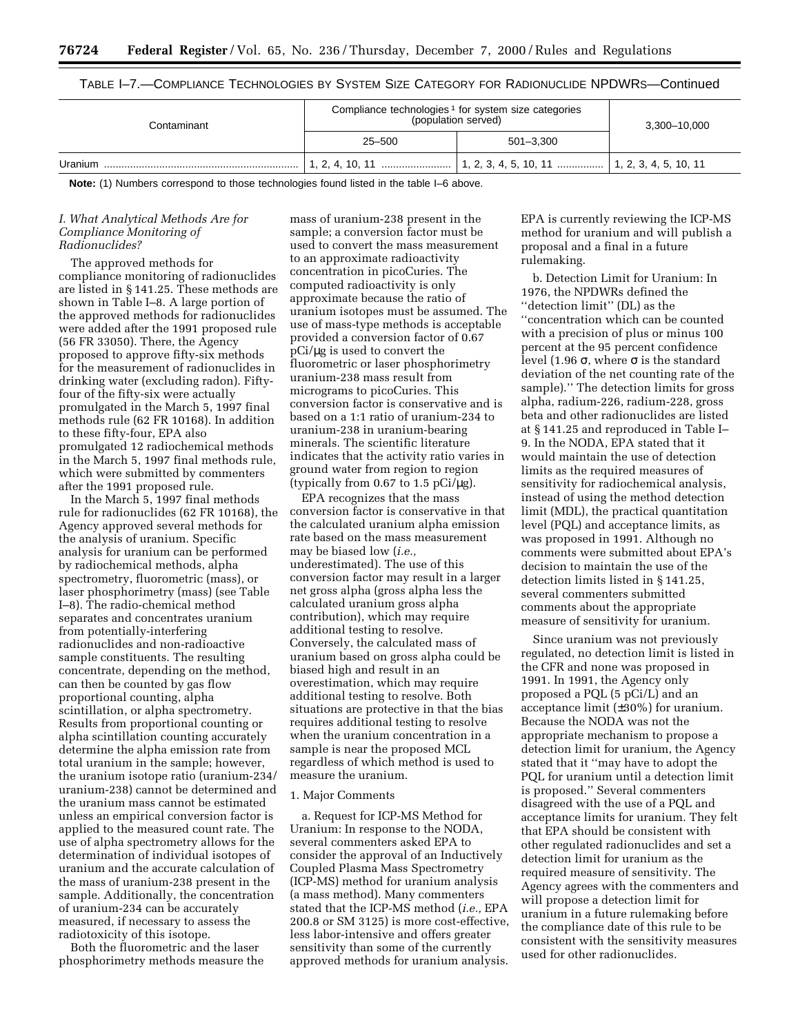TABLE I–7.—COMPLIANCE TECHNOLOGIES BY SYSTEM SIZE CATEGORY FOR RADIONUCLIDE NPDWRS—Continued

| Contaminant | Compliance technologies [1] for system size categories (population served) | | |
|---|---|---|---|
| | 25–500 | 501–3,300 | 3,300–10,000 |
| Uranium | 1, 2, 4, 10, 11 | 1, 2, 3, 4, 5, 10, 11 | 1, 2, 3, 4, 5, 10, 11 |

**Note:** (1) Numbers correspond to those technologies found listed in the table I–6 above.

### *I. What Analytical Methods Are for Compliance Monitoring of Radionuclides?*

The approved methods for compliance monitoring of radionuclides are listed in § 141.25. These methods are shown in Table I–8. A large portion of the approved methods for radionuclides were added after the 1991 proposed rule (56 FR 33050). There, the Agency proposed to approve fifty-six methods for the measurement of radionuclides in drinking water (excluding radon). Fifty-four of the fifty-six were actually promulgated in the March 5, 1997 final methods rule (62 FR 10168). In addition to these fifty-four, EPA also promulgated 12 radiochemical methods in the March 5, 1997 final methods rule, which were submitted by commenters after the 1991 proposed rule.

In the March 5, 1997 final methods rule for radionuclides (62 FR 10168), the Agency approved several methods for the analysis of uranium. Specific analysis for uranium can be performed by radiochemical methods, alpha spectrometry, fluorometric (mass), or laser phosphorimetry (mass) (see Table I–8). The radio-chemical method separates and concentrates uranium from potentially-interfering radionuclides and non-radioactive sample constituents. The resulting concentrate, depending on the method, can then be counted by gas flow proportional counting, alpha scintillation, or alpha spectrometry. Results from proportional counting or alpha scintillation counting accurately determine the alpha emission rate from total uranium in the sample; however, the uranium isotope ratio (uranium-234/uranium-238) cannot be determined and the uranium mass cannot be estimated unless an empirical conversion factor is applied to the measured count rate. The use of alpha spectrometry allows for the determination of individual isotopes of uranium and the accurate calculation of the mass of uranium-238 present in the sample. Additionally, the concentration of uranium-234 can be accurately measured, if necessary to assess the radiotoxicity of this isotope.

Both the fluorometric and the laser phosphorimetry methods measure the mass of uranium-238 present in the sample; a conversion factor must be used to convert the mass measurement to an approximate radioactivity concentration in picoCuries. The computed radioactivity is only approximate because the ratio of uranium isotopes must be assumed. The use of mass-type methods is acceptable provided a conversion factor of 0.67 pCi/μg is used to convert the fluorometric or laser phosphorimetry uranium-238 mass result from micrograms to picoCuries. This conversion factor is conservative and is based on a 1:1 ratio of uranium-234 to uranium-238 in uranium-bearing minerals. The scientific literature indicates that the activity ratio varies in ground water from region to region (typically from 0.67 to 1.5 pCi/μg).

EPA recognizes that the mass conversion factor is conservative in that the calculated uranium alpha emission rate based on the mass measurement may be biased low (*i.e.,* underestimated). The use of this conversion factor may result in a larger net gross alpha (gross alpha less the calculated uranium gross alpha contribution), which may require additional testing to resolve. Conversely, the calculated mass of uranium based on gross alpha could be biased high and result in an overestimation, which may require additional testing to resolve. Both situations are protective in that the bias requires additional testing to resolve when the uranium concentration in a sample is near the proposed MCL regardless of which method is used to measure the uranium.

1. Major Comments

a. Request for ICP-MS Method for Uranium: In response to the NODA, several commenters asked EPA to consider the approval of an Inductively Coupled Plasma Mass Spectrometry (ICP-MS) method for uranium analysis (a mass method). Many commenters stated that the ICP-MS method (*i.e.,* EPA 200.8 or SM 3125) is more cost-effective, less labor-intensive and offers greater sensitivity than some of the currently approved methods for uranium analysis. EPA is currently reviewing the ICP-MS method for uranium and will publish a proposal and a final in a future rulemaking.

b. Detection Limit for Uranium: In 1976, the NPDWRs defined the ''detection limit'' (DL) as the ''concentration which can be counted with a precision of plus or minus 100 percent at the 95 percent confidence level (1.96 σ, where σ is the standard deviation of the net counting rate of the sample).'' The detection limits for gross alpha, radium-226, radium-228, gross beta and other radionuclides are listed at § 141.25 and reproduced in Table I–9. In the NODA, EPA stated that it would maintain the use of detection limits as the required measures of sensitivity for radiochemical analysis, instead of using the method detection limit (MDL), the practical quantitation level (PQL) and acceptance limits, as was proposed in 1991. Although no comments were submitted about EPA's decision to maintain the use of the detection limits listed in § 141.25, several commenters submitted comments about the appropriate measure of sensitivity for uranium.

Since uranium was not previously regulated, no detection limit is listed in the CFR and none was proposed in 1991. In 1991, the Agency only proposed a PQL (5 pCi/L) and an acceptance limit (±30%) for uranium. Because the NODA was not the appropriate mechanism to propose a detection limit for uranium, the Agency stated that it ''may have to adopt the PQL for uranium until a detection limit is proposed.'' Several commenters disagreed with the use of a PQL and acceptance limits for uranium. They felt that EPA should be consistent with other regulated radionuclides and set a detection limit for uranium as the required measure of sensitivity. The Agency agrees with the commenters and will propose a detection limit for uranium in a future rulemaking before the compliance date of this rule to be consistent with the sensitivity measures used for other radionuclides.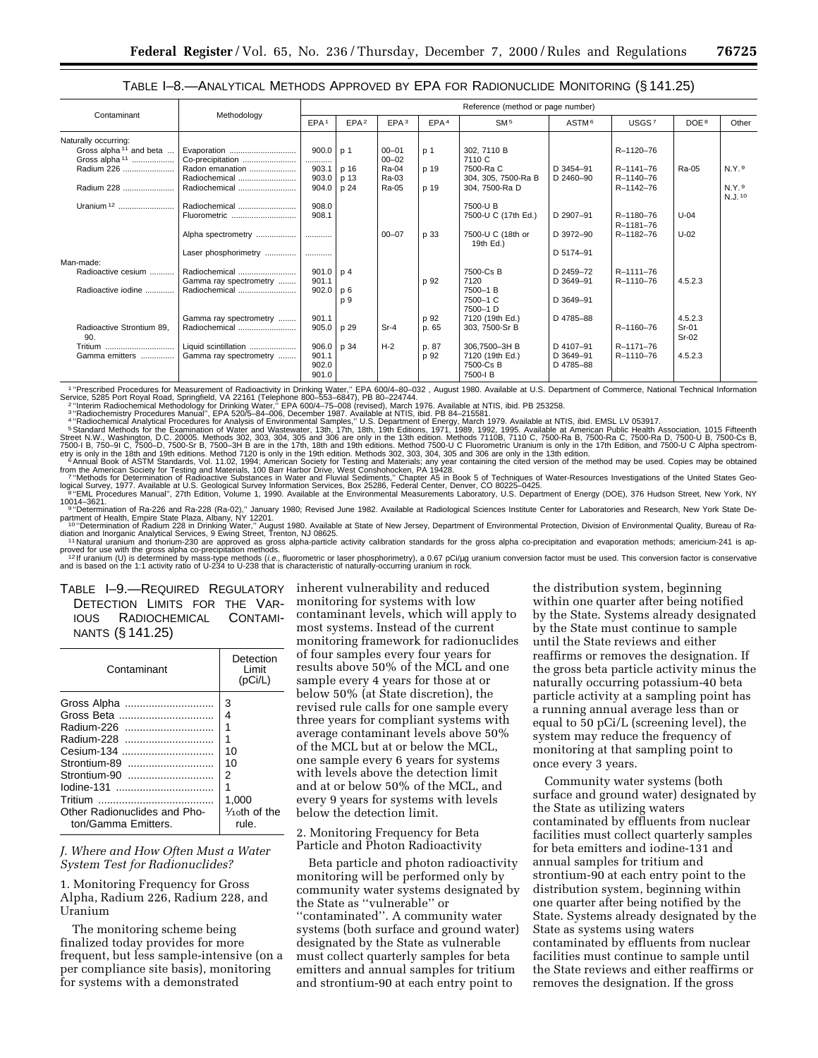TABLE I–8.—ANALYTICAL METHODS APPROVED BY EPA FOR RADIONUCLIDE MONITORING (§ 141.25)

| Contaminant | Methodology | Reference (method or page number) | | | | | | | | |
|---|---|---|---|---|---|---|---|---|---|---|
| | | EPA[1] | EPA[2] | EPA[3] | EPA[4] | SM[5] | ASTM[6] | USGS[7] | DOE[8] | Other |
| Naturally occurring: | | | | | | | | | | |
| Gross alpha[11] and beta | Evaporation | 900.0 | p 1 | 00–01 | p 1 | 302, 7110 B | | R–1120–76 | | |
| Gross alpha[11] | Co-precipitation | ............ | | 00–02 | | 7110 C | | | | |
| Radium 226 | Radon emanation | 903.1 | p 16 | Ra-04 | p 19 | 7500-Ra C | D 3454–91 | R–1141–76 | Ra-05 | N.Y.[9] |
| | Radiochemical | 903.0 | p 13 | Ra-03 | | 304, 305, 7500-Ra B | D 2460–90 | R–1140–76 | | |
| Radium 228 | Radiochemical | 904.0 | p 24 | Ra-05 | p 19 | 304, 7500-Ra D | | R–1142–76 | | N.Y.[9] N.J.[10] |
| Uranium[12] | Radiochemical | 908.0 | | | | 7500-U B | | | | |
| | Fluorometric | 908.1 | | | | 7500-U C (17th Ed.) | D 2907–91 | R–1180–76 R–1181–76 | U-04 | |
| | Alpha spectrometry | ............ | | 00–07 | p 33 | 7500-U C (18th or 19th Ed.) | D 3972–90 | R–1182–76 | U-02 | |
| | Laser phosphorimetry | ............ | | | | | D 5174–91 | | | |
| Man-made: | | | | | | | | | | |
| Radioactive cesium | Radiochemical | 901.0 | p 4 | | | 7500-Cs B | D 2459–72 | R–1111–76 | | |
| | Gamma ray spectrometry | 901.1 | | | p 92 | 7120 | D 3649–91 | R–1110–76 | 4.5.2.3 | |
| Radioactive iodine | Radiochemical | 902.0 | p 6 | | | 7500–1 B | | | | |
| | | | p 9 | | | 7500–1 C | D 3649–91 | | | |
| | | | | | | 7500–1 D | | | | |
| | Gamma ray spectrometry | 901.1 | | | p 92 | 7120 (19th Ed.) | D 4785–88 | | 4.5.2.3 | |
| Radioactive Strontium 89, 90. | Radiochemical | 905.0 | p 29 | Sr-4 | p. 65 | 303, 7500-Sr B | | R–1160–76 | Sr-01 Sr-02 | |
| Tritium | Liquid scintillation | 906.0 | p 34 | H-2 | p. 87 | 306,7500–3H B | D 4107–91 | R–1171–76 | | |
| Gamma emitters | Gamma ray spectrometry | 901.1 902.0 901.0 | | | p 92 | 7120 (19th Ed.) 7500-Cs B 7500-I B | D 3649–91 D 4785–88 | R–1110–76 | 4.5.2.3 | |

[1] "Prescribed Procedures for Measurement of Radioactivity in Drinking Water," EPA 600/4–80–032 , August 1980. Available at U.S. Department of Commerce, National Technical Information Service, 5285 Port Royal Road, Springfield, VA 22161 (Telephone 800–553–6847), PB 80–224744.

[2] "Interim Radiochemical Methodology for Drinking Water," EPA 600/4–75–008 (revised), March 1976. Available at NTIS, ibid. PB 253258.

[3] "Radiochemistry Procedures Manual", EPA 520/5–84–006, December 1987. Available at NTIS, ibid. PB 84–215581.

[4] "Radiochemical Analytical Procedures for Analysis of Environmental Samples," U.S. Department of Energy, March 1979. Available at NTIS, ibid. EMSL LV 053917.

[5] Standard Methods for the Examination of Water and Wastewater, 13th, 17th, 18th, 19th Editions, 1971, 1989, 1992, 1995. Available at American Public Health Association, 1015 Fifteenth Street N.W., Washington, D.C. 20005. Methods 302, 303, 304, 305 and 306 are only in the 13th edition. Methods 7110B, 7110 C, 7500-Ra B, 7500-Ra C, 7500-Ra D, 7500-U B, 7500-Cs B, 7500-I B, 750–9I C, 7500–D, 7500-Sr B, 7500–3H B are in the 17th, 18th and 19th editions. Method 7500-U C Fluorometric Uranium is only in the 17th Edition, and 7500-U C Alpha spectrometry is only in the 18th and 19th editions. Method 7120 is only in the 19th edition. Methods 302, 303, 304, 305 and 306 are only in the 13th edition.

[6] Annual Book of ASTM Standards, Vol. 11.02, 1994; American Society for Testing and Materials; any year containing the cited version of the method may be used. Copies may be obtained from the American Society for Testing and Materials, 100 Barr Harbor Drive, West Conshohocken, PA 19428.

[7] "Methods for Determination of Radioactive Substances in Water and Fluvial Sediments," Chapter A5 in Book 5 of Techniques of Water-Resources Investigations of the United States Geological Survey, 1977. Available at U.S. Geological Survey Information Services, Box 25286, Federal Center, Denver, CO 80225–0425.

[8] "EML Procedures Manual", 27th Edition, Volume 1, 1990. Available at the Environmental Measurements Laboratory, U.S. Department of Energy (DOE), 376 Hudson Street, New York, NY 10014–3621.

[9] "Determination of Ra-226 and Ra-228 (Ra-02)," January 1980; Revised June 1982. Available at Radiological Sciences Institute Center for Laboratories and Research, New York State Department of Health, Empire State Plaza, Albany, NY 12201.

[10] "Determination of Radium 228 in Drinking Water," August 1980. Available at State of New Jersey, Department of Environmental Protection, Division of Environmental Quality, Bureau of Radiation and Inorganic Analytical Services, 9 Ewing Street, Trenton, NJ 08625.

[11] Natural uranium and thorium-230 are approved as gross alpha-particle activity calibration standards for the gross alpha co-precipitation and evaporation methods; americium-241 is approved for use with the gross alpha co-precipitation methods.

[12] If uranium (U) is determined by mass-type methods (*i.e.*, fluorometric or laser phosphorimetry), a 0.67 pCi/µg uranium conversion factor must be used. This conversion factor is conservative and is based on the 1:1 activity ratio of U-234 to U-238 that is characteristic of naturally-occurring uranium in rock.

TABLE I–9.—REQUIRED REGULATORY DETECTION LIMITS FOR THE VARIOUS RADIOCHEMICAL CONTAMINANTS (§ 141.25)

| Contaminant | Detection Limit (pCi/L) |
|---|---|
| Gross Alpha | 3 |
| Gross Beta | 4 |
| Radium-226 | 1 |
| Radium-228 | 1 |
| Cesium-134 | 10 |
| Strontium-89 | 10 |
| Strontium-90 | 2 |
| Iodine-131 | 1 |
| Tritium | 1,000 |
| Other Radionuclides and Photon/Gamma Emitters. | 1/10th of the rule. |

*J. Where and How Often Must a Water System Test for Radionuclides?*

1. Monitoring Frequency for Gross Alpha, Radium 226, Radium 228, and Uranium

The monitoring scheme being finalized today provides for more frequent, but less sample-intensive (on a per compliance site basis), monitoring for systems with a demonstrated inherent vulnerability and reduced monitoring for systems with low contaminant levels, which will apply to most systems. Instead of the current monitoring framework for radionuclides of four samples every four years for results above 50% of the MCL and one sample every 4 years for those at or below 50% (at State discretion), the revised rule calls for one sample every three years for compliant systems with average contaminant levels above 50% of the MCL but at or below the MCL, one sample every 6 years for systems with levels above the detection limit and at or below 50% of the MCL, and every 9 years for systems with levels below the detection limit.

2. Monitoring Frequency for Beta Particle and Photon Radioactivity

Beta particle and photon radioactivity monitoring will be performed only by community water systems designated by the State as "vulnerable" or "contaminated". A community water system (both surface and ground water) designated by the State as vulnerable must collect quarterly samples for beta emitters and annual samples for tritium and strontium-90 at each entry point to the distribution system, beginning within one quarter after being notified by the State. Systems already designated by the State must continue to sample until the State reviews and either reaffirms or removes the designation. If the gross beta particle activity minus the naturally occurring potassium-40 beta particle activity at a sampling point has a running annual average less than or equal to 50 pCi/L (screening level), the system may reduce the frequency of monitoring at that sampling point to once every 3 years.

Community water systems (both surface and ground water) designated by the State as utilizing waters contaminated by effluents from nuclear facilities must collect quarterly samples for beta emitters and iodine-131 and annual samples for tritium and strontium-90 at each entry point to the distribution system, beginning within one quarter after being notified by the State. Systems already designated by the State as systems using waters contaminated by effluents from nuclear facilities must continue to sample until the State reviews and either reaffirms or removes the designation. If the gross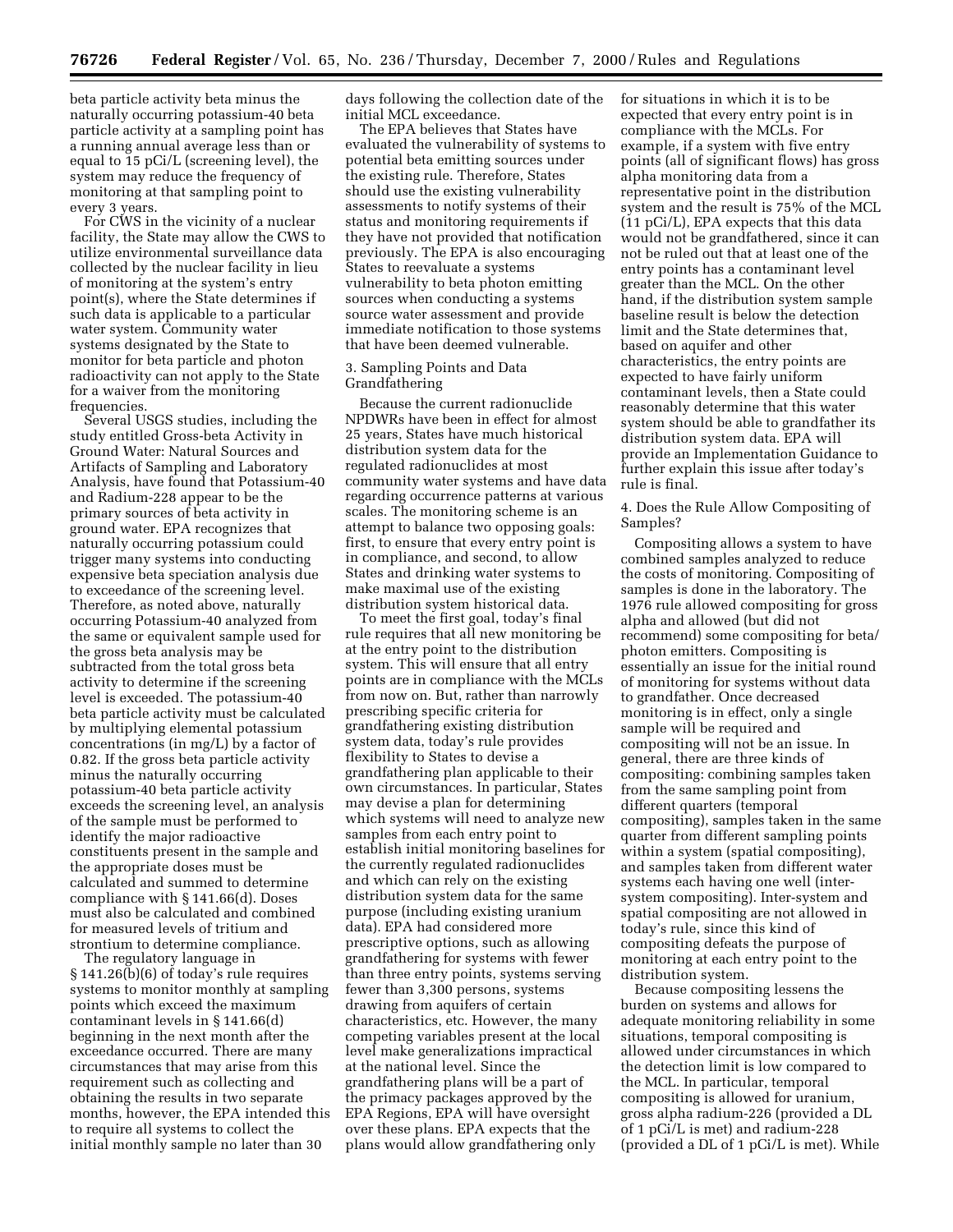beta particle activity beta minus the naturally occurring potassium-40 beta particle activity at a sampling point has a running annual average less than or equal to 15 pCi/L (screening level), the system may reduce the frequency of monitoring at that sampling point to every 3 years.

For CWS in the vicinity of a nuclear facility, the State may allow the CWS to utilize environmental surveillance data collected by the nuclear facility in lieu of monitoring at the system's entry point(s), where the State determines if such data is applicable to a particular water system. Community water systems designated by the State to monitor for beta particle and photon radioactivity can not apply to the State for a waiver from the monitoring frequencies.

Several USGS studies, including the study entitled Gross-beta Activity in Ground Water: Natural Sources and Artifacts of Sampling and Laboratory Analysis, have found that Potassium-40 and Radium-228 appear to be the primary sources of beta activity in ground water. EPA recognizes that naturally occurring potassium could trigger many systems into conducting expensive beta speciation analysis due to exceedance of the screening level. Therefore, as noted above, naturally occurring Potassium-40 analyzed from the same or equivalent sample used for the gross beta analysis may be subtracted from the total gross beta activity to determine if the screening level is exceeded. The potassium-40 beta particle activity must be calculated by multiplying elemental potassium concentrations (in mg/L) by a factor of 0.82. If the gross beta particle activity minus the naturally occurring potassium-40 beta particle activity exceeds the screening level, an analysis of the sample must be performed to identify the major radioactive constituents present in the sample and the appropriate doses must be calculated and summed to determine compliance with § 141.66(d). Doses must also be calculated and combined for measured levels of tritium and strontium to determine compliance.

The regulatory language in § 141.26(b)(6) of today's rule requires systems to monitor monthly at sampling points which exceed the maximum contaminant levels in § 141.66(d) beginning in the next month after the exceedance occurred. There are many circumstances that may arise from this requirement such as collecting and obtaining the results in two separate months, however, the EPA intended this to require all systems to collect the initial monthly sample no later than 30 days following the collection date of the initial MCL exceedance.

The EPA believes that States have evaluated the vulnerability of systems to potential beta emitting sources under the existing rule. Therefore, States should use the existing vulnerability assessments to notify systems of their status and monitoring requirements if they have not provided that notification previously. The EPA is also encouraging States to reevaluate a systems vulnerability to beta photon emitting sources when conducting a systems source water assessment and provide immediate notification to those systems that have been deemed vulnerable.

3. Sampling Points and Data Grandfathering

Because the current radionuclide NPDWRs have been in effect for almost 25 years, States have much historical distribution system data for the regulated radionuclides at most community water systems and have data regarding occurrence patterns at various scales. The monitoring scheme is an attempt to balance two opposing goals: first, to ensure that every entry point is in compliance, and second, to allow States and drinking water systems to make maximal use of the existing distribution system historical data.

To meet the first goal, today's final rule requires that all new monitoring be at the entry point to the distribution system. This will ensure that all entry points are in compliance with the MCLs from now on. But, rather than narrowly prescribing specific criteria for grandfathering existing distribution system data, today's rule provides flexibility to States to devise a grandfathering plan applicable to their own circumstances. In particular, States may devise a plan for determining which systems will need to analyze new samples from each entry point to establish initial monitoring baselines for the currently regulated radionuclides and which can rely on the existing distribution system data for the same purpose (including existing uranium data). EPA had considered more prescriptive options, such as allowing grandfathering for systems with fewer than three entry points, systems serving fewer than 3,300 persons, systems drawing from aquifers of certain characteristics, etc. However, the many competing variables present at the local level make generalizations impractical at the national level. Since the grandfathering plans will be a part of the primacy packages approved by the EPA Regions, EPA will have oversight over these plans. EPA expects that the plans would allow grandfathering only for situations in which it is to be expected that every entry point is in compliance with the MCLs. For example, if a system with five entry points (all of significant flows) has gross alpha monitoring data from a representative point in the distribution system and the result is 75% of the MCL (11 pCi/L), EPA expects that this data would not be grandfathered, since it can not be ruled out that at least one of the entry points has a contaminant level greater than the MCL. On the other hand, if the distribution system sample baseline result is below the detection limit and the State determines that, based on aquifer and other characteristics, the entry points are expected to have fairly uniform contaminant levels, then a State could reasonably determine that this water system should be able to grandfather its distribution system data. EPA will provide an Implementation Guidance to further explain this issue after today's rule is final.

4. Does the Rule Allow Compositing of Samples?

Compositing allows a system to have combined samples analyzed to reduce the costs of monitoring. Compositing of samples is done in the laboratory. The 1976 rule allowed compositing for gross alpha and allowed (but did not recommend) some compositing for beta/photon emitters. Compositing is essentially an issue for the initial round of monitoring for systems without data to grandfather. Once decreased monitoring is in effect, only a single sample will be required and compositing will not be an issue. In general, there are three kinds of compositing: combining samples taken from the same sampling point from different quarters (temporal compositing), samples taken in the same quarter from different sampling points within a system (spatial compositing), and samples taken from different water systems each having one well (inter-system compositing). Inter-system and spatial compositing are not allowed in today's rule, since this kind of compositing defeats the purpose of monitoring at each entry point to the distribution system.

Because compositing lessens the burden on systems and allows for adequate monitoring reliability in some situations, temporal compositing is allowed under circumstances in which the detection limit is low compared to the MCL. In particular, temporal compositing is allowed for uranium, gross alpha radium-226 (provided a DL of 1 pCi/L is met) and radium-228 (provided a DL of 1 pCi/L is met). While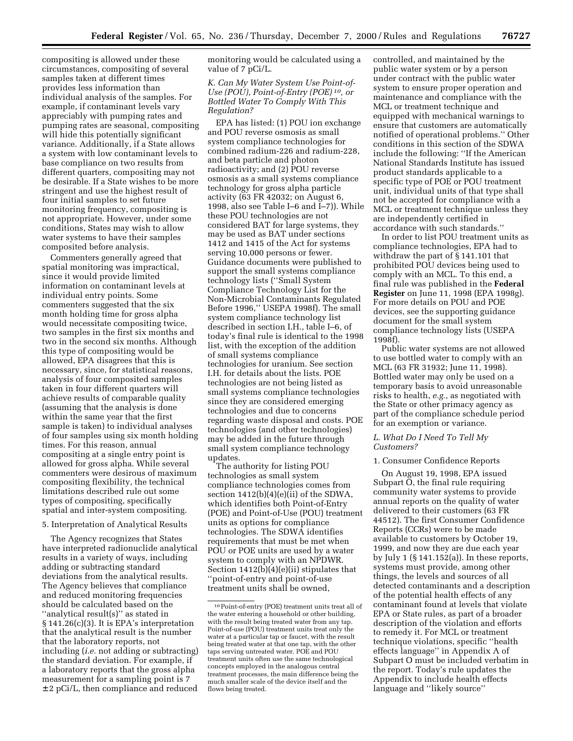compositing is allowed under these circumstances, compositing of several samples taken at different times provides less information than individual analysis of the samples. For example, if contaminant levels vary appreciably with pumping rates and pumping rates are seasonal, compositing will hide this potentially significant variance. Additionally, if a State allows a system with low contaminant levels to base compliance on two results from different quarters, compositing may not be desirable. If a State wishes to be more stringent and use the highest result of four initial samples to set future monitoring frequency, compositing is not appropriate. However, under some conditions, States may wish to allow water systems to have their samples composited before analysis.

Commenters generally agreed that spatial monitoring was impractical, since it would provide limited information on contaminant levels at individual entry points. Some commenters suggested that the six month holding time for gross alpha would necessitate compositing twice, two samples in the first six months and two in the second six months. Although this type of compositing would be allowed, EPA disagrees that this is necessary, since, for statistical reasons, analysis of four composited samples taken in four different quarters will achieve results of comparable quality (assuming that the analysis is done within the same year that the first sample is taken) to individual analyses of four samples using six month holding times. For this reason, annual compositing at a single entry point is allowed for gross alpha. While several commenters were desirous of maximum compositing flexibility, the technical limitations described rule out some types of compositing, specifically spatial and inter-system compositing.

5. Interpretation of Analytical Results

The Agency recognizes that States have interpreted radionuclide analytical results in a variety of ways, including adding or subtracting standard deviations from the analytical results. The Agency believes that compliance and reduced monitoring frequencies should be calculated based on the ''analytical result(s)'' as stated in § 141.26(c)(3). It is EPA's interpretation that the analytical result is the number that the laboratory reports, not including (*i.e.* not adding or subtracting) the standard deviation. For example, if a laboratory reports that the gross alpha measurement for a sampling point is 7 ±2 pCi/L, then compliance and reduced monitoring would be calculated using a value of 7 pCi/L.

### *K. Can My Water System Use Point-of-Use (POU), Point-of-Entry (POE)[10], or Bottled Water To Comply With This Regulation?*

EPA has listed: (1) POU ion exchange and POU reverse osmosis as small system compliance technologies for combined radium-226 and radium-228, and beta particle and photon radioactivity; and (2) POU reverse osmosis as a small systems compliance technology for gross alpha particle activity (63 FR 42032; on August 6, 1998, also see Table I–6 and I–7)). While these POU technologies are not considered BAT for large systems, they may be used as BAT under sections 1412 and 1415 of the Act for systems serving 10,000 persons or fewer. Guidance documents were published to support the small systems compliance technology lists (''Small System Compliance Technology List for the Non-Microbial Contaminants Regulated Before 1996,'' USEPA 1998f). The small system compliance technology list described in section I.H., table I–6, of today's final rule is identical to the 1998 list, with the exception of the addition of small systems compliance technologies for uranium. See section I.H. for details about the lists. POE technologies are not being listed as small systems compliance technologies since they are considered emerging technologies and due to concerns regarding waste disposal and costs. POE technologies (and other technologies) may be added in the future through small system compliance technology updates.

The authority for listing POU technologies as small system compliance technologies comes from section 1412(b)(4)(e)(ii) of the SDWA, which identifies both Point-of-Entry (POE) and Point-of-Use (POU) treatment units as options for compliance technologies. The SDWA identifies requirements that must be met when POU or POE units are used by a water system to comply with an NPDWR. Section 1412(b)(4)(e)(ii) stipulates that ''point-of-entry and point-of-use treatment units shall be owned, controlled, and maintained by the public water system or by a person under contract with the public water system to ensure proper operation and maintenance and compliance with the MCL or treatment technique and equipped with mechanical warnings to ensure that customers are automatically notified of operational problems.'' Other conditions in this section of the SDWA include the following: ''If the American National Standards Institute has issued product standards applicable to a specific type of POE or POU treatment unit, individual units of that type shall not be accepted for compliance with a MCL or treatment technique unless they are independently certified in accordance with such standards.''

In order to list POU treatment units as compliance technologies, EPA had to withdraw the part of § 141.101 that prohibited POU devices being used to comply with an MCL. To this end, a final rule was published in the **Federal Register** on June 11, 1998 (EPA 1998g). For more details on POU and POE devices, see the supporting guidance document for the small system compliance technology lists (USEPA 1998f).

Public water systems are not allowed to use bottled water to comply with an MCL (63 FR 31932; June 11, 1998). Bottled water may only be used on a temporary basis to avoid unreasonable risks to health, *e.g.,* as negotiated with the State or other primacy agency as part of the compliance schedule period for an exemption or variance.

### *L. What Do I Need To Tell My Customers?*

1. Consumer Confidence Reports

On August 19, 1998, EPA issued Subpart O, the final rule requiring community water systems to provide annual reports on the quality of water delivered to their customers (63 FR 44512). The first Consumer Confidence Reports (CCRs) were to be made available to customers by October 19, 1999, and now they are due each year by July 1 (§ 141.152(a)). In these reports, systems must provide, among other things, the levels and sources of all detected contaminants and a description of the potential health effects of any contaminant found at levels that violate EPA or State rules, as part of a broader description of the violation and efforts to remedy it. For MCL or treatment technique violations, specific ''health effects language'' in Appendix A of Subpart O must be included verbatim in the report. Today's rule updates the Appendix to include health effects language and ''likely source''

[10] Point-of-entry (POE) treatment units treat all of the water entering a household or other building, with the result being treated water from any tap. Point-of-use (POU) treatment units treat only the water at a particular tap or faucet, with the result being treated water at that one tap, with the other taps serving untreated water. POE and POU treatment units often use the same technological concepts employed in the analogous central treatment processes, the main difference being the much smaller scale of the device itself and the flows being treated.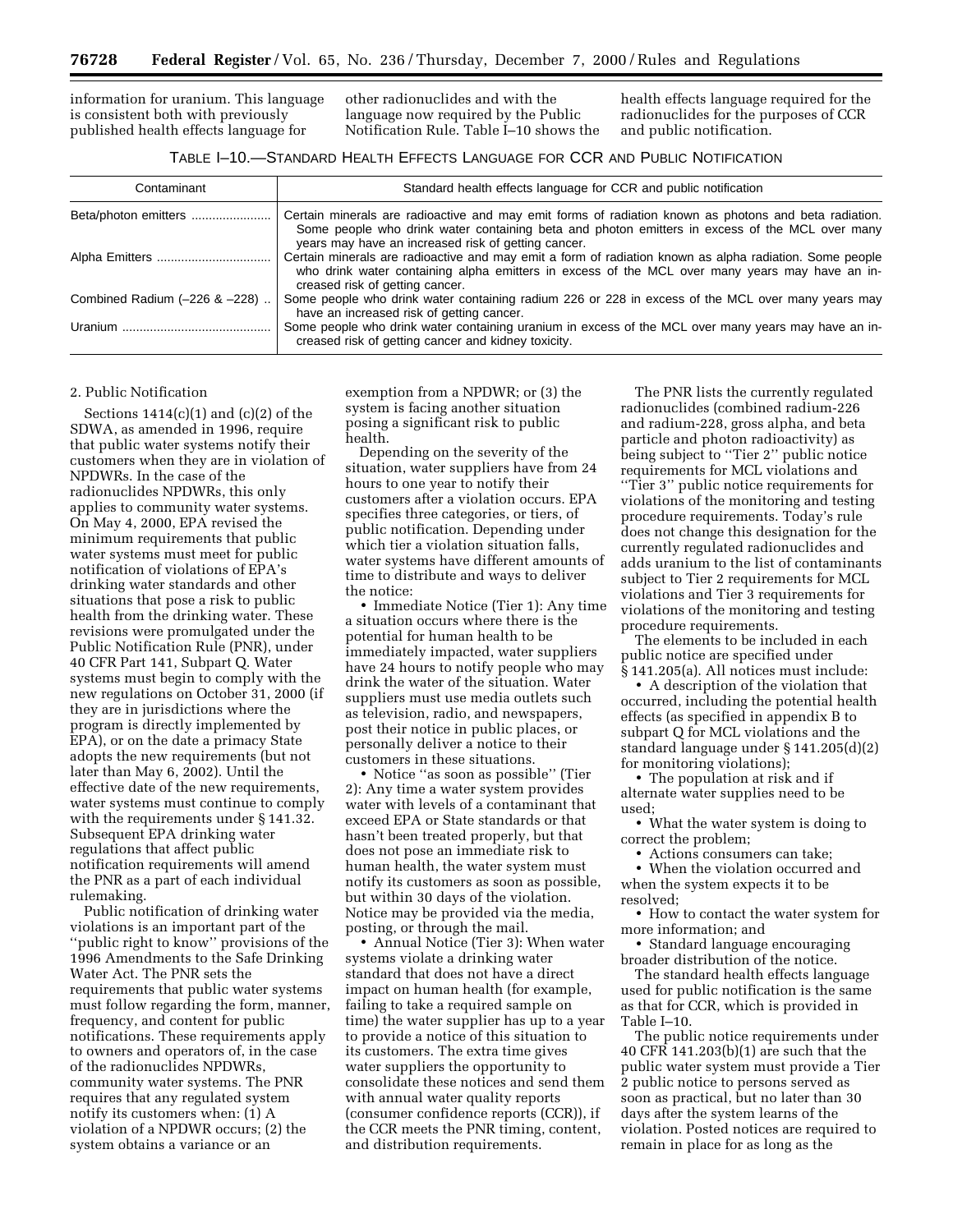information for uranium. This language is consistent both with previously published health effects language for other radionuclides and with the language now required by the Public Notification Rule. Table I–10 shows the health effects language required for the radionuclides for the purposes of CCR and public notification.

TABLE I–10.—STANDARD HEALTH EFFECTS LANGUAGE FOR CCR AND PUBLIC NOTIFICATION

| Contaminant | Standard health effects language for CCR and public notification |
|---|---|
| Beta/photon emitters | Certain minerals are radioactive and may emit forms of radiation known as photons and beta radiation. Some people who drink water containing beta and photon emitters in excess of the MCL over many years may have an increased risk of getting cancer. |
| Alpha Emitters | Certain minerals are radioactive and may emit a form of radiation known as alpha radiation. Some people who drink water containing alpha emitters in excess of the MCL over many years may have an increased risk of getting cancer. |
| Combined Radium (–226 & –228) | Some people who drink water containing radium 226 or 228 in excess of the MCL over many years may have an increased risk of getting cancer. |
| Uranium | Some people who drink water containing uranium in excess of the MCL over many years may have an increased risk of getting cancer and kidney toxicity. |

2. Public Notification

Sections 1414(c)(1) and (c)(2) of the SDWA, as amended in 1996, require that public water systems notify their customers when they are in violation of NPDWRs. In the case of the radionuclides NPDWRs, this only applies to community water systems. On May 4, 2000, EPA revised the minimum requirements that public water systems must meet for public notification of violations of EPA's drinking water standards and other situations that pose a risk to public health from the drinking water. These revisions were promulgated under the Public Notification Rule (PNR), under 40 CFR Part 141, Subpart Q. Water systems must begin to comply with the new regulations on October 31, 2000 (if they are in jurisdictions where the program is directly implemented by EPA), or on the date a primacy State adopts the new requirements (but not later than May 6, 2002). Until the effective date of the new requirements, water systems must continue to comply with the requirements under § 141.32. Subsequent EPA drinking water regulations that affect public notification requirements will amend the PNR as a part of each individual rulemaking.

Public notification of drinking water violations is an important part of the ''public right to know'' provisions of the 1996 Amendments to the Safe Drinking Water Act. The PNR sets the requirements that public water systems must follow regarding the form, manner, frequency, and content for public notifications. These requirements apply to owners and operators of, in the case of the radionuclides NPDWRs, community water systems. The PNR requires that any regulated system notify its customers when: (1) A violation of a NPDWR occurs; (2) the system obtains a variance or an exemption from a NPDWR; or (3) the system is facing another situation posing a significant risk to public health.

Depending on the severity of the situation, water suppliers have from 24 hours to one year to notify their customers after a violation occurs. EPA specifies three categories, or tiers, of public notification. Depending under which tier a violation situation falls, water systems have different amounts of time to distribute and ways to deliver the notice:

• Immediate Notice (Tier 1): Any time a situation occurs where there is the potential for human health to be immediately impacted, water suppliers have 24 hours to notify people who may drink the water of the situation. Water suppliers must use media outlets such as television, radio, and newspapers, post their notice in public places, or personally deliver a notice to their customers in these situations.

• Notice ''as soon as possible'' (Tier 2): Any time a water system provides water with levels of a contaminant that exceed EPA or State standards or that hasn't been treated properly, but that does not pose an immediate risk to human health, the water system must notify its customers as soon as possible, but within 30 days of the violation. Notice may be provided via the media, posting, or through the mail.

• Annual Notice (Tier 3): When water systems violate a drinking water standard that does not have a direct impact on human health (for example, failing to take a required sample on time) the water supplier has up to a year to provide a notice of this situation to its customers. The extra time gives water suppliers the opportunity to consolidate these notices and send them with annual water quality reports (consumer confidence reports (CCR)), if the CCR meets the PNR timing, content, and distribution requirements.

The PNR lists the currently regulated radionuclides (combined radium-226 and radium-228, gross alpha, and beta particle and photon radioactivity) as being subject to ''Tier 2'' public notice requirements for MCL violations and ''Tier 3'' public notice requirements for violations of the monitoring and testing procedure requirements. Today's rule does not change this designation for the currently regulated radionuclides and adds uranium to the list of contaminants subject to Tier 2 requirements for MCL violations and Tier 3 requirements for violations of the monitoring and testing procedure requirements.

The elements to be included in each public notice are specified under § 141.205(a). All notices must include:

• A description of the violation that occurred, including the potential health effects (as specified in appendix B to subpart Q for MCL violations and the standard language under § 141.205(d)(2) for monitoring violations);

• The population at risk and if alternate water supplies need to be used;

• What the water system is doing to correct the problem;

• Actions consumers can take;

• When the violation occurred and when the system expects it to be resolved;

• How to contact the water system for more information; and

• Standard language encouraging broader distribution of the notice.

The standard health effects language used for public notification is the same as that for CCR, which is provided in Table I–10.

The public notice requirements under 40 CFR 141.203(b)(1) are such that the public water system must provide a Tier 2 public notice to persons served as soon as practical, but no later than 30 days after the system learns of the violation. Posted notices are required to remain in place for as long as the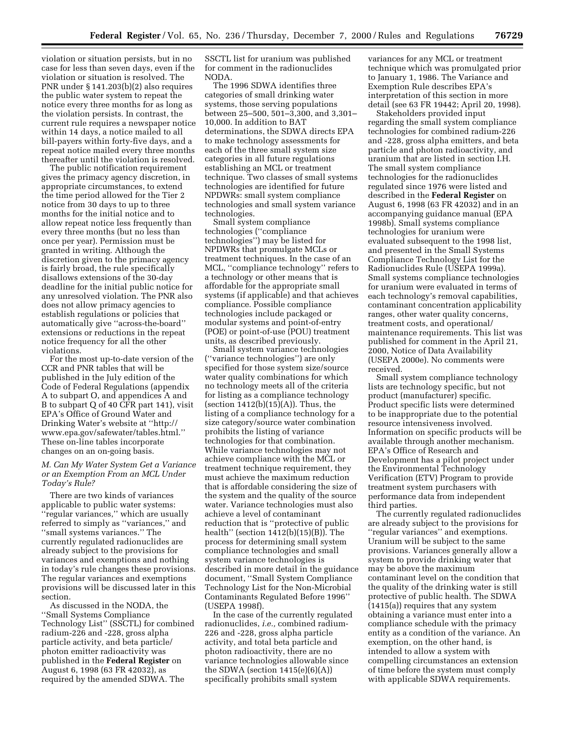violation or situation persists, but in no case for less than seven days, even if the violation or situation is resolved. The PNR under § 141.203(b)(2) also requires the public water system to repeat the notice every three months for as long as the violation persists. In contrast, the current rule requires a newspaper notice within 14 days, a notice mailed to all bill-payers within forty-five days, and a repeat notice mailed every three months thereafter until the violation is resolved.

The public notification requirement gives the primacy agency discretion, in appropriate circumstances, to extend the time period allowed for the Tier 2 notice from 30 days to up to three months for the initial notice and to allow repeat notice less frequently than every three months (but no less than once per year). Permission must be granted in writing. Although the discretion given to the primacy agency is fairly broad, the rule specifically disallows extensions of the 30-day deadline for the initial public notice for any unresolved violation. The PNR also does not allow primacy agencies to establish regulations or policies that automatically give ''across-the-board'' extensions or reductions in the repeat notice frequency for all the other violations.

For the most up-to-date version of the CCR and PNR tables that will be published in the July edition of the Code of Federal Regulations (appendix A to subpart O, and appendices A and B to subpart Q of 40 CFR part 141), visit EPA's Office of Ground Water and Drinking Water's website at ''http://www.epa.gov/safewater/tables.html.'' These on-line tables incorporate changes on an on-going basis.

### *M. Can My Water System Get a Variance or an Exemption From an MCL Under Today's Rule?*

There are two kinds of variances applicable to public water systems: ''regular variances,'' which are usually referred to simply as ''variances,'' and ''small systems variances.'' The currently regulated radionuclides are already subject to the provisions for variances and exemptions and nothing in today's rule changes these provisions. The regular variances and exemptions provisions will be discussed later in this section.

As discussed in the NODA, the ''Small Systems Compliance Technology List'' (SSCTL) for combined radium-226 and -228, gross alpha particle activity, and beta particle/photon emitter radioactivity was published in the **Federal Register** on August 6, 1998 (63 FR 42032), as required by the amended SDWA. The SSCTL list for uranium was published for comment in the radionuclides NODA.

The 1996 SDWA identifies three categories of small drinking water systems, those serving populations between 25–500, 501–3,300, and 3,301–10,000. In addition to BAT determinations, the SDWA directs EPA to make technology assessments for each of the three small system size categories in all future regulations establishing an MCL or treatment technique. Two classes of small systems technologies are identified for future NPDWRs: small system compliance technologies and small system variance technologies.

Small system compliance technologies (''compliance technologies'') may be listed for NPDWRs that promulgate MCLs or treatment techniques. In the case of an MCL, ''compliance technology'' refers to a technology or other means that is affordable for the appropriate small systems (if applicable) and that achieves compliance. Possible compliance technologies include packaged or modular systems and point-of-entry (POE) or point-of-use (POU) treatment units, as described previously.

Small system variance technologies (''variance technologies'') are only specified for those system size/source water quality combinations for which no technology meets all of the criteria for listing as a compliance technology (section 1412(b)(15)(A)). Thus, the listing of a compliance technology for a size category/source water combination prohibits the listing of variance technologies for that combination. While variance technologies may not achieve compliance with the MCL or treatment technique requirement, they must achieve the maximum reduction that is affordable considering the size of the system and the quality of the source water. Variance technologies must also achieve a level of contaminant reduction that is ''protective of public health'' (section 1412(b)(15)(B)). The process for determining small system compliance technologies and small system variance technologies is described in more detail in the guidance document, ''Small System Compliance Technology List for the Non-Microbial Contaminants Regulated Before 1996'' (USEPA 1998f).

In the case of the currently regulated radionuclides, *i.e.,* combined radium-226 and -228, gross alpha particle activity, and total beta particle and photon radioactivity, there are no variance technologies allowable since the SDWA (section 1415(e)(6)(A)) specifically prohibits small system variances for any MCL or treatment technique which was promulgated prior to January 1, 1986. The Variance and Exemption Rule describes EPA's interpretation of this section in more detail (see 63 FR 19442; April 20, 1998).

Stakeholders provided input regarding the small system compliance technologies for combined radium-226 and -228, gross alpha emitters, and beta particle and photon radioactivity, and uranium that are listed in section I.H. The small system compliance technologies for the radionuclides regulated since 1976 were listed and described in the **Federal Register** on August 6, 1998 (63 FR 42032) and in an accompanying guidance manual (EPA 1998b). Small systems compliance technologies for uranium were evaluated subsequent to the 1998 list, and presented in the Small Systems Compliance Technology List for the Radionuclides Rule (USEPA 1999a). Small systems compliance technologies for uranium were evaluated in terms of each technology's removal capabilities, contaminant concentration applicability ranges, other water quality concerns, treatment costs, and operational/maintenance requirements. This list was published for comment in the April 21, 2000, Notice of Data Availability (USEPA 2000e). No comments were received.

Small system compliance technology lists are technology specific, but not product (manufacturer) specific. Product specific lists were determined to be inappropriate due to the potential resource intensiveness involved. Information on specific products will be available through another mechanism. EPA's Office of Research and Development has a pilot project under the Environmental Technology Verification (ETV) Program to provide treatment system purchasers with performance data from independent third parties.

The currently regulated radionuclides are already subject to the provisions for ''regular variances'' and exemptions. Uranium will be subject to the same provisions. Variances generally allow a system to provide drinking water that may be above the maximum contaminant level on the condition that the quality of the drinking water is still protective of public health. The SDWA (1415(a)) requires that any system obtaining a variance must enter into a compliance schedule with the primacy entity as a condition of the variance. An exemption, on the other hand, is intended to allow a system with compelling circumstances an extension of time before the system must comply with applicable SDWA requirements.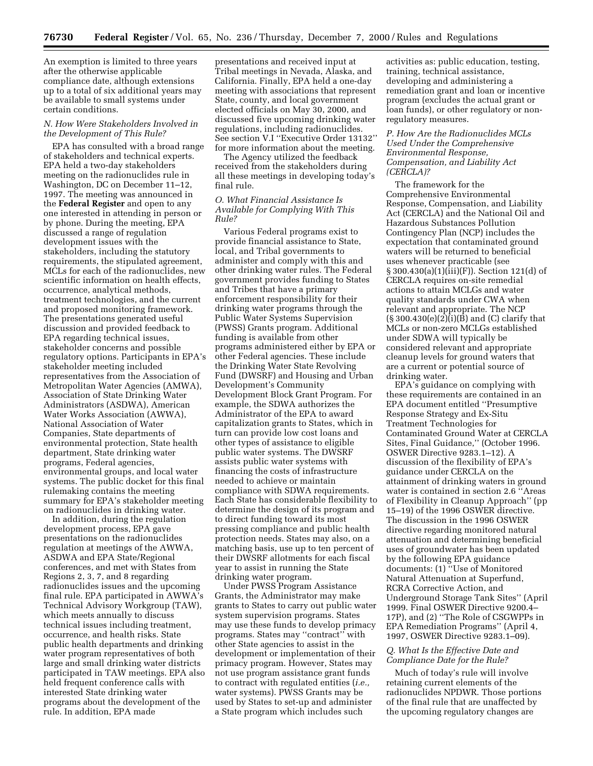An exemption is limited to three years after the otherwise applicable compliance date, although extensions up to a total of six additional years may be available to small systems under certain conditions.

### *N. How Were Stakeholders Involved in the Development of This Rule?*

EPA has consulted with a broad range of stakeholders and technical experts. EPA held a two-day stakeholders meeting on the radionuclides rule in Washington, DC on December 11–12, 1997. The meeting was announced in the **Federal Register** and open to any one interested in attending in person or by phone. During the meeting, EPA discussed a range of regulation development issues with the stakeholders, including the statutory requirements, the stipulated agreement, MCLs for each of the radionuclides, new scientific information on health effects, occurrence, analytical methods, treatment technologies, and the current and proposed monitoring framework. The presentations generated useful discussion and provided feedback to EPA regarding technical issues, stakeholder concerns and possible regulatory options. Participants in EPA's stakeholder meeting included representatives from the Association of Metropolitan Water Agencies (AMWA), Association of State Drinking Water Administrators (ASDWA), American Water Works Association (AWWA), National Association of Water Companies, State departments of environmental protection, State health department, State drinking water programs, Federal agencies, environmental groups, and local water systems. The public docket for this final rulemaking contains the meeting summary for EPA's stakeholder meeting on radionuclides in drinking water.

In addition, during the regulation development process, EPA gave presentations on the radionuclides regulation at meetings of the AWWA, ASDWA and EPA State/Regional conferences, and met with States from Regions 2, 3, 7, and 8 regarding radionuclides issues and the upcoming final rule. EPA participated in AWWA's Technical Advisory Workgroup (TAW), which meets annually to discuss technical issues including treatment, occurrence, and health risks. State public health departments and drinking water program representatives of both large and small drinking water districts participated in TAW meetings. EPA also held frequent conference calls with interested State drinking water programs about the development of the rule. In addition, EPA made presentations and received input at Tribal meetings in Nevada, Alaska, and California. Finally, EPA held a one-day meeting with associations that represent State, county, and local government elected officials on May 30, 2000, and discussed five upcoming drinking water regulations, including radionuclides. See section V.I ''Executive Order 13132'' for more information about the meeting.

The Agency utilized the feedback received from the stakeholders during all these meetings in developing today's final rule.

### *O. What Financial Assistance Is Available for Complying With This Rule?*

Various Federal programs exist to provide financial assistance to State, local, and Tribal governments to administer and comply with this and other drinking water rules. The Federal government provides funding to States and Tribes that have a primary enforcement responsibility for their drinking water programs through the Public Water Systems Supervision (PWSS) Grants program. Additional funding is available from other programs administered either by EPA or other Federal agencies. These include the Drinking Water State Revolving Fund (DWSRF) and Housing and Urban Development's Community Development Block Grant Program. For example, the SDWA authorizes the Administrator of the EPA to award capitalization grants to States, which in turn can provide low cost loans and other types of assistance to eligible public water systems. The DWSRF assists public water systems with financing the costs of infrastructure needed to achieve or maintain compliance with SDWA requirements. Each State has considerable flexibility to determine the design of its program and to direct funding toward its most pressing compliance and public health protection needs. States may also, on a matching basis, use up to ten percent of their DWSRF allotments for each fiscal year to assist in running the State drinking water program.

Under PWSS Program Assistance Grants, the Administrator may make grants to States to carry out public water system supervision programs. States may use these funds to develop primacy programs. States may ''contract'' with other State agencies to assist in the development or implementation of their primacy program. However, States may not use program assistance grant funds to contract with regulated entities (*i.e.,* water systems). PWSS Grants may be used by States to set-up and administer a State program which includes such activities as: public education, testing, training, technical assistance, developing and administering a remediation grant and loan or incentive program (excludes the actual grant or loan funds), or other regulatory or non-regulatory measures.

### *P. How Are the Radionuclides MCLs Used Under the Comprehensive Environmental Response, Compensation, and Liability Act (CERCLA)?*

The framework for the Comprehensive Environmental Response, Compensation, and Liability Act (CERCLA) and the National Oil and Hazardous Substances Pollution Contingency Plan (NCP) includes the expectation that contaminated ground waters will be returned to beneficial uses whenever practicable (see § 300.430(a)(1)(iii)(F)). Section 121(d) of CERCLA requires on-site remedial actions to attain MCLGs and water quality standards under CWA when relevant and appropriate. The NCP (§ 300.430(e)(2)(i)(B) and (C) clarify that MCLs or non-zero MCLGs established under SDWA will typically be considered relevant and appropriate cleanup levels for ground waters that are a current or potential source of drinking water.

EPA's guidance on complying with these requirements are contained in an EPA document entitled ''Presumptive Response Strategy and Ex-Situ Treatment Technologies for Contaminated Ground Water at CERCLA Sites, Final Guidance,'' (October 1996. OSWER Directive 9283.1–12). A discussion of the flexibility of EPA's guidance under CERCLA on the attainment of drinking waters in ground water is contained in section 2.6 ''Areas of Flexibility in Cleanup Approach'' (pp 15–19) of the 1996 OSWER directive. The discussion in the 1996 OSWER directive regarding monitored natural attenuation and determining beneficial uses of groundwater has been updated by the following EPA guidance documents: (1) ''Use of Monitored Natural Attenuation at Superfund, RCRA Corrective Action, and Underground Storage Tank Sites'' (April 1999. Final OSWER Directive 9200.4–17P), and (2) ''The Role of CSGWPPs in EPA Remediation Programs'' (April 4, 1997, OSWER Directive 9283.1–09).

### *Q. What Is the Effective Date and Compliance Date for the Rule?*

Much of today's rule will involve retaining current elements of the radionuclides NPDWR. Those portions of the final rule that are unaffected by the upcoming regulatory changes are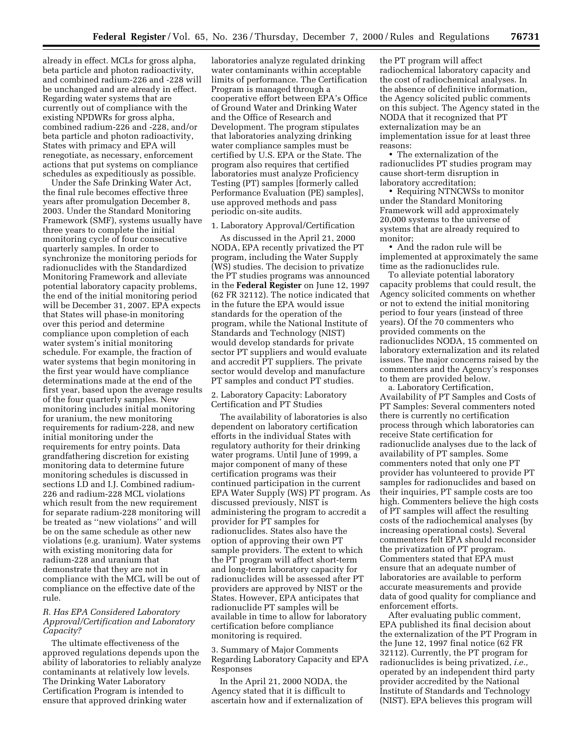already in effect. MCLs for gross alpha, beta particle and photon radioactivity, and combined radium-226 and -228 will be unchanged and are already in effect. Regarding water systems that are currently out of compliance with the existing NPDWRs for gross alpha, combined radium-226 and -228, and/or beta particle and photon radioactivity, States with primacy and EPA will renegotiate, as necessary, enforcement actions that put systems on compliance schedules as expeditiously as possible.

Under the Safe Drinking Water Act, the final rule becomes effective three years after promulgation December 8, 2003. Under the Standard Monitoring Framework (SMF), systems usually have three years to complete the initial monitoring cycle of four consecutive quarterly samples. In order to synchronize the monitoring periods for radionuclides with the Standardized Monitoring Framework and alleviate potential laboratory capacity problems, the end of the initial monitoring period will be December 31, 2007. EPA expects that States will phase-in monitoring over this period and determine compliance upon completion of each water system's initial monitoring schedule. For example, the fraction of water systems that begin monitoring in the first year would have compliance determinations made at the end of the first year, based upon the average results of the four quarterly samples. New monitoring includes initial monitoring for uranium, the new monitoring requirements for radium-228, and new initial monitoring under the requirements for entry points. Data grandfathering discretion for existing monitoring data to determine future monitoring schedules is discussed in sections I.D and I.J. Combined radium-226 and radium-228 MCL violations which result from the new requirement for separate radium-228 monitoring will be treated as "new violations" and will be on the same schedule as other new violations (e.g. uranium). Water systems with existing monitoring data for radium-228 and uranium that demonstrate that they are not in compliance with the MCL will be out of compliance on the effective date of the rule.

### *R. Has EPA Considered Laboratory Approval/Certification and Laboratory Capacity?*

The ultimate effectiveness of the approved regulations depends upon the ability of laboratories to reliably analyze contaminants at relatively low levels. The Drinking Water Laboratory Certification Program is intended to ensure that approved drinking water laboratories analyze regulated drinking water contaminants within acceptable limits of performance. The Certification Program is managed through a cooperative effort between EPA's Office of Ground Water and Drinking Water and the Office of Research and Development. The program stipulates that laboratories analyzing drinking water compliance samples must be certified by U.S. EPA or the State. The program also requires that certified laboratories must analyze Proficiency Testing (PT) samples [formerly called Performance Evaluation (PE) samples], use approved methods and pass periodic on-site audits.

#### 1. Laboratory Approval/Certification

As discussed in the April 21, 2000 NODA, EPA recently privatized the PT program, including the Water Supply (WS) studies. The decision to privatize the PT studies programs was announced in the **Federal Register** on June 12, 1997 (62 FR 32112). The notice indicated that in the future the EPA would issue standards for the operation of the program, while the National Institute of Standards and Technology (NIST) would develop standards for private sector PT suppliers and would evaluate and accredit PT suppliers. The private sector would develop and manufacture PT samples and conduct PT studies.

#### 2. Laboratory Capacity: Laboratory Certification and PT Studies

The availability of laboratories is also dependent on laboratory certification efforts in the individual States with regulatory authority for their drinking water programs. Until June of 1999, a major component of many of these certification programs was their continued participation in the current EPA Water Supply (WS) PT program. As discussed previously, NIST is administering the program to accredit a provider for PT samples for radionuclides. States also have the option of approving their own PT sample providers. The extent to which the PT program will affect short-term and long-term laboratory capacity for radionuclides will be assessed after PT providers are approved by NIST or the States. However, EPA anticipates that radionuclide PT samples will be available in time to allow for laboratory certification before compliance monitoring is required.

#### 3. Summary of Major Comments Regarding Laboratory Capacity and EPA Responses

In the April 21, 2000 NODA, the Agency stated that it is difficult to ascertain how and if externalization of the PT program will affect radiochemical laboratory capacity and the cost of radiochemical analyses. In the absence of definitive information, the Agency solicited public comments on this subject. The Agency stated in the NODA that it recognized that PT externalization may be an implementation issue for at least three reasons:

- The externalization of the radionuclides PT studies program may cause short-term disruption in laboratory accreditation;
- Requiring NTNCWSs to monitor under the Standard Monitoring Framework will add approximately 20,000 systems to the universe of systems that are already required to monitor;
- And the radon rule will be implemented at approximately the same time as the radionuclides rule.

To alleviate potential laboratory capacity problems that could result, the Agency solicited comments on whether or not to extend the initial monitoring period to four years (instead of three years). Of the 70 commenters who provided comments on the radionuclides NODA, 15 commented on laboratory externalization and its related issues. The major concerns raised by the commenters and the Agency's responses to them are provided below.

a. Laboratory Certification, Availability of PT Samples and Costs of PT Samples: Several commenters noted there is currently no certification process through which laboratories can receive State certification for radionuclide analyses due to the lack of availability of PT samples. Some commenters noted that only one PT provider has volunteered to provide PT samples for radionuclides and based on their inquiries, PT sample costs are too high. Commenters believe the high costs of PT samples will affect the resulting costs of the radiochemical analyses (by increasing operational costs). Several commenters felt EPA should reconsider the privatization of PT program. Commenters stated that EPA must ensure that an adequate number of laboratories are available to perform accurate measurements and provide data of good quality for compliance and enforcement efforts.

After evaluating public comment, EPA published its final decision about the externalization of the PT Program in the June 12, 1997 final notice (62 FR 32112). Currently, the PT program for radionuclides is being privatized, *i.e.,* operated by an independent third party provider accredited by the National Institute of Standards and Technology (NIST). EPA believes this program will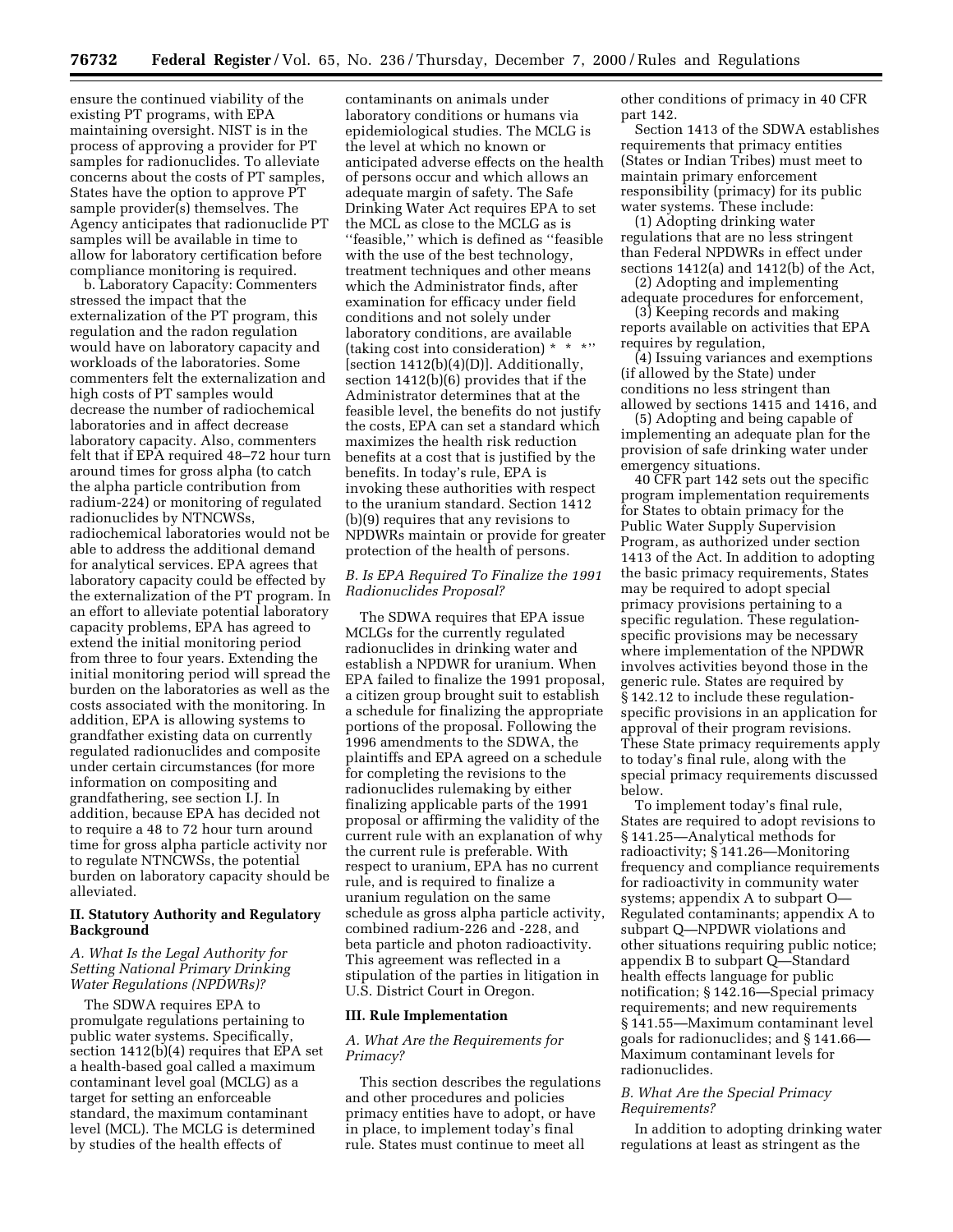ensure the continued viability of the existing PT programs, with EPA maintaining oversight. NIST is in the process of approving a provider for PT samples for radionuclides. To alleviate concerns about the costs of PT samples, States have the option to approve PT sample provider(s) themselves. The Agency anticipates that radionuclide PT samples will be available in time to allow for laboratory certification before compliance monitoring is required.

b. Laboratory Capacity: Commenters stressed the impact that the externalization of the PT program, this regulation and the radon regulation would have on laboratory capacity and workloads of the laboratories. Some commenters felt the externalization and high costs of PT samples would decrease the number of radiochemical laboratories and in affect decrease laboratory capacity. Also, commenters felt that if EPA required 48–72 hour turn around times for gross alpha (to catch the alpha particle contribution from radium-224) or monitoring of regulated radionuclides by NTNCWSs, radiochemical laboratories would not be able to address the additional demand for analytical services. EPA agrees that laboratory capacity could be effected by the externalization of the PT program. In an effort to alleviate potential laboratory capacity problems, EPA has agreed to extend the initial monitoring period from three to four years. Extending the initial monitoring period will spread the burden on the laboratories as well as the costs associated with the monitoring. In addition, EPA is allowing systems to grandfather existing data on currently regulated radionuclides and composite under certain circumstances (for more information on compositing and grandfathering, see section I.J. In addition, because EPA has decided not to require a 48 to 72 hour turn around time for gross alpha particle activity nor to regulate NTNCWSs, the potential burden on laboratory capacity should be alleviated.

## II. Statutory Authority and Regulatory Background

### *A. What Is the Legal Authority for Setting National Primary Drinking Water Regulations (NPDWRs)?*

The SDWA requires EPA to promulgate regulations pertaining to public water systems. Specifically, section 1412(b)(4) requires that EPA set a health-based goal called a maximum contaminant level goal (MCLG) as a target for setting an enforceable standard, the maximum contaminant level (MCL). The MCLG is determined by studies of the health effects of contaminants on animals under laboratory conditions or humans via epidemiological studies. The MCLG is the level at which no known or anticipated adverse effects on the health of persons occur and which allows an adequate margin of safety. The Safe Drinking Water Act requires EPA to set the MCL as close to the MCLG as is ''feasible,'' which is defined as ''feasible with the use of the best technology, treatment techniques and other means which the Administrator finds, after examination for efficacy under field conditions and not solely under laboratory conditions, are available (taking cost into consideration) * * *'' [section 1412(b)(4)(D)]. Additionally, section 1412(b)(6) provides that if the Administrator determines that at the feasible level, the benefits do not justify the costs, EPA can set a standard which maximizes the health risk reduction benefits at a cost that is justified by the benefits. In today's rule, EPA is invoking these authorities with respect to the uranium standard. Section 1412 (b)(9) requires that any revisions to NPDWRs maintain or provide for greater protection of the health of persons.

### *B. Is EPA Required To Finalize the 1991 Radionuclides Proposal?*

The SDWA requires that EPA issue MCLGs for the currently regulated radionuclides in drinking water and establish a NPDWR for uranium. When EPA failed to finalize the 1991 proposal, a citizen group brought suit to establish a schedule for finalizing the appropriate portions of the proposal. Following the 1996 amendments to the SDWA, the plaintiffs and EPA agreed on a schedule for completing the revisions to the radionuclides rulemaking by either finalizing applicable parts of the 1991 proposal or affirming the validity of the current rule with an explanation of why the current rule is preferable. With respect to uranium, EPA has no current rule, and is required to finalize a uranium regulation on the same schedule as gross alpha particle activity, combined radium-226 and -228, and beta particle and photon radioactivity. This agreement was reflected in a stipulation of the parties in litigation in U.S. District Court in Oregon.

## III. Rule Implementation

### *A. What Are the Requirements for Primacy?*

This section describes the regulations and other procedures and policies primacy entities have to adopt, or have in place, to implement today's final rule. States must continue to meet all other conditions of primacy in 40 CFR part 142.

Section 1413 of the SDWA establishes requirements that primacy entities (States or Indian Tribes) must meet to maintain primary enforcement responsibility (primacy) for its public water systems. These include:

(1) Adopting drinking water regulations that are no less stringent than Federal NPDWRs in effect under sections 1412(a) and 1412(b) of the Act,

(2) Adopting and implementing adequate procedures for enforcement,

(3) Keeping records and making reports available on activities that EPA requires by regulation,

(4) Issuing variances and exemptions (if allowed by the State) under conditions no less stringent than allowed by sections 1415 and 1416, and

(5) Adopting and being capable of implementing an adequate plan for the provision of safe drinking water under emergency situations.

40 CFR part 142 sets out the specific program implementation requirements for States to obtain primacy for the Public Water Supply Supervision Program, as authorized under section 1413 of the Act. In addition to adopting the basic primacy requirements, States may be required to adopt special primacy provisions pertaining to a specific regulation. These regulation-specific provisions may be necessary where implementation of the NPDWR involves activities beyond those in the generic rule. States are required by § 142.12 to include these regulation-specific provisions in an application for approval of their program revisions. These State primacy requirements apply to today's final rule, along with the special primacy requirements discussed below.

To implement today's final rule, States are required to adopt revisions to § 141.25—Analytical methods for radioactivity; § 141.26—Monitoring frequency and compliance requirements for radioactivity in community water systems; appendix A to subpart O—Regulated contaminants; appendix A to subpart Q—NPDWR violations and other situations requiring public notice; appendix B to subpart Q—Standard health effects language for public notification; § 142.16—Special primacy requirements; and new requirements § 141.55—Maximum contaminant level goals for radionuclides; and § 141.66—Maximum contaminant levels for radionuclides.

### *B. What Are the Special Primacy Requirements?*

In addition to adopting drinking water regulations at least as stringent as the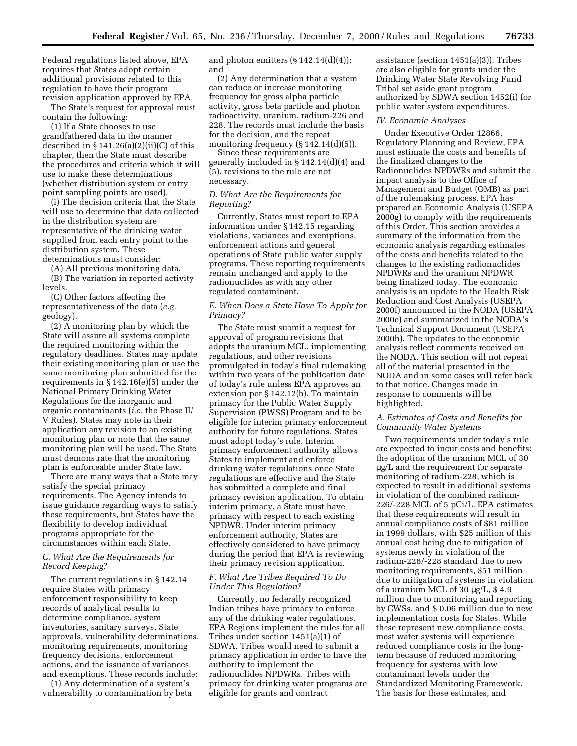Federal regulations listed above, EPA requires that States adopt certain additional provisions related to this regulation to have their program revision application approved by EPA.

The State's request for approval must contain the following:

(1) If a State chooses to use grandfathered data in the manner described in § 141.26(a)(2)(ii)(C) of this chapter, then the State must describe the procedures and criteria which it will use to make these determinations (whether distribution system or entry point sampling points are used).

(i) The decision criteria that the State will use to determine that data collected in the distribution system are representative of the drinking water supplied from each entry point to the distribution system. These determinations must consider:

(A) All previous monitoring data.

(B) The variation in reported activity levels.

(C) Other factors affecting the representativeness of the data (*e.g.* geology).

(2) A monitoring plan by which the State will assure all systems complete the required monitoring within the regulatory deadlines. States may update their existing monitoring plan or use the same monitoring plan submitted for the requirements in § 142.16(e)(5) under the National Primary Drinking Water Regulations for the inorganic and organic contaminants (*i.e.* the Phase II/V Rules). States may note in their application any revision to an existing monitoring plan or note that the same monitoring plan will be used. The State must demonstrate that the monitoring plan is enforceable under State law.

There are many ways that a State may satisfy the special primacy requirements. The Agency intends to issue guidance regarding ways to satisfy these requirements, but States have the flexibility to develop individual programs appropriate for the circumstances within each State.

### *C. What Are the Requirements for Record Keeping?*

The current regulations in § 142.14 require States with primacy enforcement responsibility to keep records of analytical results to determine compliance, system inventories, sanitary surveys, State approvals, vulnerability determinations, monitoring requirements, monitoring frequency decisions, enforcement actions, and the issuance of variances and exemptions. These records include:

(1) Any determination of a system's vulnerability to contamination by beta and photon emitters (§ 142.14(d)(4)); and

(2) Any determination that a system can reduce or increase monitoring frequency for gross alpha particle activity, gross beta particle and photon radioactivity, uranium, radium-226 and 228. The records must include the basis for the decision, and the repeat monitoring frequency (§ 142.14(d)(5)).

Since these requirements are generally included in § 142.14(d)(4) and (5), revisions to the rule are not necessary.

### *D. What Are the Requirements for Reporting?*

Currently, States must report to EPA information under § 142.15 regarding violations, variances and exemptions, enforcement actions and general operations of State public water supply programs. These reporting requirements remain unchanged and apply to the radionuclides as with any other regulated contaminant.

### *E. When Does a State Have To Apply for Primacy?*

The State must submit a request for approval of program revisions that adopts the uranium MCL, implementing regulations, and other revisions promulgated in today's final rulemaking within two years of the publication date of today's rule unless EPA approves an extension per § 142.12(b). To maintain primacy for the Public Water Supply Supervision (PWSS) Program and to be eligible for interim primacy enforcement authority for future regulations, States must adopt today's rule. Interim primacy enforcement authority allows States to implement and enforce drinking water regulations once State regulations are effective and the State has submitted a complete and final primacy revision application. To obtain interim primacy, a State must have primacy with respect to each existing NPDWR. Under interim primacy enforcement authority, States are effectively considered to have primacy during the period that EPA is reviewing their primacy revision application.

### *F. What Are Tribes Required To Do Under This Regulation?*

Currently, no federally recognized Indian tribes have primacy to enforce any of the drinking water regulations. EPA Regions implement the rules for all Tribes under section 1451(a)(1) of SDWA. Tribes would need to submit a primacy application in order to have the authority to implement the radionuclides NPDWRs. Tribes with primacy for drinking water programs are eligible for grants and contract assistance (section 1451(a)(3)). Tribes are also eligible for grants under the Drinking Water State Revolving Fund Tribal set aside grant program authorized by SDWA section 1452(i) for public water system expenditures.

## *IV. Economic Analyses*

Under Executive Order 12866, Regulatory Planning and Review, EPA must estimate the costs and benefits of the finalized changes to the Radionuclides NPDWRs and submit the impact analysis to the Office of Management and Budget (OMB) as part of the rulemaking process. EPA has prepared an Economic Analysis (USEPA 2000g) to comply with the requirements of this Order. This section provides a summary of the information from the economic analysis regarding estimates of the costs and benefits related to the changes to the existing radionuclides NPDWRs and the uranium NPDWR being finalized today. The economic analysis is an update to the Health Risk Reduction and Cost Analysis (USEPA 2000f) announced in the NODA (USEPA 2000e) and summarized in the NODA's Technical Support Document (USEPA 2000h). The updates to the economic analysis reflect comments received on the NODA. This section will not repeat all of the material presented in the NODA and in some cases will refer back to that notice. Changes made in response to comments will be highlighted.

### *A. Estimates of Costs and Benefits for Community Water Systems*

Two requirements under today's rule are expected to incur costs and benefits: the adoption of the uranium MCL of 30 μg/L and the requirement for separate monitoring of radium-228, which is expected to result in additional systems in violation of the combined radium-226/-228 MCL of 5 pCi/L. EPA estimates that these requirements will result in annual compliance costs of $81 million in 1999 dollars, with $25 million of this annual cost being due to mitigation of systems newly in violation of the radium-226/-228 standard due to new monitoring requirements, $51 million due to mitigation of systems in violation of a uranium MCL of 30 μg/L, $ 4.9 million due to monitoring and reporting by CWSs, and $ 0.06 million due to new implementation costs for States. While these represent new compliance costs, most water systems will experience reduced compliance costs in the long-term because of reduced monitoring frequency for systems with low contaminant levels under the Standardized Monitoring Framework. The basis for these estimates, and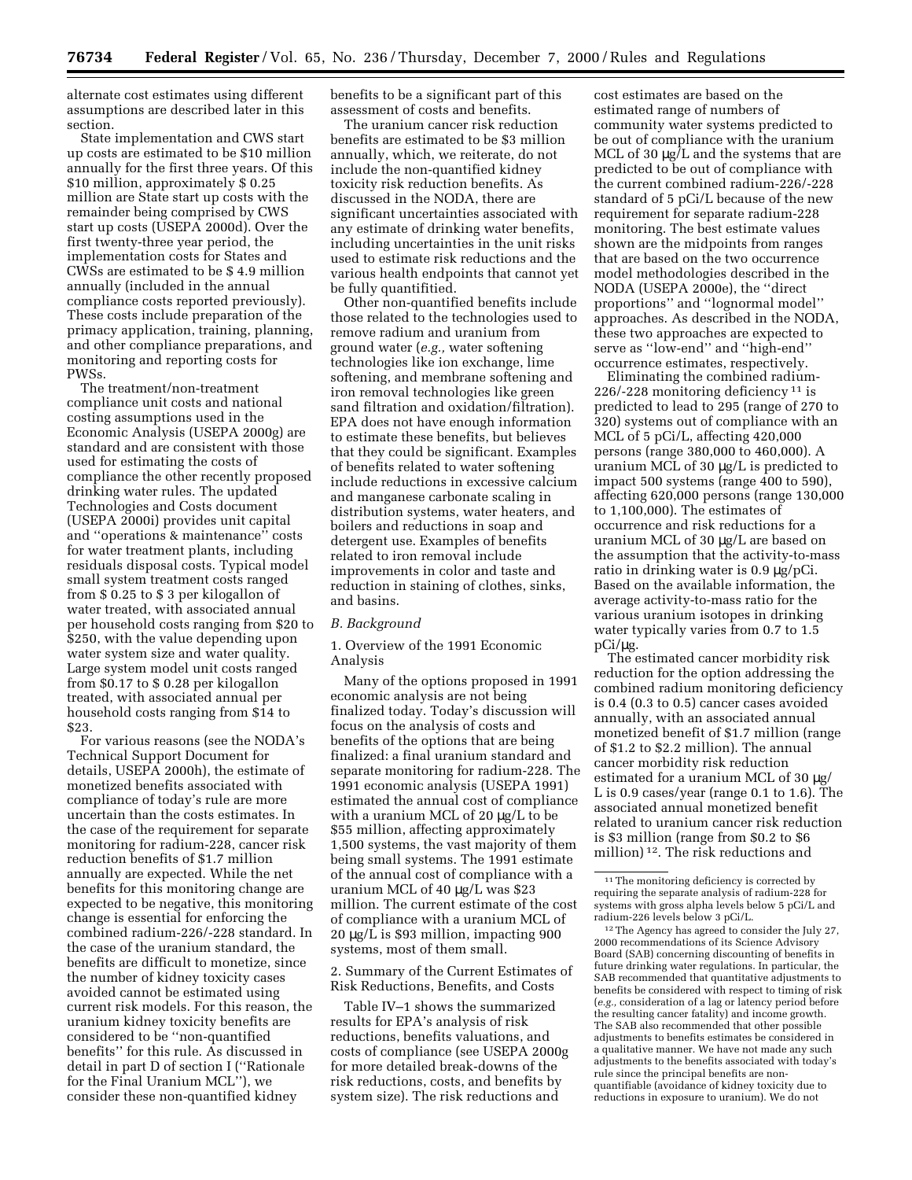alternate cost estimates using different assumptions are described later in this section.

State implementation and CWS start up costs are estimated to be $10 million annually for the first three years. Of this $10 million, approximately $ 0.25 million are State start up costs with the remainder being comprised by CWS start up costs (USEPA 2000d). Over the first twenty-three year period, the implementation costs for States and CWSs are estimated to be $ 4.9 million annually (included in the annual compliance costs reported previously). These costs include preparation of the primacy application, training, planning, and other compliance preparations, and monitoring and reporting costs for PWSs.

The treatment/non-treatment compliance unit costs and national costing assumptions used in the Economic Analysis (USEPA 2000g) are standard and are consistent with those used for estimating the costs of compliance the other recently proposed drinking water rules. The updated Technologies and Costs document (USEPA 2000i) provides unit capital and "operations & maintenance" costs for water treatment plants, including residuals disposal costs. Typical model small system treatment costs ranged from $ 0.25 to $ 3 per kilogallon of water treated, with associated annual per household costs ranging from $20 to $250, with the value depending upon water system size and water quality. Large system model unit costs ranged from $0.17 to $ 0.28 per kilogallon treated, with associated annual per household costs ranging from $14 to $23.

For various reasons (see the NODA's Technical Support Document for details, USEPA 2000h), the estimate of monetized benefits associated with compliance of today's rule are more uncertain than the costs estimates. In the case of the requirement for separate monitoring for radium-228, cancer risk reduction benefits of $1.7 million annually are expected. While the net benefits for this monitoring change are expected to be negative, this monitoring change is essential for enforcing the combined radium-226/-228 standard. In the case of the uranium standard, the benefits are difficult to monetize, since the number of kidney toxicity cases avoided cannot be estimated using current risk models. For this reason, the uranium kidney toxicity benefits are considered to be "non-quantified benefits" for this rule. As discussed in detail in part D of section I ("Rationale for the Final Uranium MCL"), we consider these non-quantified kidney benefits to be a significant part of this assessment of costs and benefits.

The uranium cancer risk reduction benefits are estimated to be $3 million annually, which, we reiterate, do not include the non-quantified kidney toxicity risk reduction benefits. As discussed in the NODA, there are significant uncertainties associated with any estimate of drinking water benefits, including uncertainties in the unit risks used to estimate risk reductions and the various health endpoints that cannot yet be fully quantitified.

Other non-quantified benefits include those related to the technologies used to remove radium and uranium from ground water (*e.g.,* water softening technologies like ion exchange, lime softening, and membrane softening and iron removal technologies like green sand filtration and oxidation/filtration). EPA does not have enough information to estimate these benefits, but believes that they could be significant. Examples of benefits related to water softening include reductions in excessive calcium and manganese carbonate scaling in distribution systems, water heaters, and boilers and reductions in soap and detergent use. Examples of benefits related to iron removal include improvements in color and taste and reduction in staining of clothes, sinks, and basins.

*B. Background*

1. Overview of the 1991 Economic Analysis

Many of the options proposed in 1991 economic analysis are not being finalized today. Today's discussion will focus on the analysis of costs and benefits of the options that are being finalized: a final uranium standard and separate monitoring for radium-228. The 1991 economic analysis (USEPA 1991) estimated the annual cost of compliance with a uranium MCL of 20 μg/L to be $55 million, affecting approximately 1,500 systems, the vast majority of them being small systems. The 1991 estimate of the annual cost of compliance with a uranium MCL of 40 μg/L was $23 million. The current estimate of the cost of compliance with a uranium MCL of 20 μg/L is $93 million, impacting 900 systems, most of them small.

2. Summary of the Current Estimates of Risk Reductions, Benefits, and Costs

Table IV–1 shows the summarized results for EPA's analysis of risk reductions, benefits valuations, and costs of compliance (see USEPA 2000g for more detailed break-downs of the risk reductions, costs, and benefits by system size). The risk reductions and cost estimates are based on the estimated range of numbers of community water systems predicted to be out of compliance with the uranium MCL of 30 μg/L and the systems that are predicted to be out of compliance with the current combined radium-226/-228 standard of 5 pCi/L because of the new requirement for separate radium-228 monitoring. The best estimate values shown are the midpoints from ranges that are based on the two occurrence model methodologies described in the NODA (USEPA 2000e), the "direct proportions" and "lognormal model" approaches. As described in the NODA, these two approaches are expected to serve as "low-end" and "high-end" occurrence estimates, respectively.

Eliminating the combined radium-226/-228 monitoring deficiency [11] is predicted to lead to 295 (range of 270 to 320) systems out of compliance with an MCL of 5 pCi/L, affecting 420,000 persons (range 380,000 to 460,000). A uranium MCL of 30 μg/L is predicted to impact 500 systems (range 400 to 590), affecting 620,000 persons (range 130,000 to 1,100,000). The estimates of occurrence and risk reductions for a uranium MCL of 30 μg/L are based on the assumption that the activity-to-mass ratio in drinking water is 0.9 μg/pCi. Based on the available information, the average activity-to-mass ratio for the various uranium isotopes in drinking water typically varies from 0.7 to 1.5 pCi/μg.

The estimated cancer morbidity risk reduction for the option addressing the combined radium monitoring deficiency is 0.4 (0.3 to 0.5) cancer cases avoided annually, with an associated annual monetized benefit of $1.7 million (range of $1.2 to $2.2 million). The annual cancer morbidity risk reduction estimated for a uranium MCL of 30 μg/L is 0.9 cases/year (range 0.1 to 1.6). The associated annual monetized benefit related to uranium cancer risk reduction is $3 million (range from $0.2 to $6 million) [12]. The risk reductions and

[11] The monitoring deficiency is corrected by requiring the separate analysis of radium-228 for systems with gross alpha levels below 5 pCi/L and radium-226 levels below 3 pCi/L.

[12] The Agency has agreed to consider the July 27, 2000 recommendations of its Science Advisory Board (SAB) concerning discounting of benefits in future drinking water regulations. In particular, the SAB recommended that quantitative adjustments to benefits be considered with respect to timing of risk (*e.g.,* consideration of a lag or latency period before the resulting cancer fatality) and income growth. The SAB also recommended that other possible adjustments to benefits estimates be considered in a qualitative manner. We have not made any such adjustments to the benefits associated with today's rule since the principal benefits are non-quantifiable (avoidance of kidney toxicity due to reductions in exposure to uranium). We do not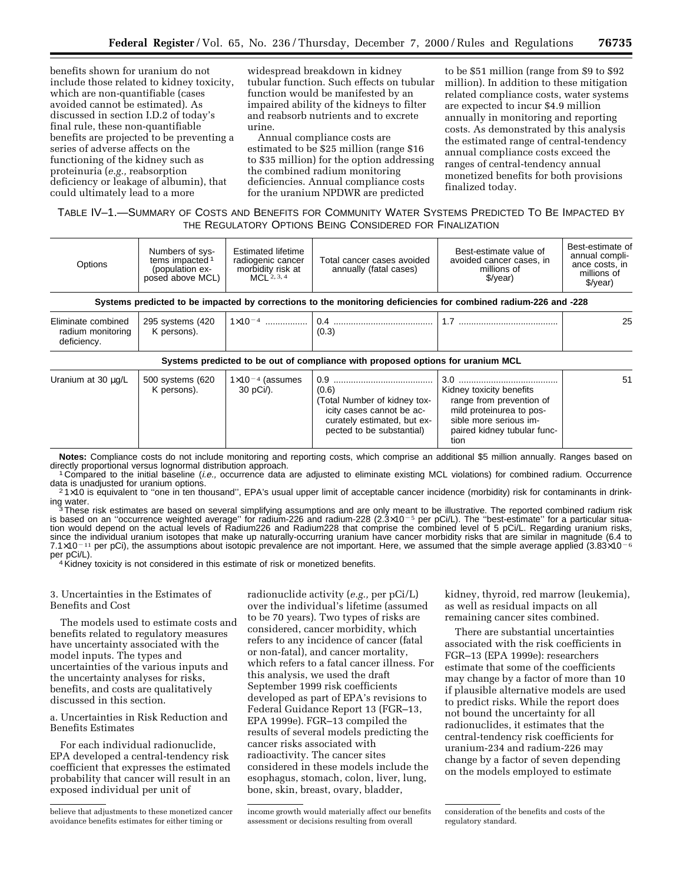benefits shown for uranium do not include those related to kidney toxicity, which are non-quantifiable (cases avoided cannot be estimated). As discussed in section I.D.2 of today's final rule, these non-quantifiable benefits are projected to be preventing a series of adverse affects on the functioning of the kidney such as proteinuria (*e.g.,* reabsorption deficiency or leakage of albumin), that could ultimately lead to a more widespread breakdown in kidney tubular function. Such effects on tubular function would be manifested by an impaired ability of the kidneys to filter and reabsorb nutrients and to excrete urine.

Annual compliance costs are estimated to be $25 million (range $16 to $35 million) for the option addressing the combined radium monitoring deficiencies. Annual compliance costs for the uranium NPDWR are predicted to be $51 million (range from $9 to $92 million). In addition to these mitigation related compliance costs, water systems are expected to incur $4.9 million annually in monitoring and reporting costs. As demonstrated by this analysis the estimated range of central-tendency annual compliance costs exceed the ranges of central-tendency annual monetized benefits for both provisions finalized today.

TABLE IV–1.—SUMMARY OF COSTS AND BENEFITS FOR COMMUNITY WATER SYSTEMS PREDICTED TO BE IMPACTED BY THE REGULATORY OPTIONS BEING CONSIDERED FOR FINALIZATION

| Options | Numbers of systems impacted [1] (population exposed above MCL) | Estimated lifetime radiogenic cancer morbidity risk at MCL [2, 3, 4] | Total cancer cases avoided annually (fatal cases) | Best-estimate value of avoided cancer cases, in millions of $/year) | Best-estimate of annual compliance costs, in millions of $/year) |
|---|---|---|---|---|---|
| **Systems predicted to be impacted by corrections to the monitoring deficiencies for combined radium-226 and -228** | | | | | |
| Eliminate combined radium monitoring deficiency. | 295 systems (420 K persons). | $1 \times 10^{-4}$ | 0.4 (0.3) | 1.7 | 25 |
| **Systems predicted to be out of compliance with proposed options for uranium MCL** | | | | | |
| Uranium at 30 µg/L | 500 systems (620 K persons). | $1 \times 10^{-4}$ (assumes 30 pCi/). | 0.9 (0.6) (Total Number of kidney toxicity cases cannot be accurately estimated, but expected to be substantial) | 3.0 Kidney toxicity benefits range from prevention of mild proteinurea to possible more serious impaired kidney tubular function | 51 |

**Notes:** Compliance costs do not include monitoring and reporting costs, which comprise an additional $5 million annually. Ranges based on directly proportional versus lognormal distribution approach.

[1] Compared to the initial baseline (*i.e.,* occurrence data are adjusted to eliminate existing MCL violations) for combined radium. Occurrence data is unadjusted for uranium options.

[2] $1 \times 10$ is equivalent to "one in ten thousand", EPA's usual upper limit of acceptable cancer incidence (morbidity) risk for contaminants in drinking water.

[3] These risk estimates are based on several simplifying assumptions and are only meant to be illustrative. The reported combined radium risk is based on an "occurrence weighted average" for radium-226 and radium-228 ($2.3 \times 10^{-5}$ per pCi/L). The "best-estimate" for a particular situation would depend on the actual levels of Radium226 and Radium228 that comprise the combined level of 5 pCi/L. Regarding uranium risks, since the individual uranium isotopes that make up naturally-occurring uranium have cancer morbidity risks that are similar in magnitude (6.4 to $7.1 \times 10^{-11}$ per pCi), the assumptions about isotopic prevalence are not important. Here, we assumed that the simple average applied ($3.83 \times 10^{-6}$ per pCi/L).

[4] Kidney toxicity is not considered in this estimate of risk or monetized benefits.

3. Uncertainties in the Estimates of Benefits and Cost

The models used to estimate costs and benefits related to regulatory measures have uncertainty associated with the model inputs. The types and uncertainties of the various inputs and the uncertainty analyses for risks, benefits, and costs are qualitatively discussed in this section.

a. Uncertainties in Risk Reduction and Benefits Estimates

For each individual radionuclide, EPA developed a central-tendency risk coefficient that expresses the estimated probability that cancer will result in an exposed individual per unit of radionuclide activity (*e.g.,* per pCi/L) over the individual's lifetime (assumed to be 70 years). Two types of risks are considered, cancer morbidity, which refers to any incidence of cancer (fatal or non-fatal), and cancer mortality, which refers to a fatal cancer illness. For this analysis, we used the draft September 1999 risk coefficients developed as part of EPA's revisions to Federal Guidance Report 13 (FGR–13, EPA 1999e). FGR–13 compiled the results of several models predicting the cancer risks associated with radioactivity. The cancer sites considered in these models include the esophagus, stomach, colon, liver, lung, bone, skin, breast, ovary, bladder, kidney, thyroid, red marrow (leukemia), as well as residual impacts on all remaining cancer sites combined.

There are substantial uncertainties associated with the risk coefficients in FGR–13 (EPA 1999e): researchers estimate that some of the coefficients may change by a factor of more than 10 if plausible alternative models are used to predict risks. While the report does not bound the uncertainty for all radionuclides, it estimates that the central-tendency risk coefficients for uranium-234 and radium-226 may change by a factor of seven depending on the models employed to estimate

believe that adjustments to these monetized cancer avoidance benefits estimates for either timing or income growth would materially affect our benefits assessment or decisions resulting from overall consideration of the benefits and costs of the regulatory standard.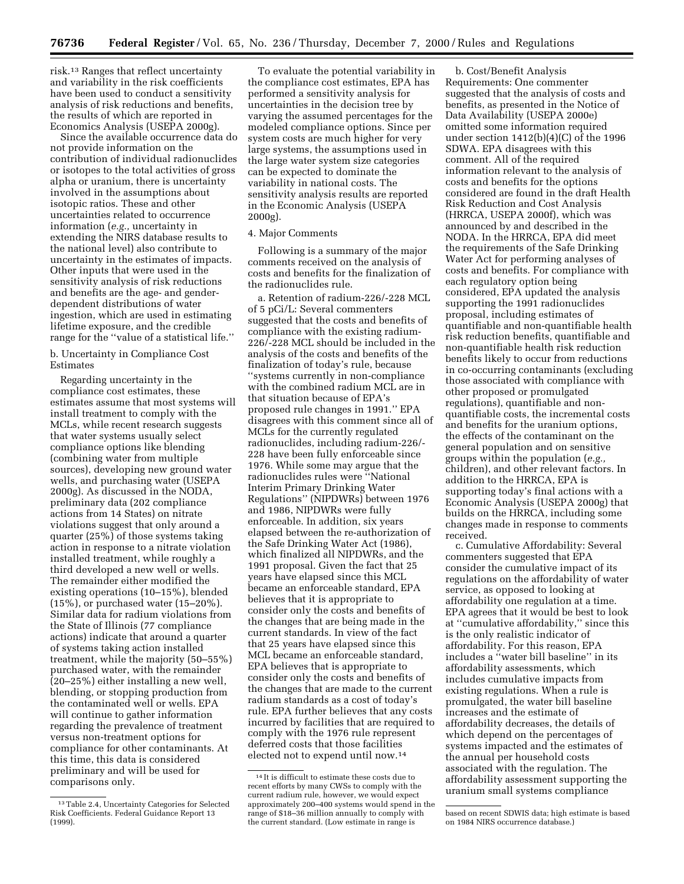risk.[13] Ranges that reflect uncertainty and variability in the risk coefficients have been used to conduct a sensitivity analysis of risk reductions and benefits, the results of which are reported in Economics Analysis (USEPA 2000g).

Since the available occurrence data do not provide information on the contribution of individual radionuclides or isotopes to the total activities of gross alpha or uranium, there is uncertainty involved in the assumptions about isotopic ratios. These and other uncertainties related to occurrence information (*e.g.,* uncertainty in extending the NIRS database results to the national level) also contribute to uncertainty in the estimates of impacts. Other inputs that were used in the sensitivity analysis of risk reductions and benefits are the age- and gender-dependent distributions of water ingestion, which are used in estimating lifetime exposure, and the credible range for the ''value of a statistical life.''

b. Uncertainty in Compliance Cost Estimates

Regarding uncertainty in the compliance cost estimates, these estimates assume that most systems will install treatment to comply with the MCLs, while recent research suggests that water systems usually select compliance options like blending (combining water from multiple sources), developing new ground water wells, and purchasing water (USEPA 2000g). As discussed in the NODA, preliminary data (202 compliance actions from 14 States) on nitrate violations suggest that only around a quarter (25%) of those systems taking action in response to a nitrate violation installed treatment, while roughly a third developed a new well or wells. The remainder either modified the existing operations (10–15%), blended (15%), or purchased water (15–20%). Similar data for radium violations from the State of Illinois (77 compliance actions) indicate that around a quarter of systems taking action installed treatment, while the majority (50–55%) purchased water, with the remainder (20–25%) either installing a new well, blending, or stopping production from the contaminated well or wells. EPA will continue to gather information regarding the prevalence of treatment versus non-treatment options for compliance for other contaminants. At this time, this data is considered preliminary and will be used for comparisons only.

To evaluate the potential variability in the compliance cost estimates, EPA has performed a sensitivity analysis for uncertainties in the decision tree by varying the assumed percentages for the modeled compliance options. Since per system costs are much higher for very large systems, the assumptions used in the large water system size categories can be expected to dominate the variability in national costs. The sensitivity analysis results are reported in the Economic Analysis (USEPA 2000g).

4. Major Comments

Following is a summary of the major comments received on the analysis of costs and benefits for the finalization of the radionuclides rule.

a. Retention of radium-226/-228 MCL of 5 pCi/L: Several commenters suggested that the costs and benefits of compliance with the existing radium-226/-228 MCL should be included in the analysis of the costs and benefits of the finalization of today's rule, because ''systems currently in non-compliance with the combined radium MCL are in that situation because of EPA's proposed rule changes in 1991.'' EPA disagrees with this comment since all of MCLs for the currently regulated radionuclides, including radium-226/-228 have been fully enforceable since 1976. While some may argue that the radionuclides rules were ''National Interim Primary Drinking Water Regulations'' (NIPDWRs) between 1976 and 1986, NIPDWRs were fully enforceable. In addition, six years elapsed between the re-authorization of the Safe Drinking Water Act (1986), which finalized all NIPDWRs, and the 1991 proposal. Given the fact that 25 years have elapsed since this MCL became an enforceable standard, EPA believes that it is appropriate to consider only the costs and benefits of the changes that are being made in the current standards. In view of the fact that 25 years have elapsed since this MCL became an enforceable standard, EPA believes that is appropriate to consider only the costs and benefits of the changes that are made to the current radium standards as a cost of today's rule. EPA further believes that any costs incurred by facilities that are required to comply with the 1976 rule represent deferred costs that those facilities elected not to expend until now.[14]

b. Cost/Benefit Analysis Requirements: One commenter suggested that the analysis of costs and benefits, as presented in the Notice of Data Availability (USEPA 2000e) omitted some information required under section 1412(b)(4)(C) of the 1996 SDWA. EPA disagrees with this comment. All of the required information relevant to the analysis of costs and benefits for the options considered are found in the draft Health Risk Reduction and Cost Analysis (HRRCA, USEPA 2000f), which was announced by and described in the NODA. In the HRRCA, EPA did meet the requirements of the Safe Drinking Water Act for performing analyses of costs and benefits. For compliance with each regulatory option being considered, EPA updated the analysis supporting the 1991 radionuclides proposal, including estimates of quantifiable and non-quantifiable health risk reduction benefits, quantifiable and non-quantifiable health risk reduction benefits likely to occur from reductions in co-occurring contaminants (excluding those associated with compliance with other proposed or promulgated regulations), quantifiable and non-quantifiable costs, the incremental costs and benefits for the uranium options, the effects of the contaminant on the general population and on sensitive groups within the population (*e.g.,* children), and other relevant factors. In addition to the HRRCA, EPA is supporting today's final actions with a Economic Analysis (USEPA 2000g) that builds on the HRRCA, including some changes made in response to comments received.

c. Cumulative Affordability: Several commenters suggested that EPA consider the cumulative impact of its regulations on the affordability of water service, as opposed to looking at affordability one regulation at a time. EPA agrees that it would be best to look at ''cumulative affordability,'' since this is the only realistic indicator of affordability. For this reason, EPA includes a ''water bill baseline'' in its affordability assessments, which includes cumulative impacts from existing regulations. When a rule is promulgated, the water bill baseline increases and the estimate of affordability decreases, the details of which depend on the percentages of systems impacted and the estimates of the annual per household costs associated with the regulation. The affordability assessment supporting the uranium small systems compliance

---

[13] Table 2.4, Uncertainty Categories for Selected Risk Coefficients. Federal Guidance Report 13 (1999).

[14] It is difficult to estimate these costs due to recent efforts by many CWSs to comply with the current radium rule, however, we would expect approximately 200–400 systems would spend in the range of $18–36 million annually to comply with the current standard. (Low estimate in range is based on recent SDWIS data; high estimate is based on 1984 NIRS occurrence database.)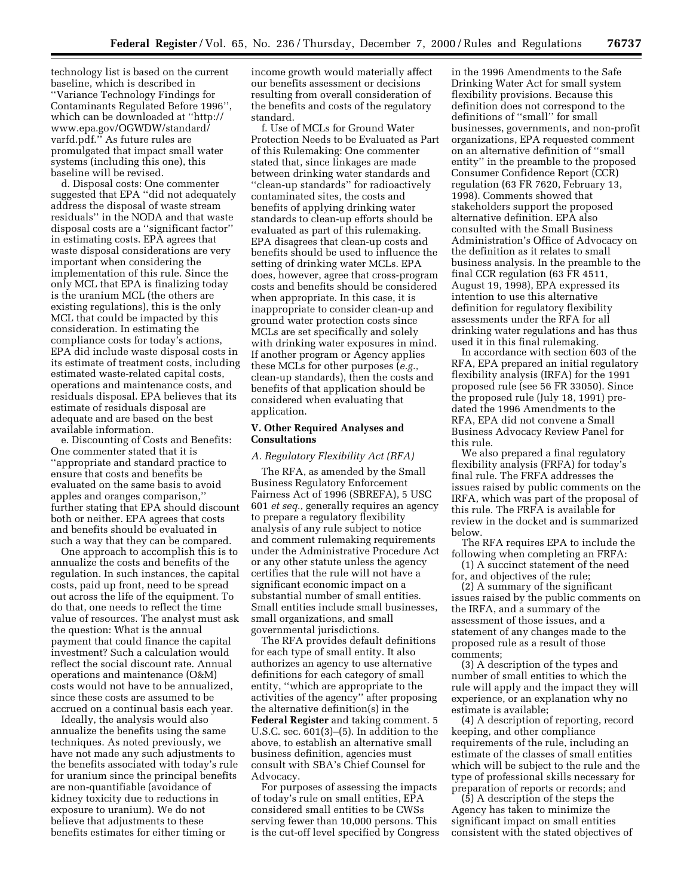technology list is based on the current baseline, which is described in ''Variance Technology Findings for Contaminants Regulated Before 1996'', which can be downloaded at ''http://www.epa.gov/OGWDW/standard/varfd.pdf.'' As future rules are promulgated that impact small water systems (including this one), this baseline will be revised.

d. Disposal costs: One commenter suggested that EPA ''did not adequately address the disposal of waste stream residuals'' in the NODA and that waste disposal costs are a ''significant factor'' in estimating costs. EPA agrees that waste disposal considerations are very important when considering the implementation of this rule. Since the only MCL that EPA is finalizing today is the uranium MCL (the others are existing regulations), this is the only MCL that could be impacted by this consideration. In estimating the compliance costs for today's actions, EPA did include waste disposal costs in its estimate of treatment costs, including estimated waste-related capital costs, operations and maintenance costs, and residuals disposal. EPA believes that its estimate of residuals disposal are adequate and are based on the best available information.

e. Discounting of Costs and Benefits: One commenter stated that it is ''appropriate and standard practice to ensure that costs and benefits be evaluated on the same basis to avoid apples and oranges comparison,'' further stating that EPA should discount both or neither. EPA agrees that costs and benefits should be evaluated in such a way that they can be compared.

One approach to accomplish this is to annualize the costs and benefits of the regulation. In such instances, the capital costs, paid up front, need to be spread out across the life of the equipment. To do that, one needs to reflect the time value of resources. The analyst must ask the question: What is the annual payment that could finance the capital investment? Such a calculation would reflect the social discount rate. Annual operations and maintenance (O&M) costs would not have to be annualized, since these costs are assumed to be accrued on a continual basis each year.

Ideally, the analysis would also annualize the benefits using the same techniques. As noted previously, we have not made any such adjustments to the benefits associated with today's rule for uranium since the principal benefits are non-quantifiable (avoidance of kidney toxicity due to reductions in exposure to uranium). We do not believe that adjustments to these benefits estimates for either timing or income growth would materially affect our benefits assessment or decisions resulting from overall consideration of the benefits and costs of the regulatory standard.

f. Use of MCLs for Ground Water Protection Needs to be Evaluated as Part of this Rulemaking: One commenter stated that, since linkages are made between drinking water standards and ''clean-up standards'' for radioactively contaminated sites, the costs and benefits of applying drinking water standards to clean-up efforts should be evaluated as part of this rulemaking. EPA disagrees that clean-up costs and benefits should be used to influence the setting of drinking water MCLs. EPA does, however, agree that cross-program costs and benefits should be considered when appropriate. In this case, it is inappropriate to consider clean-up and ground water protection costs since MCLs are set specifically and solely with drinking water exposures in mind. If another program or Agency applies these MCLs for other purposes (*e.g.,* clean-up standards), then the costs and benefits of that application should be considered when evaluating that application.

## V. Other Required Analyses and Consultations

### A. Regulatory Flexibility Act (RFA)

The RFA, as amended by the Small Business Regulatory Enforcement Fairness Act of 1996 (SBREFA), 5 USC 601 *et seq.,* generally requires an agency to prepare a regulatory flexibility analysis of any rule subject to notice and comment rulemaking requirements under the Administrative Procedure Act or any other statute unless the agency certifies that the rule will not have a significant economic impact on a substantial number of small entities. Small entities include small businesses, small organizations, and small governmental jurisdictions.

The RFA provides default definitions for each type of small entity. It also authorizes an agency to use alternative definitions for each category of small entity, ''which are appropriate to the activities of the agency'' after proposing the alternative definition(s) in the **Federal Register** and taking comment. 5 U.S.C. sec. 601(3)–(5). In addition to the above, to establish an alternative small business definition, agencies must consult with SBA's Chief Counsel for Advocacy.

For purposes of assessing the impacts of today's rule on small entities, EPA considered small entities to be CWSs serving fewer than 10,000 persons. This is the cut-off level specified by Congress in the 1996 Amendments to the Safe Drinking Water Act for small system flexibility provisions. Because this definition does not correspond to the definitions of ''small'' for small businesses, governments, and non-profit organizations, EPA requested comment on an alternative definition of ''small entity'' in the preamble to the proposed Consumer Confidence Report (CCR) regulation (63 FR 7620, February 13, 1998). Comments showed that stakeholders support the proposed alternative definition. EPA also consulted with the Small Business Administration's Office of Advocacy on the definition as it relates to small business analysis. In the preamble to the final CCR regulation (63 FR 4511, August 19, 1998), EPA expressed its intention to use this alternative definition for regulatory flexibility assessments under the RFA for all drinking water regulations and has thus used it in this final rulemaking.

In accordance with section 603 of the RFA, EPA prepared an initial regulatory flexibility analysis (IRFA) for the 1991 proposed rule (see 56 FR 33050). Since the proposed rule (July 18, 1991) pre-dated the 1996 Amendments to the RFA, EPA did not convene a Small Business Advocacy Review Panel for this rule.

We also prepared a final regulatory flexibility analysis (FRFA) for today's final rule. The FRFA addresses the issues raised by public comments on the IRFA, which was part of the proposal of this rule. The FRFA is available for review in the docket and is summarized below.

The RFA requires EPA to include the following when completing an FRFA:

(1) A succinct statement of the need for, and objectives of the rule;

(2) A summary of the significant issues raised by the public comments on the IRFA, and a summary of the assessment of those issues, and a statement of any changes made to the proposed rule as a result of those comments;

(3) A description of the types and number of small entities to which the rule will apply and the impact they will experience, or an explanation why no estimate is available;

(4) A description of reporting, record keeping, and other compliance requirements of the rule, including an estimate of the classes of small entities which will be subject to the rule and the type of professional skills necessary for preparation of reports or records; and

(5) A description of the steps the Agency has taken to minimize the significant impact on small entities consistent with the stated objectives of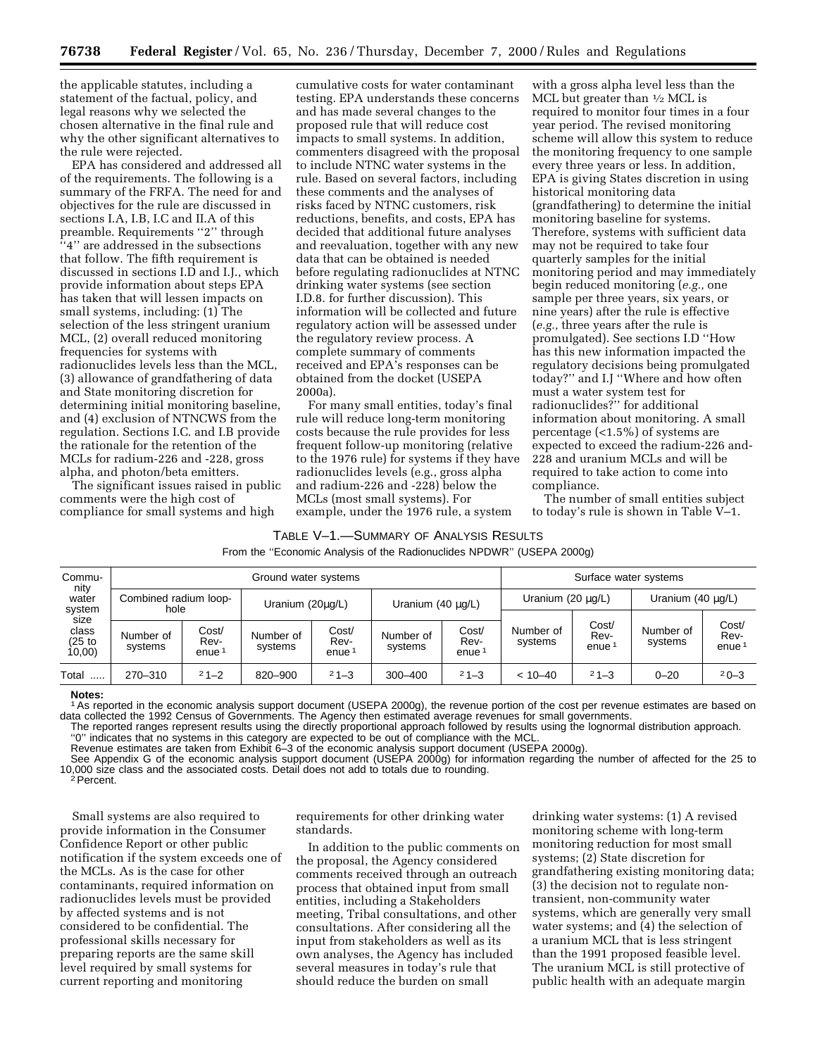the applicable statutes, including a statement of the factual, policy, and legal reasons why we selected the chosen alternative in the final rule and why the other significant alternatives to the rule were rejected.

EPA has considered and addressed all of the requirements. The following is a summary of the FRFA. The need for and objectives for the rule are discussed in sections I.A, I.B, I.C and II.A of this preamble. Requirements ''2'' through ''4'' are addressed in the subsections that follow. The fifth requirement is discussed in sections I.D and I.J., which provide information about steps EPA has taken that will lessen impacts on small systems, including: (1) The selection of the less stringent uranium MCL, (2) overall reduced monitoring frequencies for systems with radionuclides levels less than the MCL, (3) allowance of grandfathering of data and State monitoring discretion for determining initial monitoring baseline, and (4) exclusion of NTNCWS from the regulation. Sections I.C. and I.B provide the rationale for the retention of the MCLs for radium-226 and -228, gross alpha, and photon/beta emitters.

The significant issues raised in public comments were the high cost of compliance for small systems and high cumulative costs for water contaminant testing. EPA understands these concerns and has made several changes to the proposed rule that will reduce cost impacts to small systems. In addition, commenters disagreed with the proposal to include NTNC water systems in the rule. Based on several factors, including these comments and the analyses of risks faced by NTNC customers, risk reductions, benefits, and costs, EPA has decided that additional future analyses and reevaluation, together with any new data that can be obtained is needed before regulating radionuclides at NTNC drinking water systems (see section I.D.8. for further discussion). This information will be collected and future regulatory action will be assessed under the regulatory review process. A complete summary of comments received and EPA's responses can be obtained from the docket (USEPA 2000a).

For many small entities, today's final rule will reduce long-term monitoring costs because the rule provides for less frequent follow-up monitoring (relative to the 1976 rule) for systems if they have radionuclides levels (e.g., gross alpha and radium-226 and -228) below the MCLs (most small systems). For example, under the 1976 rule, a system with a gross alpha level less than the MCL but greater than ½ MCL is required to monitor four times in a four year period. The revised monitoring scheme will allow this system to reduce the monitoring frequency to one sample every three years or less. In addition, EPA is giving States discretion in using historical monitoring data (grandfathering) to determine the initial monitoring baseline for systems. Therefore, systems with sufficient data may not be required to take four quarterly samples for the initial monitoring period and may immediately begin reduced monitoring (*e.g.,* one sample per three years, six years, or nine years) after the rule is effective (*e.g.,* three years after the rule is promulgated). See sections I.D ''How has this new information impacted the regulatory decisions being promulgated today?'' and I.J ''Where and how often must a water system test for radionuclides?'' for additional information about monitoring. A small percentage (<1.5%) of systems are expected to exceed the radium-226 and-228 and uranium MCLs and will be required to take action to come into compliance.

The number of small entities subject to today's rule is shown in Table V–1.

TABLE V–1.—SUMMARY OF ANALYSIS RESULTS

From the ''Economic Analysis of the Radionuclides NPDWR'' (USEPA 2000g)

| Community water system size class (25 to 10,00) | Ground water systems | | | | | | Surface water systems | | | |
|---|---|---|---|---|---|---|---|---|---|---|
| | Combined radium loophole | | Uranium (20µg/L) | | Uranium (40 µg/L) | | Uranium (20 µg/L) | | Uranium (40 µg/L) | |
| | Number of systems | Cost/Revenue [1] | Number of systems | Cost/Revenue [1] | Number of systems | Cost/Revenue [1] | Number of systems | Cost/Revenue [1] | Number of systems | Cost/Revenue [1] |
| Total ..... | 270–310 | [2] 1–2 | 820–900 | [2] 1–3 | 300–400 | [2] 1–3 | < 10–40 | [2] 1–3 | 0–20 | [2] 0–3 |

**Notes:**

[1] As reported in the economic analysis support document (USEPA 2000g), the revenue portion of the cost per revenue estimates are based on data collected the 1992 Census of Governments. The Agency then estimated average revenues for small governments.

The reported ranges represent results using the directly proportional approach followed by results using the lognormal distribution approach.

''0'' indicates that no systems in this category are expected to be out of compliance with the MCL.

Revenue estimates are taken from Exhibit 6–3 of the economic analysis support document (USEPA 2000g).

See Appendix G of the economic analysis support document (USEPA 2000g) for information regarding the number of affected for the 25 to 10,000 size class and the associated costs. Detail does not add to totals due to rounding.

[2] Percent.

Small systems are also required to provide information in the Consumer Confidence Report or other public notification if the system exceeds one of the MCLs. As is the case for other contaminants, required information on radionuclides levels must be provided by affected systems and is not considered to be confidential. The professional skills necessary for preparing reports are the same skill level required by small systems for current reporting and monitoring requirements for other drinking water standards.

In addition to the public comments on the proposal, the Agency considered comments received through an outreach process that obtained input from small entities, including a Stakeholders meeting, Tribal consultations, and other consultations. After considering all the input from stakeholders as well as its own analyses, the Agency has included several measures in today's rule that should reduce the burden on small drinking water systems: (1) A revised monitoring scheme with long-term monitoring reduction for most small systems; (2) State discretion for grandfathering existing monitoring data; (3) the decision not to regulate non-transient, non-community water systems, which are generally very small water systems; and (4) the selection of a uranium MCL that is less stringent than the 1991 proposed feasible level. The uranium MCL is still protective of public health with an adequate margin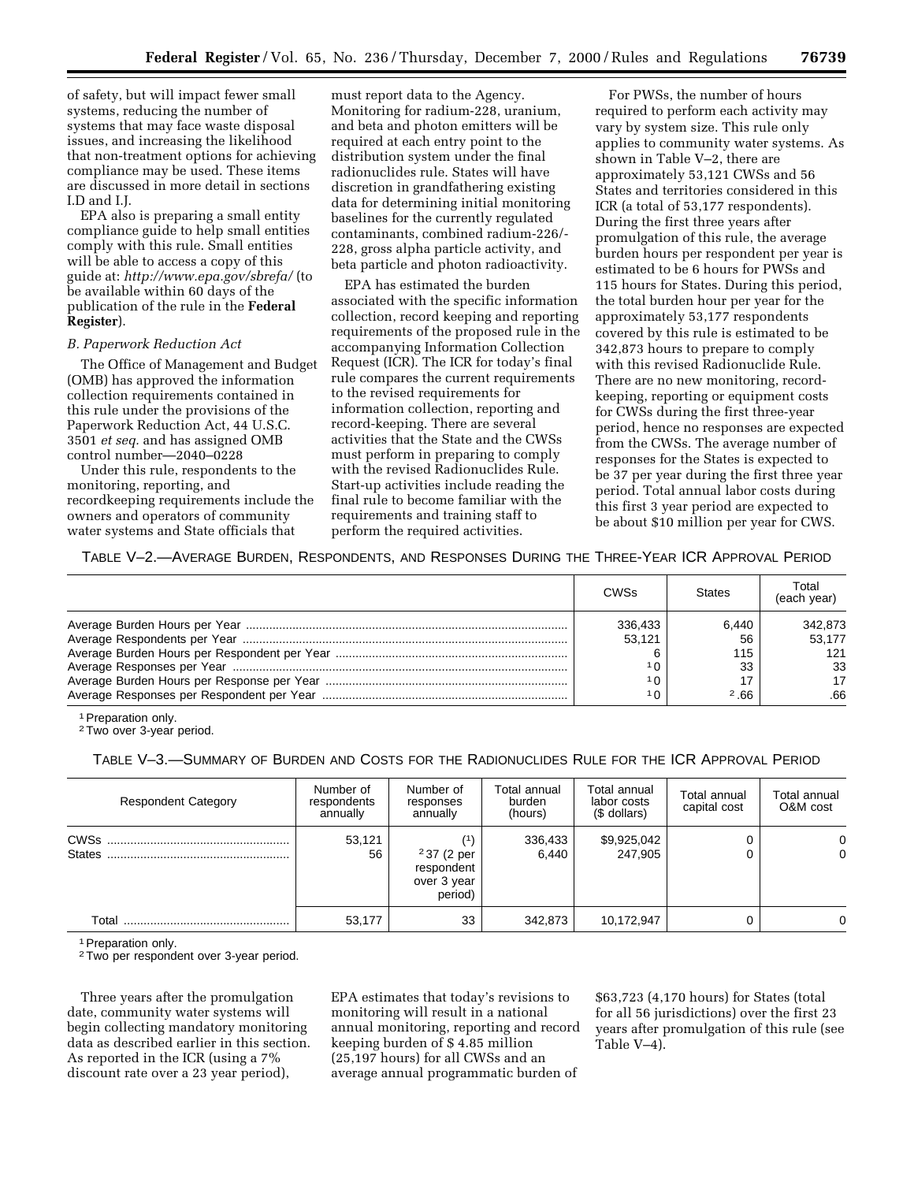of safety, but will impact fewer small systems, reducing the number of systems that may face waste disposal issues, and increasing the likelihood that non-treatment options for achieving compliance may be used. These items are discussed in more detail in sections I.D and I.J.

EPA also is preparing a small entity compliance guide to help small entities comply with this rule. Small entities will be able to access a copy of this guide at: *http://www.epa.gov/sbrefa/* (to be available within 60 days of the publication of the rule in the **Federal Register**).

*B. Paperwork Reduction Act*

The Office of Management and Budget (OMB) has approved the information collection requirements contained in this rule under the provisions of the Paperwork Reduction Act, 44 U.S.C. 3501 *et seq.* and has assigned OMB control number—2040–0228

Under this rule, respondents to the monitoring, reporting, and recordkeeping requirements include the owners and operators of community water systems and State officials that must report data to the Agency. Monitoring for radium-228, uranium, and beta and photon emitters will be required at each entry point to the distribution system under the final radionuclides rule. States will have discretion in grandfathering existing data for determining initial monitoring baselines for the currently regulated contaminants, combined radium-226/-228, gross alpha particle activity, and beta particle and photon radioactivity.

EPA has estimated the burden associated with the specific information collection, record keeping and reporting requirements of the proposed rule in the accompanying Information Collection Request (ICR). The ICR for today's final rule compares the current requirements to the revised requirements for information collection, reporting and record-keeping. There are several activities that the State and the CWSs must perform in preparing to comply with the revised Radionuclides Rule. Start-up activities include reading the final rule to become familiar with the requirements and training staff to perform the required activities.

For PWSs, the number of hours required to perform each activity may vary by system size. This rule only applies to community water systems. As shown in Table V–2, there are approximately 53,121 CWSs and 56 States and territories considered in this ICR (a total of 53,177 respondents). During the first three years after promulgation of this rule, the average burden hours per respondent per year is estimated to be 6 hours for PWSs and 115 hours for States. During this period, the total burden hour per year for the approximately 53,177 respondents covered by this rule is estimated to be 342,873 hours to prepare to comply with this revised Radionuclide Rule. There are no new monitoring, record-keeping, reporting or equipment costs for CWSs during the first three-year period, hence no responses are expected from the CWSs. The average number of responses for the States is expected to be 37 per year during the first three year period. Total annual labor costs during this first 3 year period are expected to be about $10 million per year for CWS.

TABLE V–2.—AVERAGE BURDEN, RESPONDENTS, AND RESPONSES DURING THE THREE-YEAR ICR APPROVAL PERIOD

| | CWSs | States | Total (each year) |
|---|---|---|---|
| Average Burden Hours per Year | 336,433 | 6,440 | 342,873 |
| Average Respondents per Year | 53,121 | 56 | 53,177 |
| Average Burden Hours per Respondent per Year | 6 | 115 | 121 |
| Average Responses per Year | [1] 0 | 33 | 33 |
| Average Burden Hours per Response per Year | [1] 0 | 17 | 17 |
| Average Responses per Respondent per Year | [1] 0 | [2] .66 | .66 |

[1] Preparation only.
[2] Two over 3-year period.

TABLE V–3.—SUMMARY OF BURDEN AND COSTS FOR THE RADIONUCLIDES RULE FOR THE ICR APPROVAL PERIOD

| Respondent Category | Number of respondents annually | Number of responses annually | Total annual burden (hours) | Total annual labor costs ($ dollars) | Total annual capital cost | Total annual O&M cost |
|---|---|---|---|---|---|---|
| CWSs | 53,121 | ([1]) | 336,433 | $9,925,042 | 0 | 0 |
| States | 56 | [2] 37 (2 per respondent over 3 year period) | 6,440 | 247,905 | 0 | 0 |
| Total | 53,177 | 33 | 342,873 | 10,172,947 | 0 | 0 |

[1] Preparation only.
[2] Two per respondent over 3-year period.

Three years after the promulgation date, community water systems will begin collecting mandatory monitoring data as described earlier in this section. As reported in the ICR (using a 7% discount rate over a 23 year period), EPA estimates that today's revisions to monitoring will result in a national annual monitoring, reporting and record keeping burden of $ 4.85 million (25,197 hours) for all CWSs and an average annual programmatic burden of $63,723 (4,170 hours) for States (total for all 56 jurisdictions) over the first 23 years after promulgation of this rule (see Table V–4).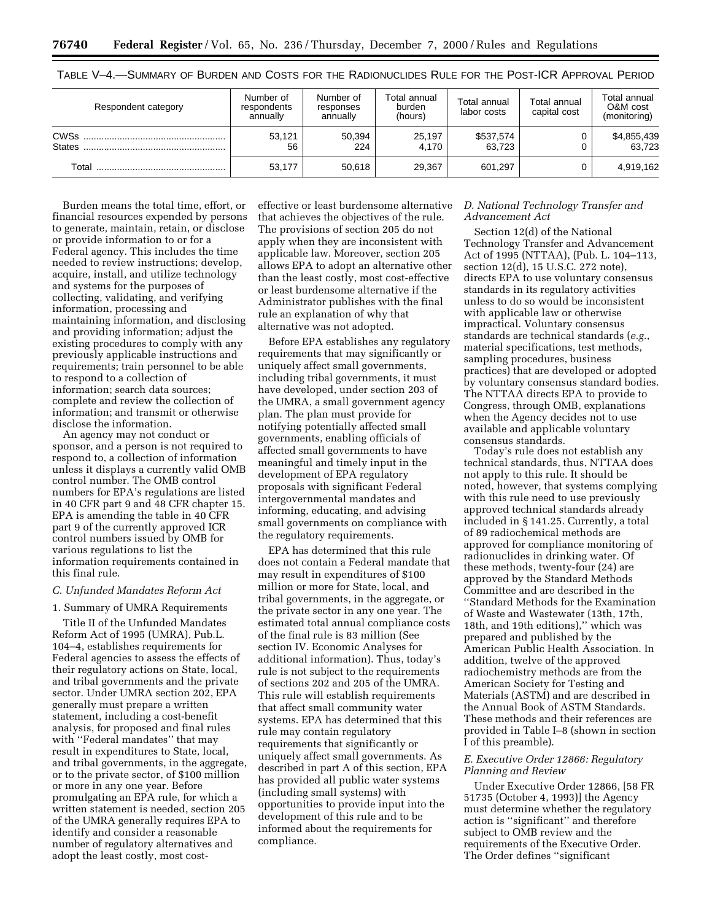TABLE V–4.—SUMMARY OF BURDEN AND COSTS FOR THE RADIONUCLIDES RULE FOR THE POST-ICR APPROVAL PERIOD

| Respondent category | Number of respondents annually | Number of responses annually | Total annual burden (hours) | Total annual labor costs | Total annual capital cost | Total annual O&M cost (monitoring) |
|---|---|---|---|---|---|---|
| CWSs | 53,121 | 50,394 | 25,197 | $537,574 | 0 | $4,855,439 |
| States | 56 | 224 | 4,170 | 63,723 | 0 | 63,723 |
| Total | 53,177 | 50,618 | 29,367 | 601,297 | 0 | 4,919,162 |

Burden means the total time, effort, or financial resources expended by persons to generate, maintain, retain, or disclose or provide information to or for a Federal agency. This includes the time needed to review instructions; develop, acquire, install, and utilize technology and systems for the purposes of collecting, validating, and verifying information, processing and maintaining information, and disclosing and providing information; adjust the existing procedures to comply with any previously applicable instructions and requirements; train personnel to be able to respond to a collection of information; search data sources; complete and review the collection of information; and transmit or otherwise disclose the information.

An agency may not conduct or sponsor, and a person is not required to respond to, a collection of information unless it displays a currently valid OMB control number. The OMB control numbers for EPA's regulations are listed in 40 CFR part 9 and 48 CFR chapter 15. EPA is amending the table in 40 CFR part 9 of the currently approved ICR control numbers issued by OMB for various regulations to list the information requirements contained in this final rule.

### *C. Unfunded Mandates Reform Act*

1. Summary of UMRA Requirements

Title II of the Unfunded Mandates Reform Act of 1995 (UMRA), Pub.L. 104–4, establishes requirements for Federal agencies to assess the effects of their regulatory actions on State, local, and tribal governments and the private sector. Under UMRA section 202, EPA generally must prepare a written statement, including a cost-benefit analysis, for proposed and final rules with "Federal mandates" that may result in expenditures to State, local, and tribal governments, in the aggregate, or to the private sector, of $100 million or more in any one year. Before promulgating an EPA rule, for which a written statement is needed, section 205 of the UMRA generally requires EPA to identify and consider a reasonable number of regulatory alternatives and adopt the least costly, most cost-effective or least burdensome alternative that achieves the objectives of the rule. The provisions of section 205 do not apply when they are inconsistent with applicable law. Moreover, section 205 allows EPA to adopt an alternative other than the least costly, most cost-effective or least burdensome alternative if the Administrator publishes with the final rule an explanation of why that alternative was not adopted.

Before EPA establishes any regulatory requirements that may significantly or uniquely affect small governments, including tribal governments, it must have developed, under section 203 of the UMRA, a small government agency plan. The plan must provide for notifying potentially affected small governments, enabling officials of affected small governments to have meaningful and timely input in the development of EPA regulatory proposals with significant Federal intergovernmental mandates and informing, educating, and advising small governments on compliance with the regulatory requirements.

EPA has determined that this rule does not contain a Federal mandate that may result in expenditures of $100 million or more for State, local, and tribal governments, in the aggregate, or the private sector in any one year. The estimated total annual compliance costs of the final rule is 83 million (See section IV. Economic Analyses for additional information). Thus, today's rule is not subject to the requirements of sections 202 and 205 of the UMRA. This rule will establish requirements that affect small community water systems. EPA has determined that this rule may contain regulatory requirements that significantly or uniquely affect small governments. As described in part A of this section, EPA has provided all public water systems (including small systems) with opportunities to provide input into the development of this rule and to be informed about the requirements for compliance.

### *D. National Technology Transfer and Advancement Act*

Section 12(d) of the National Technology Transfer and Advancement Act of 1995 (NTTAA), (Pub. L. 104–113, section 12(d), 15 U.S.C. 272 note), directs EPA to use voluntary consensus standards in its regulatory activities unless to do so would be inconsistent with applicable law or otherwise impractical. Voluntary consensus standards are technical standards (*e.g.*, material specifications, test methods, sampling procedures, business practices) that are developed or adopted by voluntary consensus standard bodies. The NTTAA directs EPA to provide to Congress, through OMB, explanations when the Agency decides not to use available and applicable voluntary consensus standards.

Today's rule does not establish any technical standards, thus, NTTAA does not apply to this rule. It should be noted, however, that systems complying with this rule need to use previously approved technical standards already included in § 141.25. Currently, a total of 89 radiochemical methods are approved for compliance monitoring of radionuclides in drinking water. Of these methods, twenty-four (24) are approved by the Standard Methods Committee and are described in the "Standard Methods for the Examination of Waste and Wastewater (13th, 17th, 18th, and 19th editions)," which was prepared and published by the American Public Health Association. In addition, twelve of the approved radiochemistry methods are from the American Society for Testing and Materials (ASTM) and are described in the Annual Book of ASTM Standards. These methods and their references are provided in Table I–8 (shown in section I of this preamble).

### *E. Executive Order 12866: Regulatory Planning and Review*

Under Executive Order 12866, [58 FR 51735 (October 4, 1993)] the Agency must determine whether the regulatory action is "significant" and therefore subject to OMB review and the requirements of the Executive Order. The Order defines "significant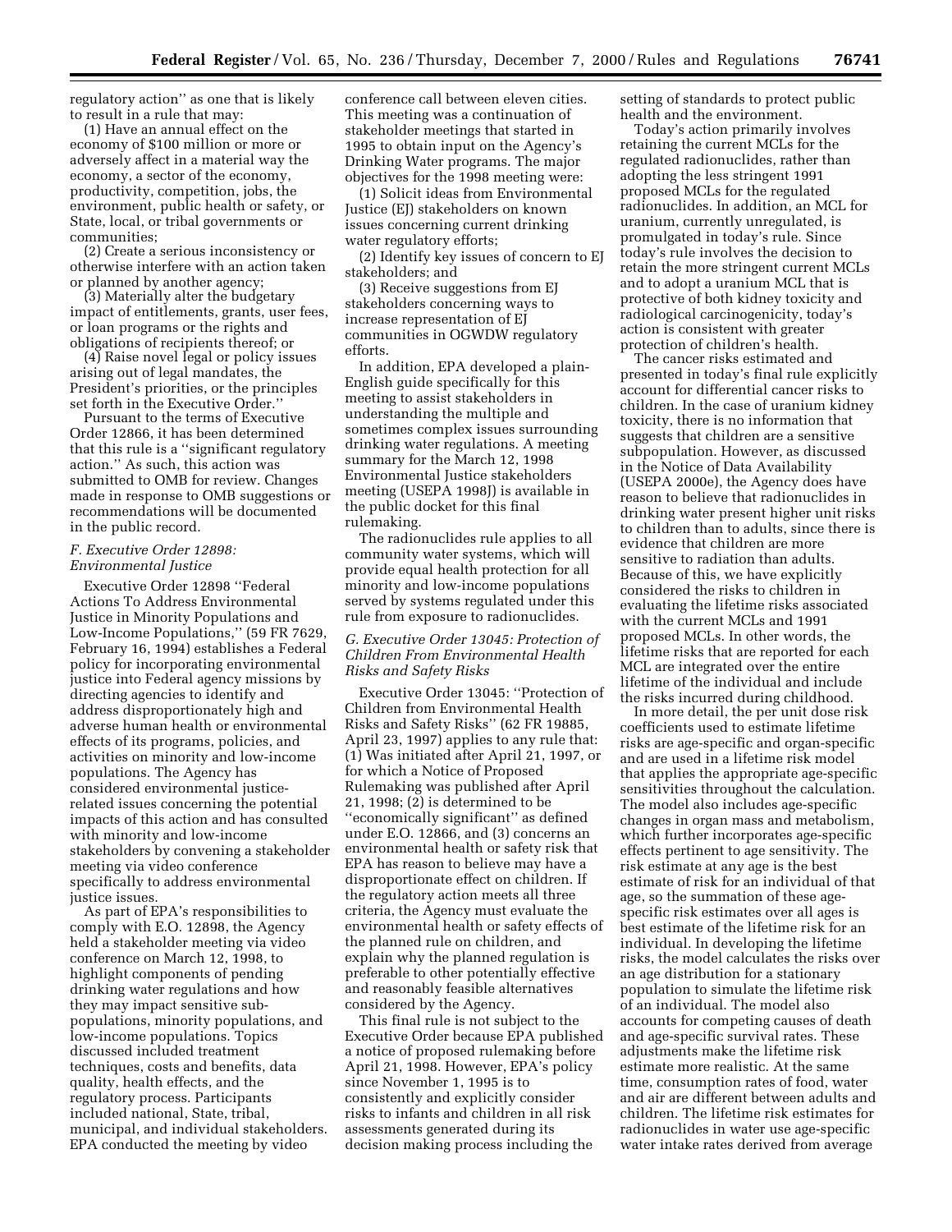regulatory action'' as one that is likely to result in a rule that may:

(1) Have an annual effect on the economy of $100 million or more or adversely affect in a material way the economy, a sector of the economy, productivity, competition, jobs, the environment, public health or safety, or State, local, or tribal governments or communities;

(2) Create a serious inconsistency or otherwise interfere with an action taken or planned by another agency;

(3) Materially alter the budgetary impact of entitlements, grants, user fees, or loan programs or the rights and obligations of recipients thereof; or

(4) Raise novel legal or policy issues arising out of legal mandates, the President's priorities, or the principles set forth in the Executive Order.''

Pursuant to the terms of Executive Order 12866, it has been determined that this rule is a ''significant regulatory action.'' As such, this action was submitted to OMB for review. Changes made in response to OMB suggestions or recommendations will be documented in the public record.

### *F. Executive Order 12898: Environmental Justice*

Executive Order 12898 ''Federal Actions To Address Environmental Justice in Minority Populations and Low-Income Populations,'' (59 FR 7629, February 16, 1994) establishes a Federal policy for incorporating environmental justice into Federal agency missions by directing agencies to identify and address disproportionately high and adverse human health or environmental effects of its programs, policies, and activities on minority and low-income populations. The Agency has considered environmental justice-related issues concerning the potential impacts of this action and has consulted with minority and low-income stakeholders by convening a stakeholder meeting via video conference specifically to address environmental justice issues.

As part of EPA's responsibilities to comply with E.O. 12898, the Agency held a stakeholder meeting via video conference on March 12, 1998, to highlight components of pending drinking water regulations and how they may impact sensitive sub-populations, minority populations, and low-income populations. Topics discussed included treatment techniques, costs and benefits, data quality, health effects, and the regulatory process. Participants included national, State, tribal, municipal, and individual stakeholders. EPA conducted the meeting by video conference call between eleven cities. This meeting was a continuation of stakeholder meetings that started in 1995 to obtain input on the Agency's Drinking Water programs. The major objectives for the 1998 meeting were:

(1) Solicit ideas from Environmental Justice (EJ) stakeholders on known issues concerning current drinking water regulatory efforts;

(2) Identify key issues of concern to EJ stakeholders; and

(3) Receive suggestions from EJ stakeholders concerning ways to increase representation of EJ communities in OGWDW regulatory efforts.

In addition, EPA developed a plain-English guide specifically for this meeting to assist stakeholders in understanding the multiple and sometimes complex issues surrounding drinking water regulations. A meeting summary for the March 12, 1998 Environmental Justice stakeholders meeting (USEPA 1998J) is available in the public docket for this final rulemaking.

The radionuclides rule applies to all community water systems, which will provide equal health protection for all minority and low-income populations served by systems regulated under this rule from exposure to radionuclides.

### *G. Executive Order 13045: Protection of Children From Environmental Health Risks and Safety Risks*

Executive Order 13045: ''Protection of Children from Environmental Health Risks and Safety Risks'' (62 FR 19885, April 23, 1997) applies to any rule that: (1) Was initiated after April 21, 1997, or for which a Notice of Proposed Rulemaking was published after April 21, 1998; (2) is determined to be ''economically significant'' as defined under E.O. 12866, and (3) concerns an environmental health or safety risk that EPA has reason to believe may have a disproportionate effect on children. If the regulatory action meets all three criteria, the Agency must evaluate the environmental health or safety effects of the planned rule on children, and explain why the planned regulation is preferable to other potentially effective and reasonably feasible alternatives considered by the Agency.

This final rule is not subject to the Executive Order because EPA published a notice of proposed rulemaking before April 21, 1998. However, EPA's policy since November 1, 1995 is to consistently and explicitly consider risks to infants and children in all risk assessments generated during its decision making process including the setting of standards to protect public health and the environment.

Today's action primarily involves retaining the current MCLs for the regulated radionuclides, rather than adopting the less stringent 1991 proposed MCLs for the regulated radionuclides. In addition, an MCL for uranium, currently unregulated, is promulgated in today's rule. Since today's rule involves the decision to retain the more stringent current MCLs and to adopt a uranium MCL that is protective of both kidney toxicity and radiological carcinogenicity, today's action is consistent with greater protection of children's health.

The cancer risks estimated and presented in today's final rule explicitly account for differential cancer risks to children. In the case of uranium kidney toxicity, there is no information that suggests that children are a sensitive subpopulation. However, as discussed in the Notice of Data Availability (USEPA 2000e), the Agency does have reason to believe that radionuclides in drinking water present higher unit risks to children than to adults, since there is evidence that children are more sensitive to radiation than adults. Because of this, we have explicitly considered the risks to children in evaluating the lifetime risks associated with the current MCLs and 1991 proposed MCLs. In other words, the lifetime risks that are reported for each MCL are integrated over the entire lifetime of the individual and include the risks incurred during childhood.

In more detail, the per unit dose risk coefficients used to estimate lifetime risks are age-specific and organ-specific and are used in a lifetime risk model that applies the appropriate age-specific sensitivities throughout the calculation. The model also includes age-specific changes in organ mass and metabolism, which further incorporates age-specific effects pertinent to age sensitivity. The risk estimate at any age is the best estimate of risk for an individual of that age, so the summation of these age-specific risk estimates over all ages is best estimate of the lifetime risk for an individual. In developing the lifetime risks, the model calculates the risks over an age distribution for a stationary population to simulate the lifetime risk of an individual. The model also accounts for competing causes of death and age-specific survival rates. These adjustments make the lifetime risk estimate more realistic. At the same time, consumption rates of food, water and air are different between adults and children. The lifetime risk estimates for radionuclides in water use age-specific water intake rates derived from average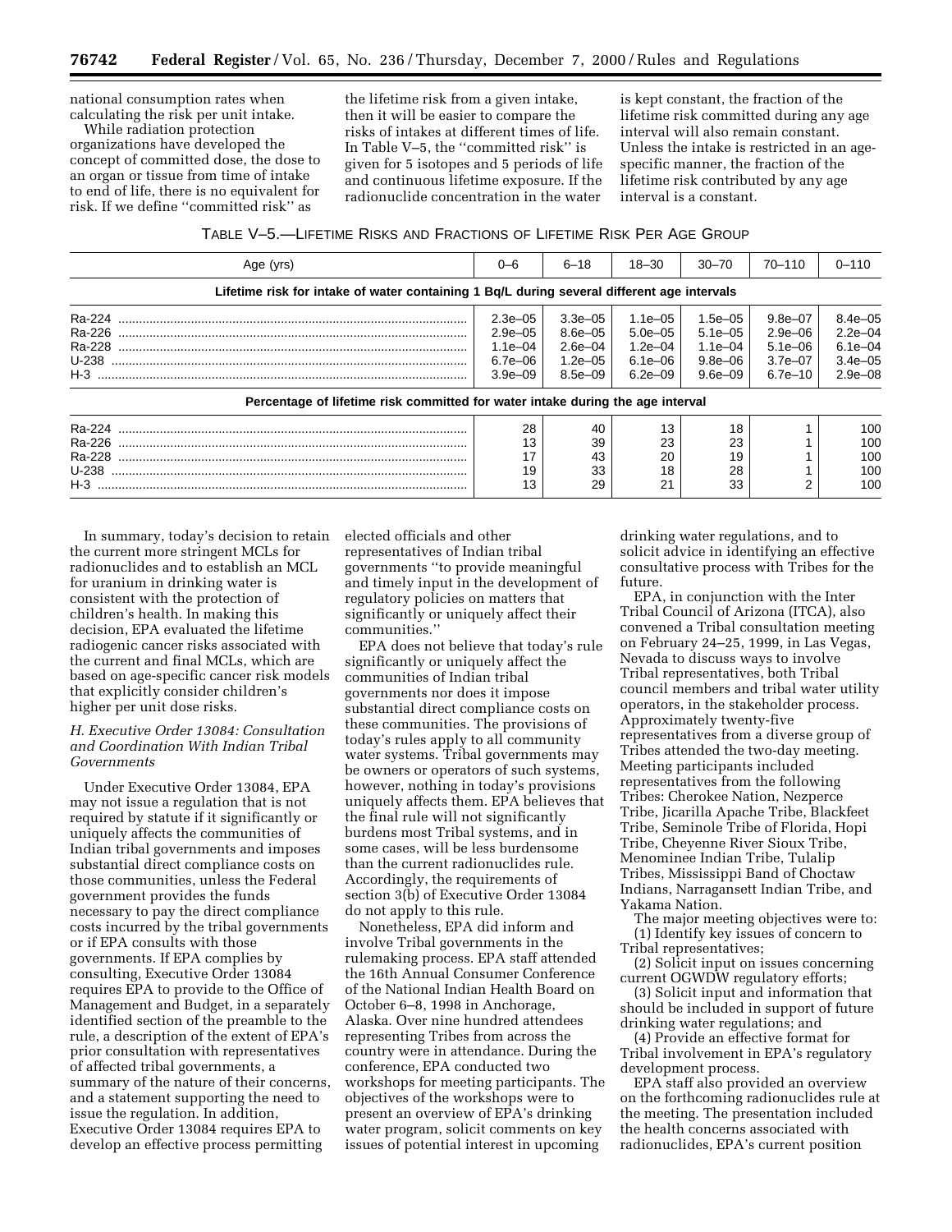national consumption rates when calculating the risk per unit intake.

While radiation protection organizations have developed the concept of committed dose, the dose to an organ or tissue from time of intake to end of life, there is no equivalent for risk. If we define ''committed risk'' as the lifetime risk from a given intake, then it will be easier to compare the risks of intakes at different times of life. In Table V–5, the ''committed risk'' is given for 5 isotopes and 5 periods of life and continuous lifetime exposure. If the radionuclide concentration in the water is kept constant, the fraction of the lifetime risk committed during any age interval will also remain constant. Unless the intake is restricted in an age-specific manner, the fraction of the lifetime risk contributed by any age interval is a constant.

TABLE V–5.—LIFETIME RISKS AND FRACTIONS OF LIFETIME RISK PER AGE GROUP

| Age (yrs) | 0–6 | 6–18 | 18–30 | 30–70 | 70–110 | 0–110 |
|---|---|---|---|---|---|---|
| **Lifetime risk for intake of water containing 1 Bq/L during several different age intervals** | | | | | | |
| Ra-224 | 2.3e–05 | 3.3e–05 | 1.1e–05 | 1.5e–05 | 9.8e–07 | 8.4e–05 |
| Ra-226 | 2.9e–05 | 8.6e–05 | 5.0e–05 | 5.1e–05 | 2.9e–06 | 2.2e–04 |
| Ra-228 | 1.1e–04 | 2.6e–04 | 1.2e–04 | 1.1e–04 | 5.1e–06 | 6.1e–04 |
| U-238 | 6.7e–06 | 1.2e–05 | 6.1e–06 | 9.8e–06 | 3.7e–07 | 3.4e–05 |
| H-3 | 3.9e–09 | 8.5e–09 | 6.2e–09 | 9.6e–09 | 6.7e–10 | 2.9e–08 |
| **Percentage of lifetime risk committed for water intake during the age interval** | | | | | | |
| Ra-224 | 28 | 40 | 13 | 18 | 1 | 100 |
| Ra-226 | 13 | 39 | 23 | 23 | 1 | 100 |
| Ra-228 | 17 | 43 | 20 | 19 | 1 | 100 |
| U-238 | 19 | 33 | 18 | 28 | 1 | 100 |
| H-3 | 13 | 29 | 21 | 33 | 2 | 100 |

In summary, today's decision to retain the current more stringent MCLs for radionuclides and to establish an MCL for uranium in drinking water is consistent with the protection of children's health. In making this decision, EPA evaluated the lifetime radiogenic cancer risks associated with the current and final MCLs, which are based on age-specific cancer risk models that explicitly consider children's higher per unit dose risks.

### *H. Executive Order 13084: Consultation and Coordination With Indian Tribal Governments*

Under Executive Order 13084, EPA may not issue a regulation that is not required by statute if it significantly or uniquely affects the communities of Indian tribal governments and imposes substantial direct compliance costs on those communities, unless the Federal government provides the funds necessary to pay the direct compliance costs incurred by the tribal governments or if EPA consults with those governments. If EPA complies by consulting, Executive Order 13084 requires EPA to provide to the Office of Management and Budget, in a separately identified section of the preamble to the rule, a description of the extent of EPA's prior consultation with representatives of affected tribal governments, a summary of the nature of their concerns, and a statement supporting the need to issue the regulation. In addition, Executive Order 13084 requires EPA to develop an effective process permitting elected officials and other representatives of Indian tribal governments ''to provide meaningful and timely input in the development of regulatory policies on matters that significantly or uniquely affect their communities.''

EPA does not believe that today's rule significantly or uniquely affect the communities of Indian tribal governments nor does it impose substantial direct compliance costs on these communities. The provisions of today's rules apply to all community water systems. Tribal governments may be owners or operators of such systems, however, nothing in today's provisions uniquely affects them. EPA believes that the final rule will not significantly burdens most Tribal systems, and in some cases, will be less burdensome than the current radionuclides rule. Accordingly, the requirements of section 3(b) of Executive Order 13084 do not apply to this rule.

Nonetheless, EPA did inform and involve Tribal governments in the rulemaking process. EPA staff attended the 16th Annual Consumer Conference of the National Indian Health Board on October 6–8, 1998 in Anchorage, Alaska. Over nine hundred attendees representing Tribes from across the country were in attendance. During the conference, EPA conducted two workshops for meeting participants. The objectives of the workshops were to present an overview of EPA's drinking water program, solicit comments on key issues of potential interest in upcoming drinking water regulations, and to solicit advice in identifying an effective consultative process with Tribes for the future.

EPA, in conjunction with the Inter Tribal Council of Arizona (ITCA), also convened a Tribal consultation meeting on February 24–25, 1999, in Las Vegas, Nevada to discuss ways to involve Tribal representatives, both Tribal council members and tribal water utility operators, in the stakeholder process. Approximately twenty-five representatives from a diverse group of Tribes attended the two-day meeting. Meeting participants included representatives from the following Tribes: Cherokee Nation, Nezperce Tribe, Jicarilla Apache Tribe, Blackfeet Tribe, Seminole Tribe of Florida, Hopi Tribe, Cheyenne River Sioux Tribe, Menominee Indian Tribe, Tulalip Tribes, Mississippi Band of Choctaw Indians, Narragansett Indian Tribe, and Yakama Nation.

The major meeting objectives were to:

(1) Identify key issues of concern to Tribal representatives;

(2) Solicit input on issues concerning current OGWDW regulatory efforts;

(3) Solicit input and information that should be included in support of future drinking water regulations; and

(4) Provide an effective format for Tribal involvement in EPA's regulatory development process.

EPA staff also provided an overview on the forthcoming radionuclides rule at the meeting. The presentation included the health concerns associated with radionuclides, EPA's current position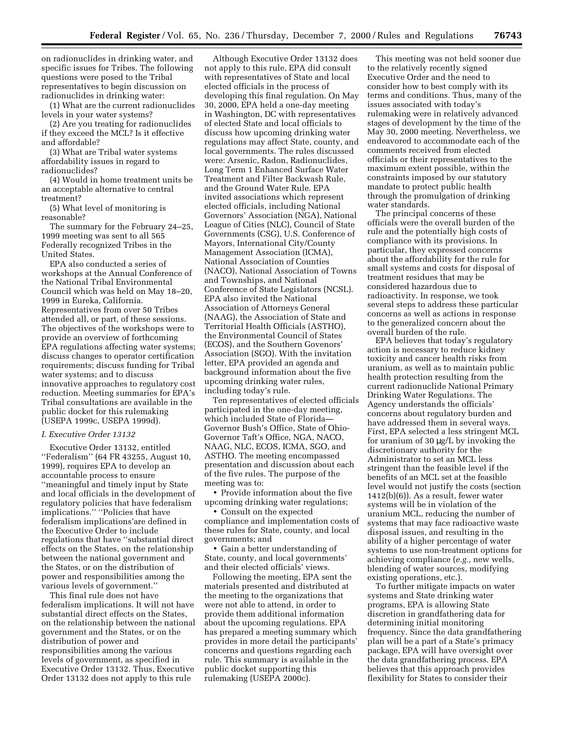on radionuclides in drinking water, and specific issues for Tribes. The following questions were posed to the Tribal representatives to begin discussion on radionuclides in drinking water:

(1) What are the current radionuclides levels in your water systems?

(2) Are you treating for radionuclides if they exceed the MCL? Is it effective and affordable?

(3) What are Tribal water systems affordability issues in regard to radionuclides?

(4) Would in home treatment units be an acceptable alternative to central treatment?

(5) What level of monitoring is reasonable?

The summary for the February 24–25, 1999 meeting was sent to all 565 Federally recognized Tribes in the United States.

EPA also conducted a series of workshops at the Annual Conference of the National Tribal Environmental Council which was held on May 18–20, 1999 in Eureka, California. Representatives from over 50 Tribes attended all, or part, of these sessions. The objectives of the workshops were to provide an overview of forthcoming EPA regulations affecting water systems; discuss changes to operator certification requirements; discuss funding for Tribal water systems; and to discuss innovative approaches to regulatory cost reduction. Meeting summaries for EPA's Tribal consultations are available in the public docket for this rulemaking (USEPA 1999c, USEPA 1999d).

### *I. Executive Order 13132*

Executive Order 13132, entitled ''Federalism'' (64 FR 43255, August 10, 1999), requires EPA to develop an accountable process to ensure ''meaningful and timely input by State and local officials in the development of regulatory policies that have federalism implications.'' ''Policies that have federalism implications'are defined in the Executive Order to include regulations that have ''substantial direct effects on the States, on the relationship between the national government and the States, or on the distribution of power and responsibilities among the various levels of government.''

This final rule does not have federalism implications. It will not have substantial direct effects on the States, on the relationship between the national government and the States, or on the distribution of power and responsibilities among the various levels of government, as specified in Executive Order 13132. Thus, Executive Order 13132 does not apply to this rule

Although Executive Order 13132 does not apply to this rule, EPA did consult with representatives of State and local elected officials in the process of developing this final regulation. On May 30, 2000, EPA held a one-day meeting in Washington, DC with representatives of elected State and local officials to discuss how upcoming drinking water regulations may affect State, county, and local governments. The rules discussed were: Arsenic, Radon, Radionuclides, Long Term 1 Enhanced Surface Water Treatment and Filter Backwash Rule, and the Ground Water Rule. EPA invited associations which represent elected officials, including National Governors' Association (NGA), National League of Cities (NLC), Council of State Governments (CSG), U.S. Conference of Mayors, International City/County Management Association (ICMA), National Association of Counties (NACO), National Association of Towns and Townships, and National Conference of State Legislators (NCSL). EPA also invited the National Association of Attorneys General (NAAG), the Association of State and Territorial Health Officials (ASTHO), the Environmental Council of States (ECOS), and the Southern Govenors' Association (SGO). With the invitation letter, EPA provided an agenda and background information about the five upcoming drinking water rules, including today's rule.

Ten representatives of elected officials participated in the one-day meeting, which included State of Florida—Governor Bush's Office, State of Ohio-Governor Taft's Office, NGA, NACO, NAAG, NLC, ECOS, ICMA, SGO, and ASTHO. The meeting encompassed presentation and discussion about each of the five rules. The purpose of the meeting was to:

- Provide information about the five upcoming drinking water regulations;
- Consult on the expected compliance and implementation costs of these rules for State, county, and local governments; and
- Gain a better understanding of State, county, and local governments' and their elected officials' views.

Following the meeting, EPA sent the materials presented and distributed at the meeting to the organizations that were not able to attend, in order to provide them additional information about the upcoming regulations. EPA has prepared a meeting summary which provides in more detail the participants' concerns and questions regarding each rule. This summary is available in the public docket supporting this rulemaking (USEPA 2000c).

This meeting was not held sooner due to the relatively recently signed Executive Order and the need to consider how to best comply with its terms and conditions. Thus, many of the issues associated with today's rulemaking were in relatively advanced stages of development by the time of the May 30, 2000 meeting. Nevertheless, we endeavored to accommodate each of the comments received from elected officials or their representatives to the maximum extent possible, within the constraints imposed by our statutory mandate to protect public health through the promulgation of drinking water standards.

The principal concerns of these officials were the overall burden of the rule and the potentially high costs of compliance with its provisions. In particular, they expressed concerns about the affordability for the rule for small systems and costs for disposal of treatment residues that may be considered hazardous due to radioactivity. In response, we took several steps to address these particular concerns as well as actions in response to the generalized concern about the overall burden of the rule.

EPA believes that today's regulatory action is necessary to reduce kidney toxicity and cancer health risks from uranium, as well as to maintain public health protection resulting from the current radionuclide National Primary Drinking Water Regulations. The Agency understands the officials' concerns about regulatory burden and have addressed them in several ways. First, EPA selected a less stringent MCL for uranium of 30 μg/L by invoking the discretionary authority for the Administrator to set an MCL less stringent than the feasible level if the benefits of an MCL set at the feasible level would not justify the costs (section 1412(b)(6)). As a result, fewer water systems will be in violation of the uranium MCL, reducing the number of systems that may face radioactive waste disposal issues, and resulting in the ability of a higher percentage of water systems to use non-treatment options for achieving compliance (*e.g.,* new wells, blending of water sources, modifying existing operations, etc.).

To further mitigate impacts on water systems and State drinking water programs, EPA is allowing State discretion in grandfathering data for determining initial monitoring frequency. Since the data grandfathering plan will be a part of a State's primacy package, EPA will have oversight over the data grandfathering process. EPA believes that this approach provides flexibility for States to consider their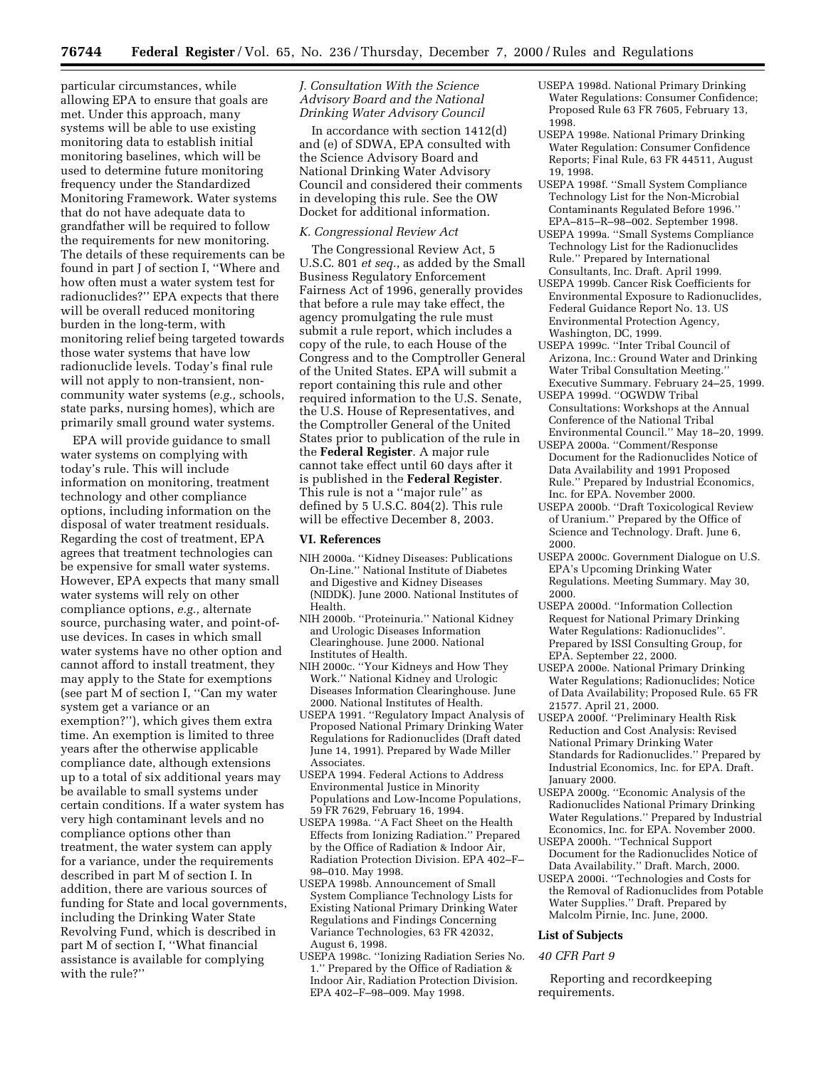particular circumstances, while allowing EPA to ensure that goals are met. Under this approach, many systems will be able to use existing monitoring data to establish initial monitoring baselines, which will be used to determine future monitoring frequency under the Standardized Monitoring Framework. Water systems that do not have adequate data to grandfather will be required to follow the requirements for new monitoring. The details of these requirements can be found in part J of section I, ''Where and how often must a water system test for radionuclides?'' EPA expects that there will be overall reduced monitoring burden in the long-term, with monitoring relief being targeted towards those water systems that have low radionuclide levels. Today's final rule will not apply to non-transient, non-community water systems (*e.g.,* schools, state parks, nursing homes), which are primarily small ground water systems.

EPA will provide guidance to small water systems on complying with today's rule. This will include information on monitoring, treatment technology and other compliance options, including information on the disposal of water treatment residuals. Regarding the cost of treatment, EPA agrees that treatment technologies can be expensive for small water systems. However, EPA expects that many small water systems will rely on other compliance options, *e.g.,* alternate source, purchasing water, and point-of-use devices. In cases in which small water systems have no other option and cannot afford to install treatment, they may apply to the State for exemptions (see part M of section I, ''Can my water system get a variance or an exemption?''), which gives them extra time. An exemption is limited to three years after the otherwise applicable compliance date, although extensions up to a total of six additional years may be available to small systems under certain conditions. If a water system has very high contaminant levels and no compliance options other than treatment, the water system can apply for a variance, under the requirements described in part M of section I. In addition, there are various sources of funding for State and local governments, including the Drinking Water State Revolving Fund, which is described in part M of section I, ''What financial assistance is available for complying with the rule?''

### *J. Consultation With the Science Advisory Board and the National Drinking Water Advisory Council*

In accordance with section 1412(d) and (e) of SDWA, EPA consulted with the Science Advisory Board and National Drinking Water Advisory Council and considered their comments in developing this rule. See the OW Docket for additional information.

### *K. Congressional Review Act*

The Congressional Review Act, 5 U.S.C. 801 *et seq.*, as added by the Small Business Regulatory Enforcement Fairness Act of 1996, generally provides that before a rule may take effect, the agency promulgating the rule must submit a rule report, which includes a copy of the rule, to each House of the Congress and to the Comptroller General of the United States. EPA will submit a report containing this rule and other required information to the U.S. Senate, the U.S. House of Representatives, and the Comptroller General of the United States prior to publication of the rule in the **Federal Register**. A major rule cannot take effect until 60 days after it is published in the **Federal Register**. This rule is not a ''major rule'' as defined by 5 U.S.C. 804(2). This rule will be effective December 8, 2003.

## VI. References

NIH 2000a. ''Kidney Diseases: Publications On-Line.'' National Institute of Diabetes and Digestive and Kidney Diseases (NIDDK). June 2000. National Institutes of Health.

NIH 2000b. ''Proteinuria.'' National Kidney and Urologic Diseases Information Clearinghouse. June 2000. National Institutes of Health.

NIH 2000c. ''Your Kidneys and How They Work.'' National Kidney and Urologic Diseases Information Clearinghouse. June 2000. National Institutes of Health.

USEPA 1991. ''Regulatory Impact Analysis of Proposed National Primary Drinking Water Regulations for Radionuclides (Draft dated June 14, 1991). Prepared by Wade Miller Associates.

USEPA 1994. Federal Actions to Address Environmental Justice in Minority Populations and Low-Income Populations, 59 FR 7629, February 16, 1994.

USEPA 1998a. ''A Fact Sheet on the Health Effects from Ionizing Radiation.'' Prepared by the Office of Radiation & Indoor Air, Radiation Protection Division. EPA 402–F–98–010. May 1998.

USEPA 1998b. Announcement of Small System Compliance Technology Lists for Existing National Primary Drinking Water Regulations and Findings Concerning Variance Technologies, 63 FR 42032, August 6, 1998.

USEPA 1998c. ''Ionizing Radiation Series No. 1.'' Prepared by the Office of Radiation & Indoor Air, Radiation Protection Division. EPA 402–F–98–009. May 1998.

USEPA 1998d. National Primary Drinking Water Regulations: Consumer Confidence; Proposed Rule 63 FR 7605, February 13, 1998.

USEPA 1998e. National Primary Drinking Water Regulation: Consumer Confidence Reports; Final Rule, 63 FR 44511, August 19, 1998.

USEPA 1998f. ''Small System Compliance Technology List for the Non-Microbial Contaminants Regulated Before 1996.'' EPA–815–R–98–002. September 1998.

USEPA 1999a. ''Small Systems Compliance Technology List for the Radionuclides Rule.'' Prepared by International Consultants, Inc. Draft. April 1999.

USEPA 1999b. Cancer Risk Coefficients for Environmental Exposure to Radionuclides, Federal Guidance Report No. 13. US Environmental Protection Agency, Washington, DC, 1999.

USEPA 1999c. ''Inter Tribal Council of Arizona, Inc.: Ground Water and Drinking Water Tribal Consultation Meeting.'' Executive Summary. February 24–25, 1999.

USEPA 1999d. ''OGWDW Tribal Consultations: Workshops at the Annual Conference of the National Tribal Environmental Council.'' May 18–20, 1999.

USEPA 2000a. ''Comment/Response Document for the Radionuclides Notice of Data Availability and 1991 Proposed Rule.'' Prepared by Industrial Economics, Inc. for EPA. November 2000.

USEPA 2000b. ''Draft Toxicological Review of Uranium.'' Prepared by the Office of Science and Technology. Draft. June 6, 2000.

USEPA 2000c. Government Dialogue on U.S. EPA's Upcoming Drinking Water Regulations. Meeting Summary. May 30, 2000.

USEPA 2000d. ''Information Collection Request for National Primary Drinking Water Regulations: Radionuclides''. Prepared by ISSI Consulting Group, for EPA. September 22, 2000.

USEPA 2000e. National Primary Drinking Water Regulations; Radionuclides; Notice of Data Availability; Proposed Rule. 65 FR 21577. April 21, 2000.

USEPA 2000f. ''Preliminary Health Risk Reduction and Cost Analysis: Revised National Primary Drinking Water Standards for Radionuclides.'' Prepared by Industrial Economics, Inc. for EPA. Draft. January 2000.

USEPA 2000g. ''Economic Analysis of the Radionuclides National Primary Drinking Water Regulations.'' Prepared by Industrial Economics, Inc. for EPA. November 2000.

USEPA 2000h. ''Technical Support Document for the Radionuclides Notice of Data Availability.'' Draft. March, 2000.

USEPA 2000i. ''Technologies and Costs for the Removal of Radionuclides from Potable Water Supplies.'' Draft. Prepared by Malcolm Pirnie, Inc. June, 2000.

## List of Subjects

### *40 CFR Part 9*

Reporting and recordkeeping requirements.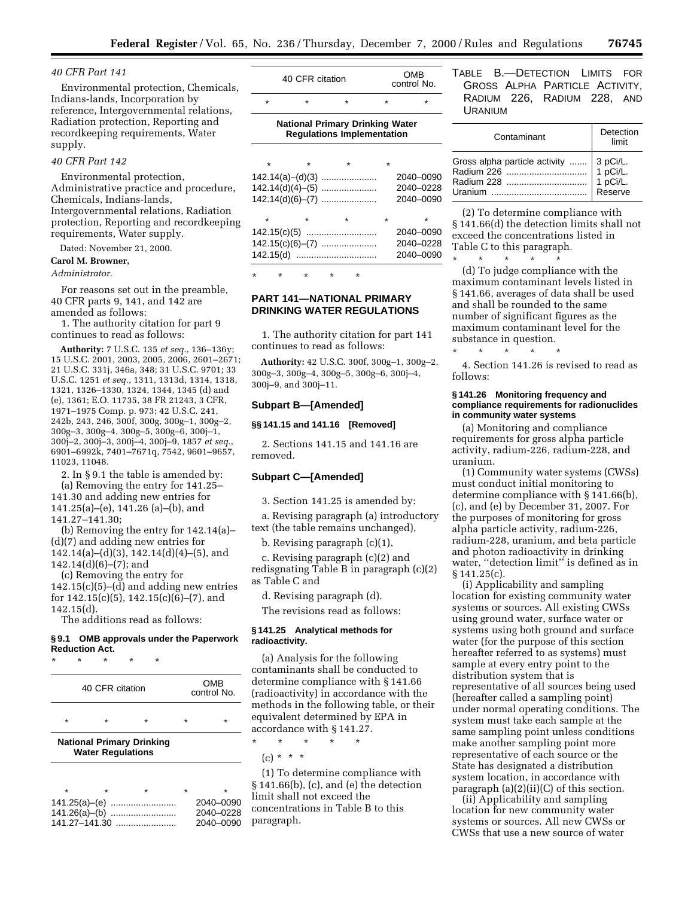*40 CFR Part 141*

Environmental protection, Chemicals, Indians-lands, Incorporation by reference, Intergovernmental relations, Radiation protection, Reporting and recordkeeping requirements, Water supply.

*40 CFR Part 142*

Environmental protection, Administrative practice and procedure, Chemicals, Indians-lands, Intergovernmental relations, Radiation protection, Reporting and recordkeeping requirements, Water supply.

Dated: November 21, 2000.

**Carol M. Browner,**

*Administrator.*

For reasons set out in the preamble, 40 CFR parts 9, 141, and 142 are amended as follows:

1. The authority citation for part 9 continues to read as follows:

**Authority:** 7 U.S.C. 135 *et seq.*, 136–136y; 15 U.S.C. 2001, 2003, 2005, 2006, 2601–2671; 21 U.S.C. 331j, 346a, 348; 31 U.S.C. 9701; 33 U.S.C. 1251 *et seq.*, 1311, 1313d, 1314, 1318, 1321, 1326–1330, 1324, 1344, 1345 (d) and (e), 1361; E.O. 11735, 38 FR 21243, 3 CFR, 1971–1975 Comp. p. 973; 42 U.S.C. 241, 242b, 243, 246, 300f, 300g, 300g–1, 300g–2, 300g–3, 300g–4, 300g–5, 300g–6, 300j–1, 300j–2, 300j–3, 300j–4, 300j–9, 1857 *et seq.*, 6901–6992k, 7401–7671q, 7542, 9601–9657, 11023, 11048.

2. In § 9.1 the table is amended by:

(a) Removing the entry for 141.25–141.30 and adding new entries for 141.25(a)–(e), 141.26 (a)–(b), and 141.27–141.30;

(b) Removing the entry for 142.14(a)–(d)(7) and adding new entries for 142.14(a)–(d)(3), 142.14(d)(4)–(5), and 142.14(d)(6)–(7); and

(c) Removing the entry for 142.15(c)(5)–(d) and adding new entries for 142.15(c)(5), 142.15(c)(6)–(7), and 142.15(d).

The additions read as follows:

**§ 9.1 OMB approvals under the Paperwork Reduction Act.**

\* \* \* \* \*

| 40 CFR citation | OMB control No. |
|---|---|
| \* \* \* \* | \* |
| **National Primary Drinking Water Regulations** | |
| \* \* \* \* | \* |
| 141.25(a)–(e) | 2040–0090 |
| 141.26(a)–(b) | 2040–0228 |
| 141.27–141.30 | 2040–0090 |
| \* \* \* \* | \* |
| **National Primary Drinking Water Regulations Implementation** | |
| \* \* \* \* | |
| 142.14(a)–(d)(3) | 2040–0090 |
| 142.14(d)(4)–(5) | 2040–0228 |
| 142.14(d)(6)–(7) | 2040–0090 |
| \* \* \* \* | \* |
| 142.15(c)(5) | 2040–0090 |
| 142.15(c)(6)–(7) | 2040–0228 |
| 142.15(d) | 2040–0090 |

\* \* \* \* \*

## PART 141—NATIONAL PRIMARY DRINKING WATER REGULATIONS

1. The authority citation for part 141 continues to read as follows:

**Authority:** 42 U.S.C. 300f, 300g–1, 300g–2, 300g–3, 300g–4, 300g–5, 300g–6, 300j–4, 300j–9, and 300j–11.

### Subpart B—[Amended]

#### §§ 141.15 and 141.16 [Removed]

2. Sections 141.15 and 141.16 are removed.

### Subpart C—[Amended]

3. Section 141.25 is amended by:

a. Revising paragraph (a) introductory text (the table remains unchanged),

b. Revising paragraph (c)(1),

c. Revising paragraph (c)(2) and redisgnating Table B in paragraph (c)(2) as Table C and

d. Revising paragraph (d).

The revisions read as follows:

#### § 141.25 Analytical methods for radioactivity.

(a) Analysis for the following contaminants shall be conducted to determine compliance with § 141.66 (radioactivity) in accordance with the methods in the following table, or their equivalent determined by EPA in accordance with § 141.27.

\* \* \* \* \*

(c) \* \* \*

(1) To determine compliance with § 141.66(b), (c), and (e) the detection limit shall not exceed the concentrations in Table B to this paragraph.

TABLE B.—DETECTION LIMITS FOR GROSS ALPHA PARTICLE ACTIVITY, RADIUM 226, RADIUM 228, AND URANIUM

| Contaminant | Detection limit |
|---|---|
| Gross alpha particle activity | 3 pCi/L. |
| Radium 226 | 1 pCi/L. |
| Radium 228 | 1 pCi/L. |
| Uranium | Reserve |

(2) To determine compliance with § 141.66(d) the detection limits shall not exceed the concentrations listed in Table C to this paragraph.

\* \* \* \* \*

(d) To judge compliance with the maximum contaminant levels listed in § 141.66, averages of data shall be used and shall be rounded to the same number of significant figures as the maximum contaminant level for the substance in question.

\* \* \* \* \*

4. Section 141.26 is revised to read as follows:

#### § 141.26 Monitoring frequency and compliance requirements for radionuclides in community water systems

(a) Monitoring and compliance requirements for gross alpha particle activity, radium-226, radium-228, and uranium.

(1) Community water systems (CWSs) must conduct initial monitoring to determine compliance with § 141.66(b), (c), and (e) by December 31, 2007. For the purposes of monitoring for gross alpha particle activity, radium-226, radium-228, uranium, and beta particle and photon radioactivity in drinking water, ''detection limit'' is defined as in § 141.25(c).

(i) Applicability and sampling location for existing community water systems or sources. All existing CWSs using ground water, surface water or systems using both ground and surface water (for the purpose of this section hereafter referred to as systems) must sample at every entry point to the distribution system that is representative of all sources being used (hereafter called a sampling point) under normal operating conditions. The system must take each sample at the same sampling point unless conditions make another sampling point more representative of each source or the State has designated a distribution system location, in accordance with paragraph (a)(2)(ii)(C) of this section.

(ii) Applicability and sampling location for new community water systems or sources. All new CWSs or CWSs that use a new source of water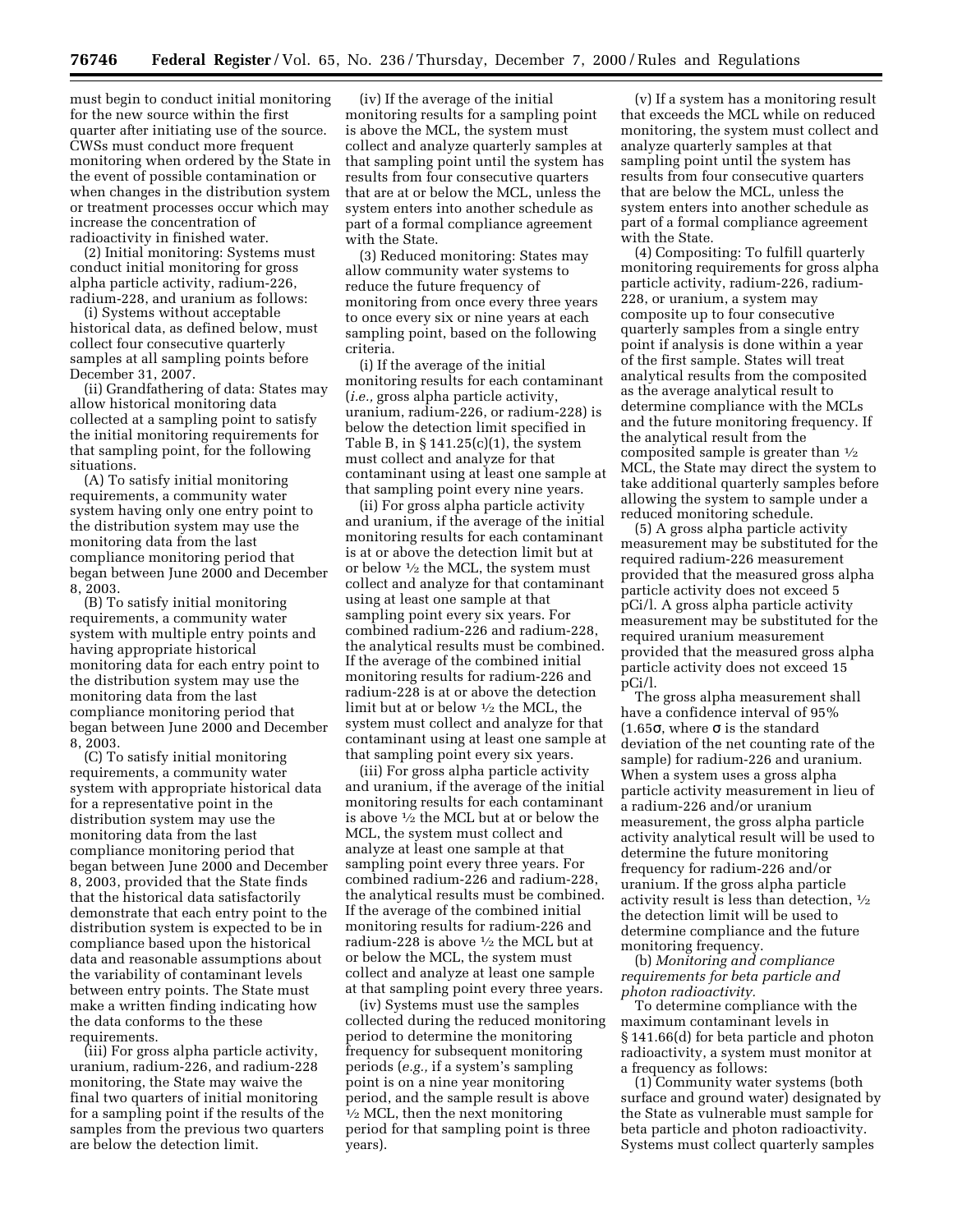must begin to conduct initial monitoring for the new source within the first quarter after initiating use of the source. CWSs must conduct more frequent monitoring when ordered by the State in the event of possible contamination or when changes in the distribution system or treatment processes occur which may increase the concentration of radioactivity in finished water.

(2) Initial monitoring: Systems must conduct initial monitoring for gross alpha particle activity, radium-226, radium-228, and uranium as follows:

(i) Systems without acceptable historical data, as defined below, must collect four consecutive quarterly samples at all sampling points before December 31, 2007.

(ii) Grandfathering of data: States may allow historical monitoring data collected at a sampling point to satisfy the initial monitoring requirements for that sampling point, for the following situations.

(A) To satisfy initial monitoring requirements, a community water system having only one entry point to the distribution system may use the monitoring data from the last compliance monitoring period that began between June 2000 and December 8, 2003.

(B) To satisfy initial monitoring requirements, a community water system with multiple entry points and having appropriate historical monitoring data for each entry point to the distribution system may use the monitoring data from the last compliance monitoring period that began between June 2000 and December 8, 2003.

(C) To satisfy initial monitoring requirements, a community water system with appropriate historical data for a representative point in the distribution system may use the monitoring data from the last compliance monitoring period that began between June 2000 and December 8, 2003, provided that the State finds that the historical data satisfactorily demonstrate that each entry point to the distribution system is expected to be in compliance based upon the historical data and reasonable assumptions about the variability of contaminant levels between entry points. The State must make a written finding indicating how the data conforms to the these requirements.

(iii) For gross alpha particle activity, uranium, radium-226, and radium-228 monitoring, the State may waive the final two quarters of initial monitoring for a sampling point if the results of the samples from the previous two quarters are below the detection limit.

(iv) If the average of the initial monitoring results for a sampling point is above the MCL, the system must collect and analyze quarterly samples at that sampling point until the system has results from four consecutive quarters that are at or below the MCL, unless the system enters into another schedule as part of a formal compliance agreement with the State.

(3) Reduced monitoring: States may allow community water systems to reduce the future frequency of monitoring from once every three years to once every six or nine years at each sampling point, based on the following criteria.

(i) If the average of the initial monitoring results for each contaminant (*i.e.,* gross alpha particle activity, uranium, radium-226, or radium-228) is below the detection limit specified in Table B, in § 141.25(c)(1), the system must collect and analyze for that contaminant using at least one sample at that sampling point every nine years.

(ii) For gross alpha particle activity and uranium, if the average of the initial monitoring results for each contaminant is at or above the detection limit but at or below ½ the MCL, the system must collect and analyze for that contaminant using at least one sample at that sampling point every six years. For combined radium-226 and radium-228, the analytical results must be combined. If the average of the combined initial monitoring results for radium-226 and radium-228 is at or above the detection limit but at or below ½ the MCL, the system must collect and analyze for that contaminant using at least one sample at that sampling point every six years.

(iii) For gross alpha particle activity and uranium, if the average of the initial monitoring results for each contaminant is above ½ the MCL but at or below the MCL, the system must collect and analyze at least one sample at that sampling point every three years. For combined radium-226 and radium-228, the analytical results must be combined. If the average of the combined initial monitoring results for radium-226 and radium-228 is above ½ the MCL but at or below the MCL, the system must collect and analyze at least one sample at that sampling point every three years.

(iv) Systems must use the samples collected during the reduced monitoring period to determine the monitoring frequency for subsequent monitoring periods (*e.g.,* if a system's sampling point is on a nine year monitoring period, and the sample result is above ½ MCL, then the next monitoring period for that sampling point is three years).

(v) If a system has a monitoring result that exceeds the MCL while on reduced monitoring, the system must collect and analyze quarterly samples at that sampling point until the system has results from four consecutive quarters that are below the MCL, unless the system enters into another schedule as part of a formal compliance agreement with the State.

(4) Compositing: To fulfill quarterly monitoring requirements for gross alpha particle activity, radium-226, radium-228, or uranium, a system may composite up to four consecutive quarterly samples from a single entry point if analysis is done within a year of the first sample. States will treat analytical results from the composited as the average analytical result to determine compliance with the MCLs and the future monitoring frequency. If the analytical result from the composited sample is greater than ½ MCL, the State may direct the system to take additional quarterly samples before allowing the system to sample under a reduced monitoring schedule.

(5) A gross alpha particle activity measurement may be substituted for the required radium-226 measurement provided that the measured gross alpha particle activity does not exceed 5 pCi/l. A gross alpha particle activity measurement may be substituted for the required uranium measurement provided that the measured gross alpha particle activity does not exceed 15 pCi/l.

The gross alpha measurement shall have a confidence interval of 95% ($1.65\sigma$, where $\sigma$ is the standard deviation of the net counting rate of the sample) for radium-226 and uranium. When a system uses a gross alpha particle activity measurement in lieu of a radium-226 and/or uranium measurement, the gross alpha particle activity analytical result will be used to determine the future monitoring frequency for radium-226 and/or uranium. If the gross alpha particle activity result is less than detection, ½ the detection limit will be used to determine compliance and the future monitoring frequency.

(b) *Monitoring and compliance requirements for beta particle and photon radioactivity.*

To determine compliance with the maximum contaminant levels in § 141.66(d) for beta particle and photon radioactivity, a system must monitor at a frequency as follows:

(1) Community water systems (both surface and ground water) designated by the State as vulnerable must sample for beta particle and photon radioactivity. Systems must collect quarterly samples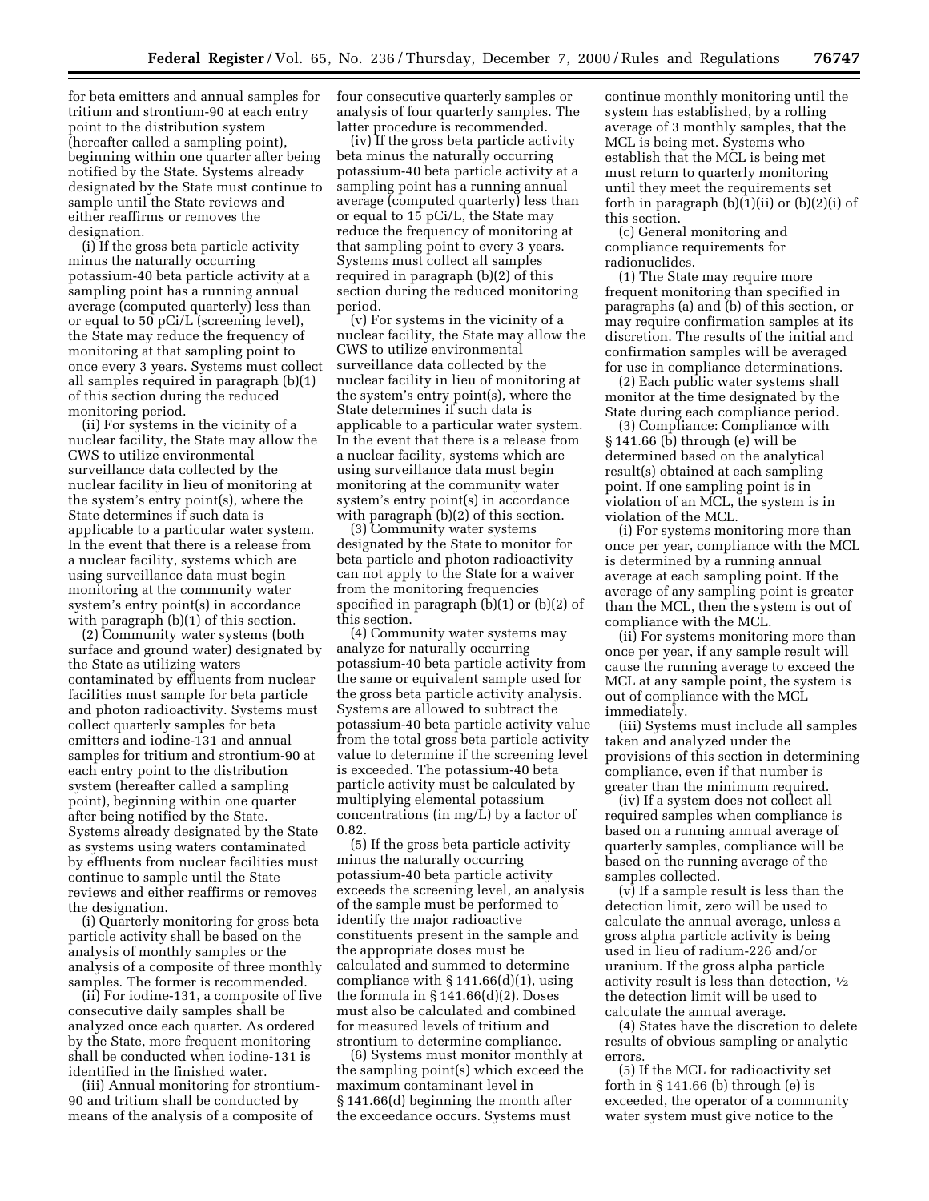for beta emitters and annual samples for tritium and strontium-90 at each entry point to the distribution system (hereafter called a sampling point), beginning within one quarter after being notified by the State. Systems already designated by the State must continue to sample until the State reviews and either reaffirms or removes the designation.

(i) If the gross beta particle activity minus the naturally occurring potassium-40 beta particle activity at a sampling point has a running annual average (computed quarterly) less than or equal to 50 pCi/L (screening level), the State may reduce the frequency of monitoring at that sampling point to once every 3 years. Systems must collect all samples required in paragraph (b)(1) of this section during the reduced monitoring period.

(ii) For systems in the vicinity of a nuclear facility, the State may allow the CWS to utilize environmental surveillance data collected by the nuclear facility in lieu of monitoring at the system's entry point(s), where the State determines if such data is applicable to a particular water system. In the event that there is a release from a nuclear facility, systems which are using surveillance data must begin monitoring at the community water system's entry point(s) in accordance with paragraph (b)(1) of this section.

(2) Community water systems (both surface and ground water) designated by the State as utilizing waters contaminated by effluents from nuclear facilities must sample for beta particle and photon radioactivity. Systems must collect quarterly samples for beta emitters and iodine-131 and annual samples for tritium and strontium-90 at each entry point to the distribution system (hereafter called a sampling point), beginning within one quarter after being notified by the State. Systems already designated by the State as systems using waters contaminated by effluents from nuclear facilities must continue to sample until the State reviews and either reaffirms or removes the designation.

(i) Quarterly monitoring for gross beta particle activity shall be based on the analysis of monthly samples or the analysis of a composite of three monthly samples. The former is recommended.

(ii) For iodine-131, a composite of five consecutive daily samples shall be analyzed once each quarter. As ordered by the State, more frequent monitoring shall be conducted when iodine-131 is identified in the finished water.

(iii) Annual monitoring for strontium-90 and tritium shall be conducted by means of the analysis of a composite of four consecutive quarterly samples or analysis of four quarterly samples. The latter procedure is recommended.

(iv) If the gross beta particle activity beta minus the naturally occurring potassium-40 beta particle activity at a sampling point has a running annual average (computed quarterly) less than or equal to 15 pCi/L, the State may reduce the frequency of monitoring at that sampling point to every 3 years. Systems must collect all samples required in paragraph (b)(2) of this section during the reduced monitoring period.

(v) For systems in the vicinity of a nuclear facility, the State may allow the CWS to utilize environmental surveillance data collected by the nuclear facility in lieu of monitoring at the system's entry point(s), where the State determines if such data is applicable to a particular water system. In the event that there is a release from a nuclear facility, systems which are using surveillance data must begin monitoring at the community water system's entry point(s) in accordance with paragraph (b)(2) of this section.

(3) Community water systems designated by the State to monitor for beta particle and photon radioactivity can not apply to the State for a waiver from the monitoring frequencies specified in paragraph (b)(1) or (b)(2) of this section.

(4) Community water systems may analyze for naturally occurring potassium-40 beta particle activity from the same or equivalent sample used for the gross beta particle activity analysis. Systems are allowed to subtract the potassium-40 beta particle activity value from the total gross beta particle activity value to determine if the screening level is exceeded. The potassium-40 beta particle activity must be calculated by multiplying elemental potassium concentrations (in mg/L) by a factor of 0.82.

(5) If the gross beta particle activity minus the naturally occurring potassium-40 beta particle activity exceeds the screening level, an analysis of the sample must be performed to identify the major radioactive constituents present in the sample and the appropriate doses must be calculated and summed to determine compliance with § 141.66(d)(1), using the formula in § 141.66(d)(2). Doses must also be calculated and combined for measured levels of tritium and strontium to determine compliance.

(6) Systems must monitor monthly at the sampling point(s) which exceed the maximum contaminant level in § 141.66(d) beginning the month after the exceedance occurs. Systems must continue monthly monitoring until the system has established, by a rolling average of 3 monthly samples, that the MCL is being met. Systems who establish that the MCL is being met must return to quarterly monitoring until they meet the requirements set forth in paragraph (b)(1)(ii) or (b)(2)(i) of this section.

(c) General monitoring and compliance requirements for radionuclides.

(1) The State may require more frequent monitoring than specified in paragraphs (a) and (b) of this section, or may require confirmation samples at its discretion. The results of the initial and confirmation samples will be averaged for use in compliance determinations.

(2) Each public water systems shall monitor at the time designated by the State during each compliance period.

(3) Compliance: Compliance with § 141.66 (b) through (e) will be determined based on the analytical result(s) obtained at each sampling point. If one sampling point is in violation of an MCL, the system is in violation of the MCL.

(i) For systems monitoring more than once per year, compliance with the MCL is determined by a running annual average at each sampling point. If the average of any sampling point is greater than the MCL, then the system is out of compliance with the MCL.

(ii) For systems monitoring more than once per year, if any sample result will cause the running average to exceed the MCL at any sample point, the system is out of compliance with the MCL immediately.

(iii) Systems must include all samples taken and analyzed under the provisions of this section in determining compliance, even if that number is greater than the minimum required.

(iv) If a system does not collect all required samples when compliance is based on a running annual average of quarterly samples, compliance will be based on the running average of the samples collected.

(v) If a sample result is less than the detection limit, zero will be used to calculate the annual average, unless a gross alpha particle activity is being used in lieu of radium-226 and/or uranium. If the gross alpha particle activity result is less than detection, ½ the detection limit will be used to calculate the annual average.

(4) States have the discretion to delete results of obvious sampling or analytic errors.

(5) If the MCL for radioactivity set forth in § 141.66 (b) through (e) is exceeded, the operator of a community water system must give notice to the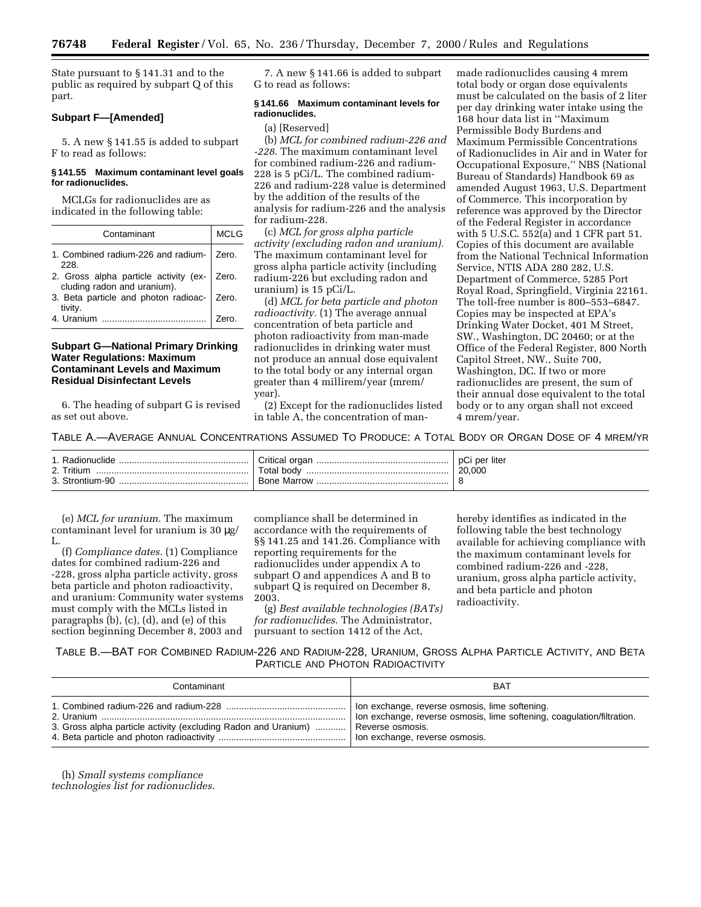State pursuant to § 141.31 and to the public as required by subpart Q of this part.

### Subpart F—[Amended]

5. A new § 141.55 is added to subpart F to read as follows:

#### § 141.55 Maximum contaminant level goals for radionuclides.

MCLGs for radionuclides are as indicated in the following table:

| Contaminant | MCLG |
|---|---|
| 1. Combined radium-226 and radium-228. | Zero. |
| 2. Gross alpha particle activity (excluding radon and uranium). | Zero. |
| 3. Beta particle and photon radioactivity. | Zero. |
| 4. Uranium | Zero. |

### Subpart G—National Primary Drinking Water Regulations: Maximum Contaminant Levels and Maximum Residual Disinfectant Levels

6. The heading of subpart G is revised as set out above.

7. A new § 141.66 is added to subpart G to read as follows:

#### § 141.66 Maximum contaminant levels for radionuclides.

(a) [Reserved]

(b) *MCL for combined radium-226 and -228.* The maximum contaminant level for combined radium-226 and radium-228 is 5 pCi/L. The combined radium-226 and radium-228 value is determined by the addition of the results of the analysis for radium-226 and the analysis for radium-228.

(c) *MCL for gross alpha particle activity (excluding radon and uranium).* The maximum contaminant level for gross alpha particle activity (including radium-226 but excluding radon and uranium) is 15 pCi/L.

(d) *MCL for beta particle and photon radioactivity.* (1) The average annual concentration of beta particle and photon radioactivity from man-made radionuclides in drinking water must not produce an annual dose equivalent to the total body or any internal organ greater than 4 millirem/year (mrem/year).

(2) Except for the radionuclides listed in table A, the concentration of man-made radionuclides causing 4 mrem total body or organ dose equivalents must be calculated on the basis of 2 liter per day drinking water intake using the 168 hour data list in ''Maximum Permissible Body Burdens and Maximum Permissible Concentrations of Radionuclides in Air and in Water for Occupational Exposure,'' NBS (National Bureau of Standards) Handbook 69 as amended August 1963, U.S. Department of Commerce. This incorporation by reference was approved by the Director of the Federal Register in accordance with 5 U.S.C. 552(a) and 1 CFR part 51. Copies of this document are available from the National Technical Information Service, NTIS ADA 280 282, U.S. Department of Commerce, 5285 Port Royal Road, Springfield, Virginia 22161. The toll-free number is 800–553–6847. Copies may be inspected at EPA's Drinking Water Docket, 401 M Street, SW., Washington, DC 20460; or at the Office of the Federal Register, 800 North Capitol Street, NW., Suite 700, Washington, DC. If two or more radionuclides are present, the sum of their annual dose equivalent to the total body or to any organ shall not exceed 4 mrem/year.

TABLE A.—AVERAGE ANNUAL CONCENTRATIONS ASSUMED TO PRODUCE: A TOTAL BODY OR ORGAN DOSE OF 4 MREM/YR

| | | |
|---|---|---|
| 1. Radionuclide | Critical organ | pCi per liter |
| 2. Tritium | Total body | 20,000 |
| 3. Strontium-90 | Bone Marrow | 8 |

(e) *MCL for uranium.* The maximum contaminant level for uranium is 30 μg/L.

(f) *Compliance dates.* (1) Compliance dates for combined radium-226 and -228, gross alpha particle activity, gross beta particle and photon radioactivity, and uranium: Community water systems must comply with the MCLs listed in paragraphs (b), (c), (d), and (e) of this section beginning December 8, 2003 and compliance shall be determined in accordance with the requirements of §§ 141.25 and 141.26. Compliance with reporting requirements for the radionuclides under appendix A to subpart O and appendices A and B to subpart Q is required on December 8, 2003.

(g) *Best available technologies (BATs) for radionuclides.* The Administrator, pursuant to section 1412 of the Act, hereby identifies as indicated in the following table the best technology available for achieving compliance with the maximum contaminant levels for combined radium-226 and -228, uranium, gross alpha particle activity, and beta particle and photon radioactivity.

TABLE B.—BAT FOR COMBINED RADIUM-226 AND RADIUM-228, URANIUM, GROSS ALPHA PARTICLE ACTIVITY, AND BETA PARTICLE AND PHOTON RADIOACTIVITY

| Contaminant | BAT |
|---|---|
| 1. Combined radium-226 and radium-228 | Ion exchange, reverse osmosis, lime softening. |
| 2. Uranium | Ion exchange, reverse osmosis, lime softening, coagulation/filtration. |
| 3. Gross alpha particle activity (excluding Radon and Uranium) | Reverse osmosis. |
| 4. Beta particle and photon radioactivity | Ion exchange, reverse osmosis. |

(h) *Small systems compliance technologies list for radionuclides.*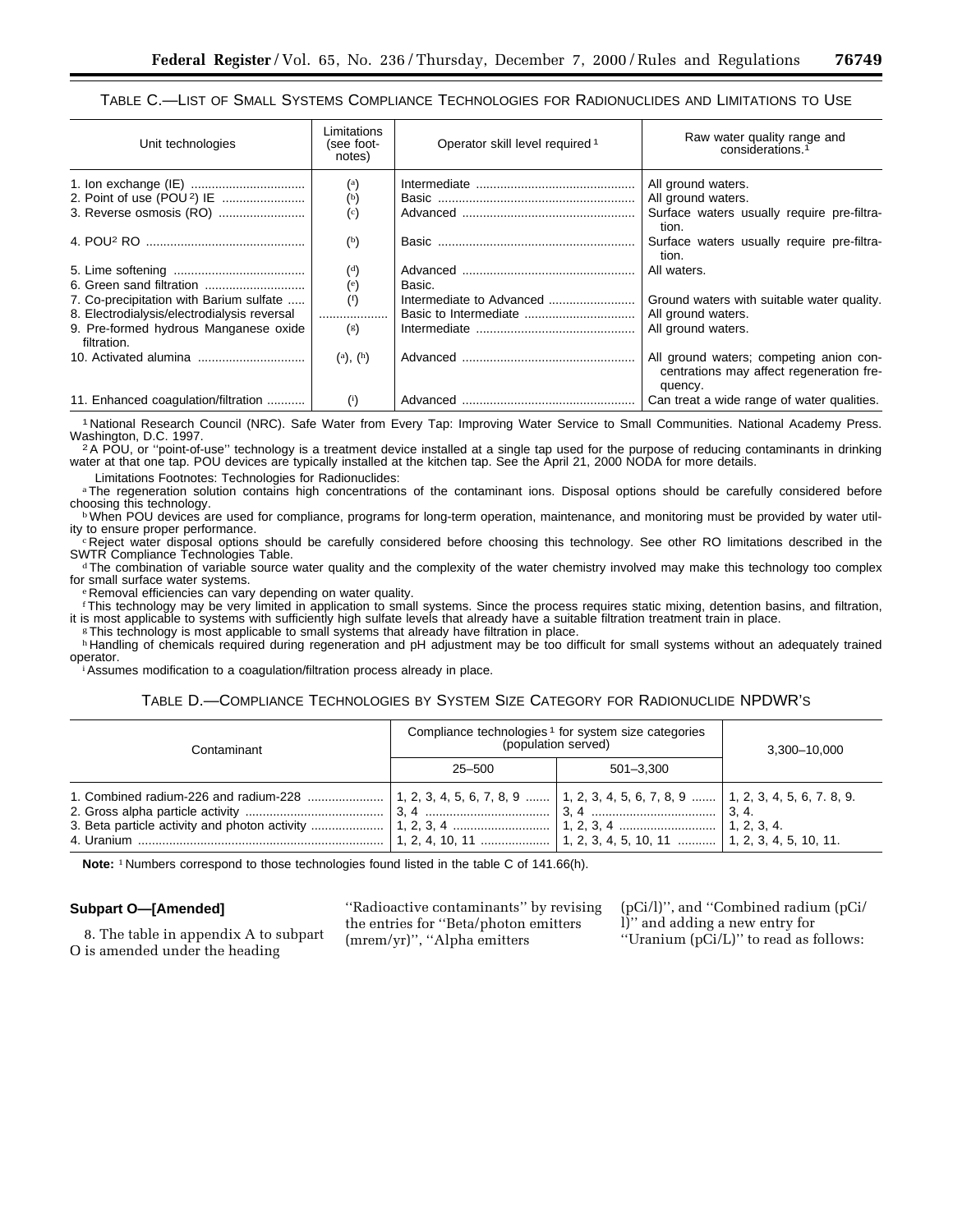TABLE C.—LIST OF SMALL SYSTEMS COMPLIANCE TECHNOLOGIES FOR RADIONUCLIDES AND LIMITATIONS TO USE

| Unit technologies | Limitations (see footnotes) | Operator skill level required [1] | Raw water quality range and considerations.[1] |
|---|---|---|---|
| 1. Ion exchange (IE) | ([a]) | Intermediate | All ground waters. |
| 2. Point of use (POU [2]) IE | ([b]) | Basic | All ground waters. |
| 3. Reverse osmosis (RO) | ([c]) | Advanced | Surface waters usually require pre-filtration. |
| 4. POU[2] RO | ([b]) | Basic | Surface waters usually require pre-filtration. |
| 5. Lime softening | ([d]) | Advanced | All waters. |
| 6. Green sand filtration | ([e]) | Basic. | |
| 7. Co-precipitation with Barium sulfate | ([f]) | Intermediate to Advanced | Ground waters with suitable water quality. |
| 8. Electrodialysis/electrodialysis reversal | | Basic to Intermediate | All ground waters. |
| 9. Pre-formed hydrous Manganese oxide filtration. | ([g]) | Intermediate | All ground waters. |
| 10. Activated alumina | ([a]), ([h]) | Advanced | All ground waters; competing anion concentrations may affect regeneration frequency. |
| 11. Enhanced coagulation/filtration | ([i]) | Advanced | Can treat a wide range of water qualities. |

[1] National Research Council (NRC). Safe Water from Every Tap: Improving Water Service to Small Communities. National Academy Press. Washington, D.C. 1997.

[2] A POU, or "point-of-use" technology is a treatment device installed at a single tap used for the purpose of reducing contaminants in drinking water at that one tap. POU devices are typically installed at the kitchen tap. See the April 21, 2000 NODA for more details.

Limitations Footnotes: Technologies for Radionuclides:

[a] The regeneration solution contains high concentrations of the contaminant ions. Disposal options should be carefully considered before choosing this technology.

[b] When POU devices are used for compliance, programs for long-term operation, maintenance, and monitoring must be provided by water utility to ensure proper performance.

[c] Reject water disposal options should be carefully considered before choosing this technology. See other RO limitations described in the SWTR Compliance Technologies Table.

[d] The combination of variable source water quality and the complexity of the water chemistry involved may make this technology too complex for small surface water systems.

[e] Removal efficiencies can vary depending on water quality.

[f] This technology may be very limited in application to small systems. Since the process requires static mixing, detention basins, and filtration, it is most applicable to systems with sufficiently high sulfate levels that already have a suitable filtration treatment train in place.

[g] This technology is most applicable to small systems that already have filtration in place.

[h] Handling of chemicals required during regeneration and pH adjustment may be too difficult for small systems without an adequately trained operator.

[i] Assumes modification to a coagulation/filtration process already in place.

TABLE D.—COMPLIANCE TECHNOLOGIES BY SYSTEM SIZE CATEGORY FOR RADIONUCLIDE NPDWR'S

| Contaminant | Compliance technologies [1] for system size categories (population served) | | 3,300–10,000 |
|---|---|---|---|
| | 25–500 | 501–3,300 | |
| 1. Combined radium-226 and radium-228 | 1, 2, 3, 4, 5, 6, 7, 8, 9 | 1, 2, 3, 4, 5, 6, 7, 8, 9 | 1, 2, 3, 4, 5, 6, 7. 8, 9. |
| 2. Gross alpha particle activity | 3, 4 | 3, 4 | 3, 4. |
| 3. Beta particle activity and photon activity | 1, 2, 3, 4 | 1, 2, 3, 4 | 1, 2, 3, 4. |
| 4. Uranium | 1, 2, 4, 10, 11 | 1, 2, 3, 4, 5, 10, 11 | 1, 2, 3, 4, 5, 10, 11. |

**Note:** [1] Numbers correspond to those technologies found listed in the table C of 141.66(h).

**Subpart O—[Amended]**

8. The table in appendix A to subpart O is amended under the heading "Radioactive contaminants" by revising the entries for "Beta/photon emitters (mrem/yr)", "Alpha emitters (pCi/l)", and "Combined radium (pCi/l)" and adding a new entry for "Uranium (pCi/L)" to read as follows: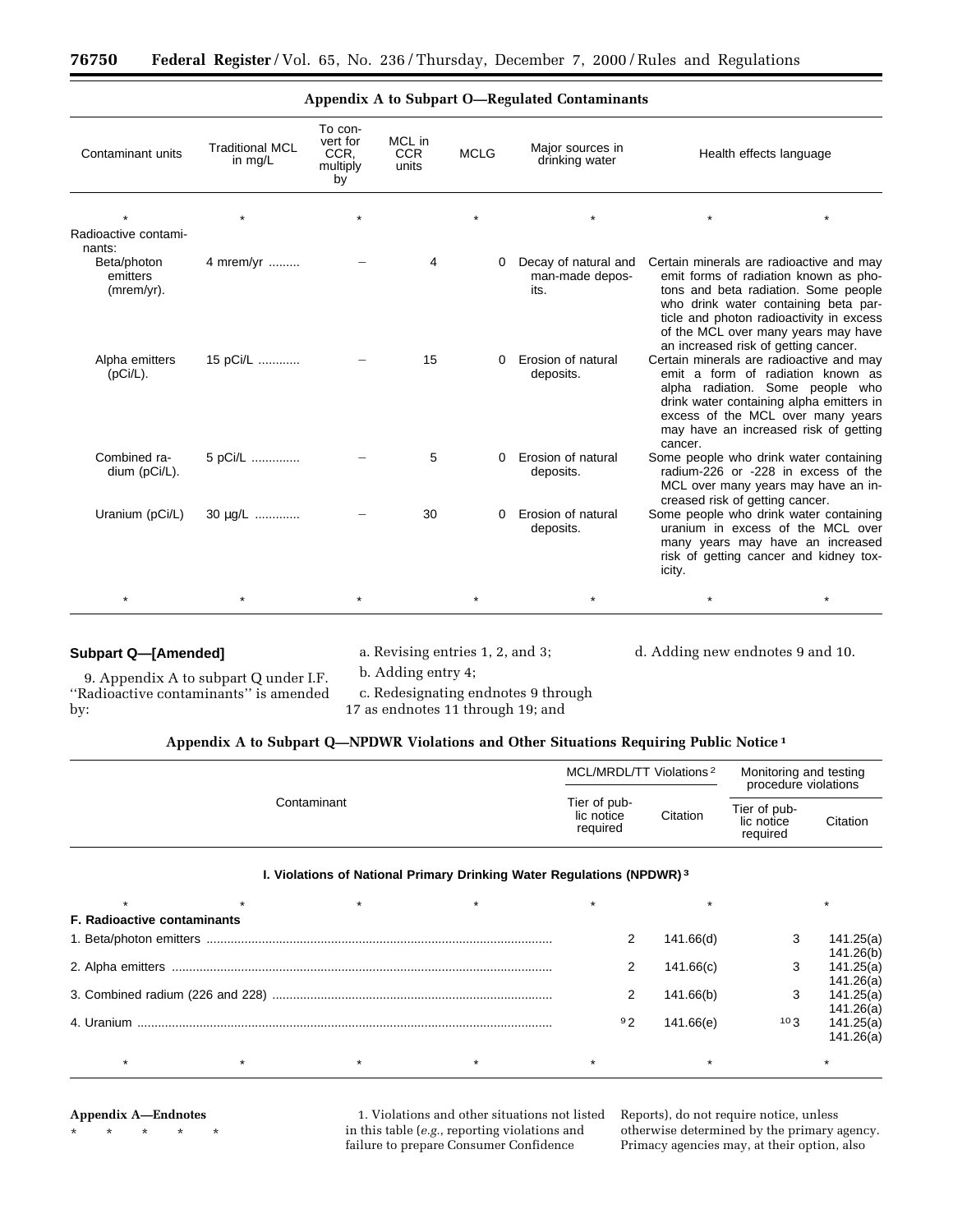### Appendix A to Subpart O—Regulated Contaminants

| Contaminant units | Traditional MCL in mg/L | To convert for CCR, multiply by | MCL in CCR units | MCLG | Major sources in drinking water | Health effects language |
|---|---|---|---|---|---|---|
| * | * | * | | * | * | * |
| Radioactive contaminants: | | | | | | |
| Beta/photon emitters (mrem/yr). | 4 mrem/yr ......... | — | 4 | 0 | Decay of natural and man-made deposits. | Certain minerals are radioactive and may emit forms of radiation known as photons and beta radiation. Some people who drink water containing beta particle and photon radioactivity in excess of the MCL over many years may have an increased risk of getting cancer. |
| Alpha emitters (pCi/L). | 15 pCi/L ........... | — | 15 | 0 | Erosion of natural deposits. | Certain minerals are radioactive and may emit a form of radiation known as alpha radiation. Some people who drink water containing alpha emitters in excess of the MCL over many years may have an increased risk of getting cancer. |
| Combined radium (pCi/L). | 5 pCi/L ............. | — | 5 | 0 | Erosion of natural deposits. | Some people who drink water containing radium-226 or -228 in excess of the MCL over many years may have an increased risk of getting cancer. |
| Uranium (pCi/L) | 30 µg/L ............ | — | 30 | 0 | Erosion of natural deposits. | Some people who drink water containing uranium in excess of the MCL over many years may have an increased risk of getting cancer and kidney toxicity. |
| * | * | * | | * | * | * |

**Subpart Q—[Amended]**

9. Appendix A to subpart Q under I.F. ''Radioactive contaminants'' is amended by:

a. Revising entries 1, 2, and 3;

b. Adding entry 4;

c. Redesignating endnotes 9 through 17 as endnotes 11 through 19; and

d. Adding new endnotes 9 and 10.

### Appendix A to Subpart Q—NPDWR Violations and Other Situations Requiring Public Notice [1]

| Contaminant | MCL/MRDL/TT Violations [2] | | Monitoring and testing procedure violations | |
|---|---|---|---|---|
| | Tier of public notice required | Citation | Tier of public notice required | Citation |
| **I. Violations of National Primary Drinking Water Regulations (NPDWR) [3]** | | | | |
| * * * * | * | * | | * |
| **F. Radioactive contaminants** | | | | |
| 1. Beta/photon emitters | 2 | 141.66(d) | 3 | 141.25(a) 141.26(b) |
| 2. Alpha emitters | 2 | 141.66(c) | 3 | 141.25(a) 141.26(a) |
| 3. Combined radium (226 and 228) | 2 | 141.66(b) | 3 | 141.25(a) 141.26(a) |
| 4. Uranium | [9] 2 | 141.66(e) | [10] 3 | 141.25(a) 141.26(a) |
| * * * * | * | * | | * |

**Appendix A—Endnotes**

\* \* \* \* \*

1. Violations and other situations not listed in this table (*e.g.*, reporting violations and failure to prepare Consumer Confidence Reports), do not require notice, unless otherwise determined by the primary agency. Primacy agencies may, at their option, also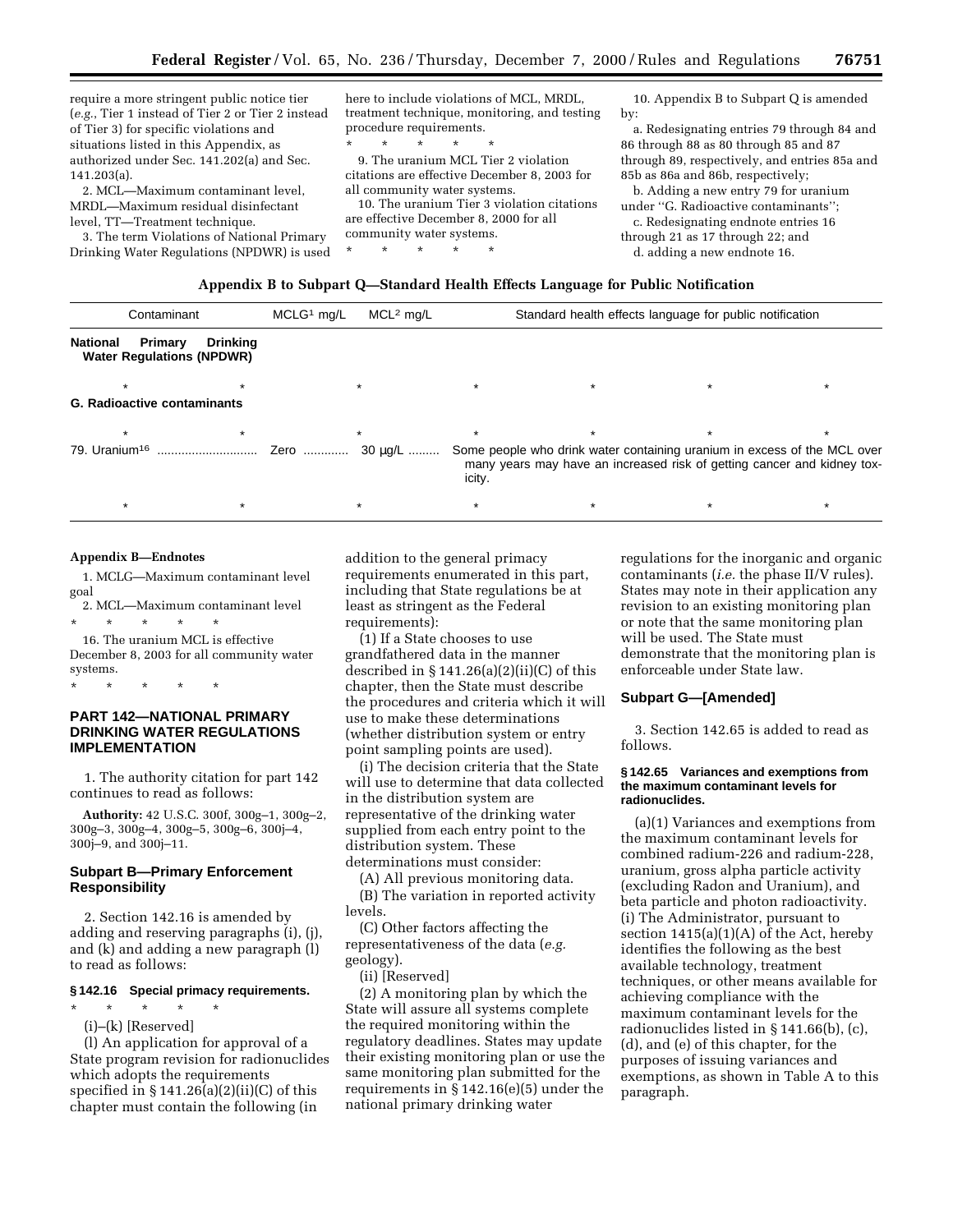require a more stringent public notice tier (*e.g.*, Tier 1 instead of Tier 2 or Tier 2 instead of Tier 3) for specific violations and situations listed in this Appendix, as authorized under Sec. 141.202(a) and Sec. 141.203(a).

2. MCL—Maximum contaminant level, MRDL—Maximum residual disinfectant level, TT—Treatment technique.

3. The term Violations of National Primary Drinking Water Regulations (NPDWR) is used here to include violations of MCL, MRDL, treatment technique, monitoring, and testing procedure requirements.

\* \* \* \* \*

9. The uranium MCL Tier 2 violation citations are effective December 8, 2003 for all community water systems.

10. The uranium Tier 3 violation citations are effective December 8, 2000 for all community water systems.

\* \* \* \* \*

10. Appendix B to Subpart Q is amended by:

a. Redesignating entries 79 through 84 and 86 through 88 as 80 through 85 and 87 through 89, respectively, and entries 85a and 85b as 86a and 86b, respectively;

b. Adding a new entry 79 for uranium under "G. Radioactive contaminants";

c. Redesignating endnote entries 16 through 21 as 17 through 22; and

d. adding a new endnote 16.

**Appendix B to Subpart Q—Standard Health Effects Language for Public Notification**

| Contaminant | MCLG[1] mg/L | MCL[2] mg/L | Standard health effects language for public notification |
|---|---|---|---|
| **National Primary Drinking Water Regulations (NPDWR)** | | | |
| \* \* | \* | \* | \* \* \* |
| **G. Radioactive contaminants** | | | |
| \* \* | \* | \* | \* \* \* |
| 79. Uranium[16] | Zero | 30 µg/L | Some people who drink water containing uranium in excess of the MCL over many years may have an increased risk of getting cancer and kidney toxicity. |
| \* \* | \* | \* | \* \* \* |

**Appendix B—Endnotes**

1. MCLG—Maximum contaminant level goal

2. MCL—Maximum contaminant level

\* \* \* \* \*

16. The uranium MCL is effective December 8, 2003 for all community water systems.

\* \* \* \* \*

## PART 142—NATIONAL PRIMARY DRINKING WATER REGULATIONS IMPLEMENTATION

1. The authority citation for part 142 continues to read as follows:

**Authority:** 42 U.S.C. 300f, 300g–1, 300g–2, 300g–3, 300g–4, 300g–5, 300g–6, 300j–4, 300j–9, and 300j–11.

### Subpart B—Primary Enforcement Responsibility

2. Section 142.16 is amended by adding and reserving paragraphs (i), (j), and (k) and adding a new paragraph (l) to read as follows:

#### § 142.16 Special primacy requirements.

\* \* \* \* \*

(i)–(k) [Reserved]

(l) An application for approval of a State program revision for radionuclides which adopts the requirements specified in § 141.26(a)(2)(ii)(C) of this chapter must contain the following (in addition to the general primacy requirements enumerated in this part, including that State regulations be at least as stringent as the Federal requirements):

(1) If a State chooses to use grandfathered data in the manner described in § 141.26(a)(2)(ii)(C) of this chapter, then the State must describe the procedures and criteria which it will use to make these determinations (whether distribution system or entry point sampling points are used).

(i) The decision criteria that the State will use to determine that data collected in the distribution system are representative of the drinking water supplied from each entry point to the distribution system. These determinations must consider:

(A) All previous monitoring data.

(B) The variation in reported activity levels.

(C) Other factors affecting the representativeness of the data (*e.g.* geology).

(ii) [Reserved]

(2) A monitoring plan by which the State will assure all systems complete the required monitoring within the regulatory deadlines. States may update their existing monitoring plan or use the same monitoring plan submitted for the requirements in § 142.16(e)(5) under the national primary drinking water regulations for the inorganic and organic contaminants (*i.e.* the phase II/V rules). States may note in their application any revision to an existing monitoring plan or note that the same monitoring plan will be used. The State must demonstrate that the monitoring plan is enforceable under State law.

### Subpart G—[Amended]

3. Section 142.65 is added to read as follows.

#### § 142.65 Variances and exemptions from the maximum contaminant levels for radionuclides.

(a)(1) Variances and exemptions from the maximum contaminant levels for combined radium-226 and radium-228, uranium, gross alpha particle activity (excluding Radon and Uranium), and beta particle and photon radioactivity. (i) The Administrator, pursuant to section 1415(a)(1)(A) of the Act, hereby identifies the following as the best available technology, treatment techniques, or other means available for achieving compliance with the maximum contaminant levels for the radionuclides listed in § 141.66(b), (c), (d), and (e) of this chapter, for the purposes of issuing variances and exemptions, as shown in Table A to this paragraph.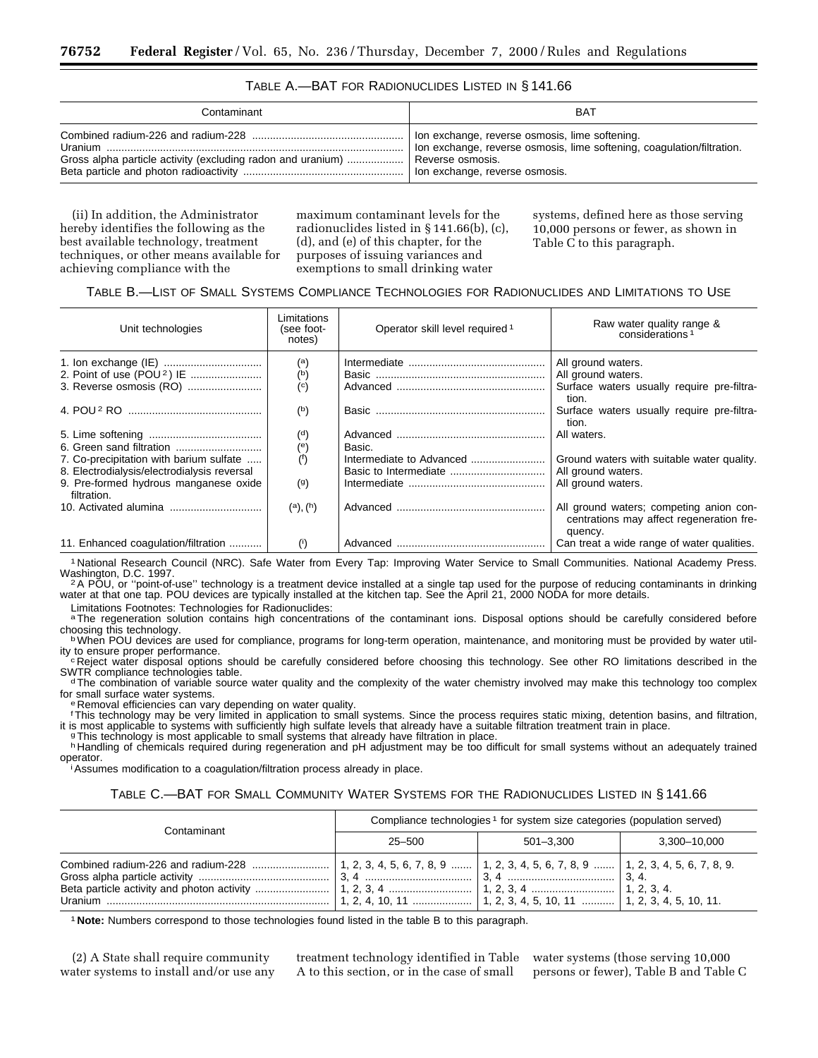TABLE A.—BAT FOR RADIONUCLIDES LISTED IN § 141.66

| Contaminant | BAT |
| --- | --- |
| Combined radium-226 and radium-228 | Ion exchange, reverse osmosis, lime softening. |
| Uranium | Ion exchange, reverse osmosis, lime softening, coagulation/filtration. |
| Gross alpha particle activity (excluding radon and uranium) | Reverse osmosis. |
| Beta particle and photon radioactivity | Ion exchange, reverse osmosis. |

(ii) In addition, the Administrator hereby identifies the following as the best available technology, treatment techniques, or other means available for achieving compliance with the maximum contaminant levels for the radionuclides listed in § 141.66(b), (c), (d), and (e) of this chapter, for the purposes of issuing variances and exemptions to small drinking water systems, defined here as those serving 10,000 persons or fewer, as shown in Table C to this paragraph.

TABLE B.—LIST OF SMALL SYSTEMS COMPLIANCE TECHNOLOGIES FOR RADIONUCLIDES AND LIMITATIONS TO USE

| Unit technologies | Limitations (see footnotes) | Operator skill level required [1] | Raw water quality range & considerations [1] |
| --- | --- | --- | --- |
| 1. Ion exchange (IE) | (a) | Intermediate | All ground waters. |
| 2. Point of use (POU [2]) IE | (b) | Basic | All ground waters. |
| 3. Reverse osmosis (RO) | (c) | Advanced | Surface waters usually require pre-filtration. |
| 4. POU [2] RO | (b) | Basic | Surface waters usually require pre-filtration. |
| 5. Lime softening | (d) | Advanced | All waters. |
| 6. Green sand filtration | (e) | Basic. | |
| 7. Co-precipitation with barium sulfate | (f) | Intermediate to Advanced | Ground waters with suitable water quality. |
| 8. Electrodialysis/electrodialysis reversal | | Basic to Intermediate | All ground waters. |
| 9. Pre-formed hydrous manganese oxide filtration. | (g) | Intermediate | All ground waters. |
| 10. Activated alumina | (a), (h) | Advanced | All ground waters; competing anion concentrations may affect regeneration frequency. |
| 11. Enhanced coagulation/filtration | (i) | Advanced | Can treat a wide range of water qualities. |

[1] National Research Council (NRC). Safe Water from Every Tap: Improving Water Service to Small Communities. National Academy Press. Washington, D.C. 1997.

[2] A POU, or ''point-of-use'' technology is a treatment device installed at a single tap used for the purpose of reducing contaminants in drinking water at that one tap. POU devices are typically installed at the kitchen tap. See the April 21, 2000 NODA for more details.

Limitations Footnotes: Technologies for Radionuclides:

[a] The regeneration solution contains high concentrations of the contaminant ions. Disposal options should be carefully considered before choosing this technology.

[b] When POU devices are used for compliance, programs for long-term operation, maintenance, and monitoring must be provided by water utility to ensure proper performance.

[c] Reject water disposal options should be carefully considered before choosing this technology. See other RO limitations described in the SWTR compliance technologies table.

[d] The combination of variable source water quality and the complexity of the water chemistry involved may make this technology too complex for small surface water systems.

[e] Removal efficiencies can vary depending on water quality.

[f] This technology may be very limited in application to small systems. Since the process requires static mixing, detention basins, and filtration, it is most applicable to systems with sufficiently high sulfate levels that already have a suitable filtration treatment train in place.

[g] This technology is most applicable to small systems that already have filtration in place.

[h] Handling of chemicals required during regeneration and pH adjustment may be too difficult for small systems without an adequately trained operator.

[i] Assumes modification to a coagulation/filtration process already in place.

TABLE C.—BAT FOR SMALL COMMUNITY WATER SYSTEMS FOR THE RADIONUCLIDES LISTED IN § 141.66

| Contaminant | Compliance technologies [1] for system size categories (population served) | | |
| --- | --- | --- | --- |
| | 25–500 | 501–3,300 | 3,300–10,000 |
| Combined radium-226 and radium-228 | 1, 2, 3, 4, 5, 6, 7, 8, 9 | 1, 2, 3, 4, 5, 6, 7, 8, 9 | 1, 2, 3, 4, 5, 6, 7, 8, 9. |
| Gross alpha particle activity | 3, 4 | 3, 4 | 3, 4. |
| Beta particle activity and photon activity | 1, 2, 3, 4 | 1, 2, 3, 4 | 1, 2, 3, 4. |
| Uranium | 1, 2, 4, 10, 11 | 1, 2, 3, 4, 5, 10, 11 | 1, 2, 3, 4, 5, 10, 11. |

[1] **Note:** Numbers correspond to those technologies found listed in the table B to this paragraph.

(2) A State shall require community water systems to install and/or use any treatment technology identified in Table A to this section, or in the case of small water systems (those serving 10,000 persons or fewer), Table B and Table C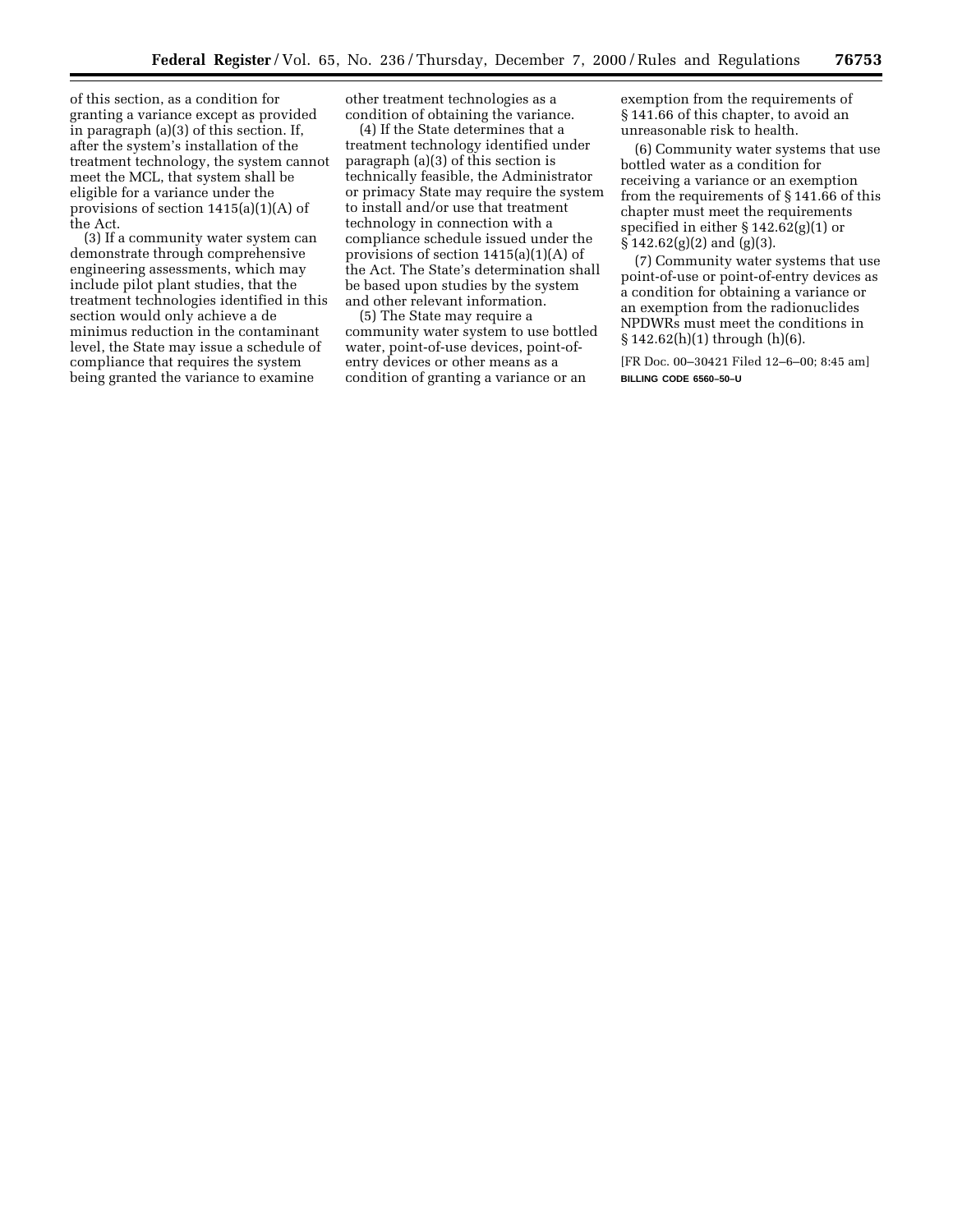of this section, as a condition for granting a variance except as provided in paragraph (a)(3) of this section. If, after the system's installation of the treatment technology, the system cannot meet the MCL, that system shall be eligible for a variance under the provisions of section 1415(a)(1)(A) of the Act.

(3) If a community water system can demonstrate through comprehensive engineering assessments, which may include pilot plant studies, that the treatment technologies identified in this section would only achieve a de minimus reduction in the contaminant level, the State may issue a schedule of compliance that requires the system being granted the variance to examine other treatment technologies as a condition of obtaining the variance.

(4) If the State determines that a treatment technology identified under paragraph (a)(3) of this section is technically feasible, the Administrator or primacy State may require the system to install and/or use that treatment technology in connection with a compliance schedule issued under the provisions of section 1415(a)(1)(A) of the Act. The State's determination shall be based upon studies by the system and other relevant information.

(5) The State may require a community water system to use bottled water, point-of-use devices, point-of-entry devices or other means as a condition of granting a variance or an exemption from the requirements of § 141.66 of this chapter, to avoid an unreasonable risk to health.

(6) Community water systems that use bottled water as a condition for receiving a variance or an exemption from the requirements of § 141.66 of this chapter must meet the requirements specified in either § 142.62(g)(1) or § 142.62(g)(2) and (g)(3).

(7) Community water systems that use point-of-use or point-of-entry devices as a condition for obtaining a variance or an exemption from the radionuclides NPDWRs must meet the conditions in § 142.62(h)(1) through (h)(6).

[FR Doc. 00–30421 Filed 12–6–00; 8:45 am]

**BILLING CODE 6560–50–U**